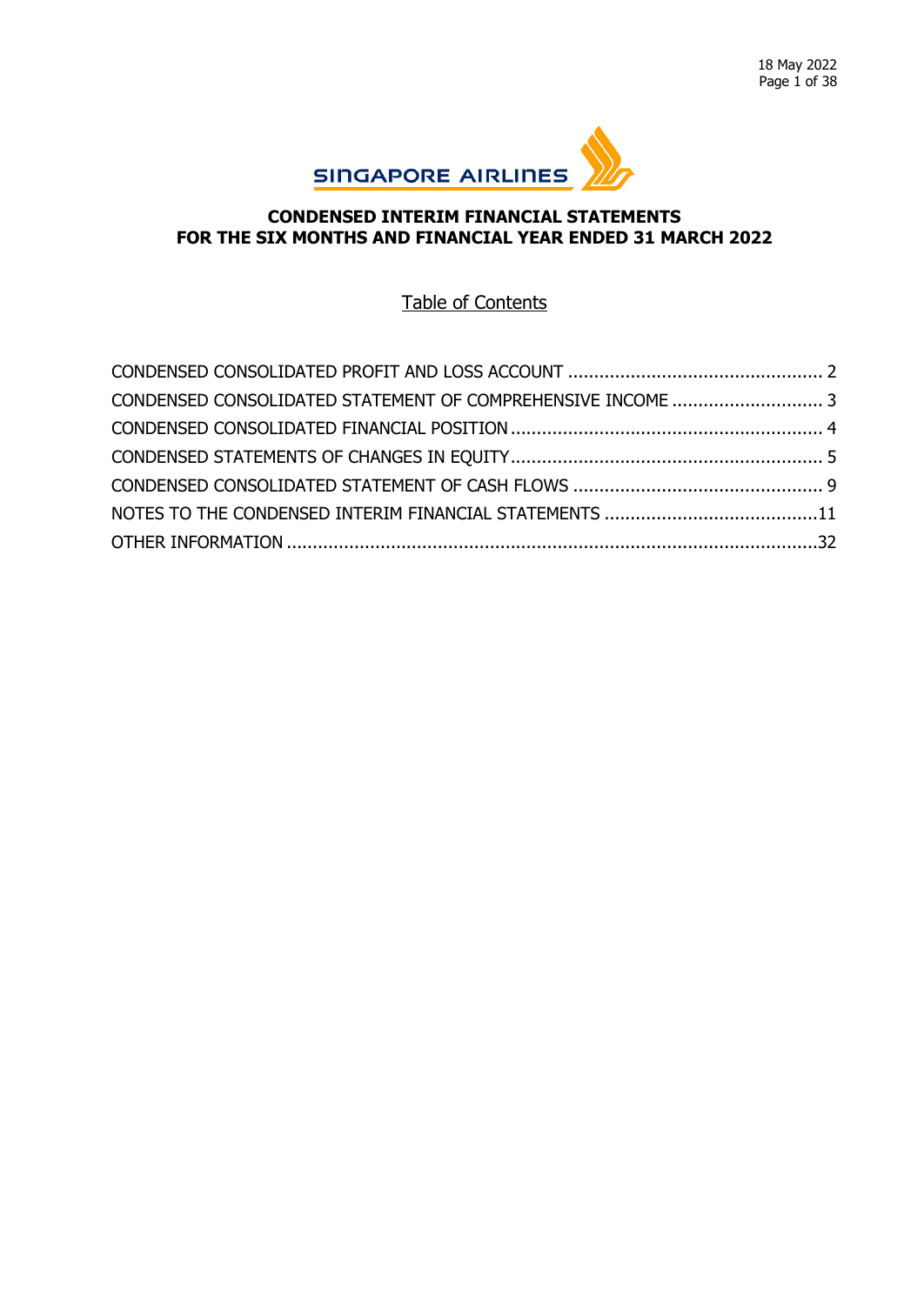18 May 2022

SINGAPORE AIRLINES

# CONDENSED INTERIM FINANCIAL STATEMENTS FOR THE SIX MONTHS AND FINANCIAL YEAR ENDED 31 MARCH 2022

## Table of Contents

CONDENSED CONSOLIDATED PROFIT AND LOSS ACCOUNT ........ 2

CONDENSED CONSOLIDATED STATEMENT OF COMPREHENSIVE INCOME ........ 3

CONDENSED CONSOLIDATED FINANCIAL POSITION ........ 4

CONDENSED STATEMENTS OF CHANGES IN EQUITY ........ 5

CONDENSED CONSOLIDATED STATEMENT OF CASH FLOWS ........ 9

NOTES TO THE CONDENSED INTERIM FINANCIAL STATEMENTS ........ 11

OTHER INFORMATION ........ 32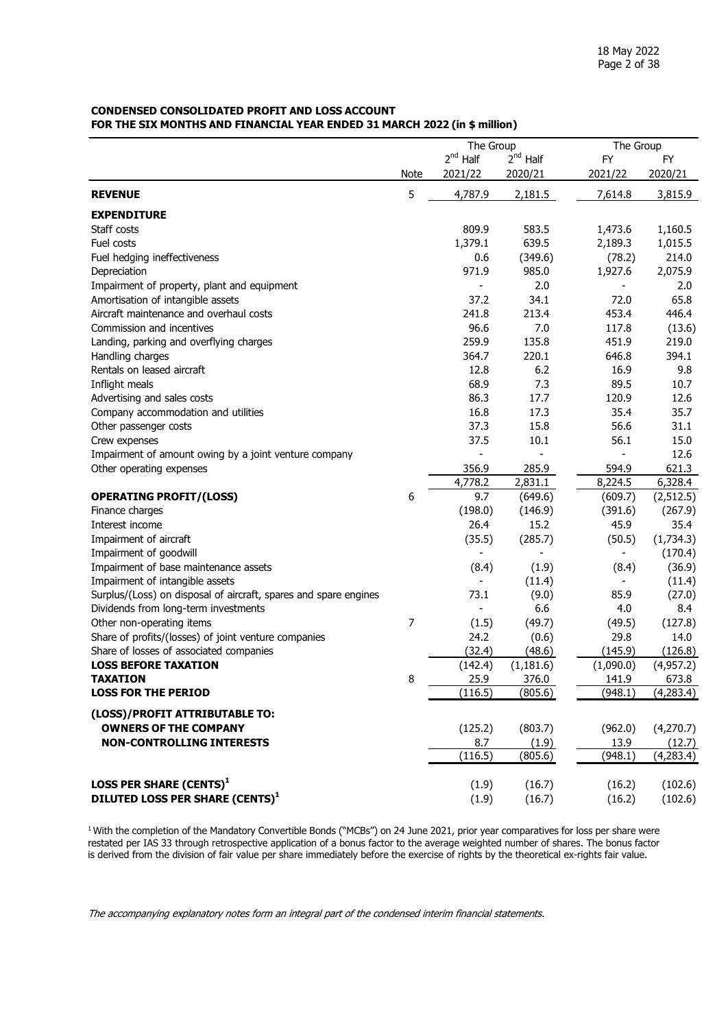**CONDENSED CONSOLIDATED PROFIT AND LOSS ACCOUNT**
**FOR THE SIX MONTHS AND FINANCIAL YEAR ENDED 31 MARCH 2022 (in $ million)**

| | Note | The Group 2nd Half 2021/22 | The Group 2nd Half 2020/21 | The Group FY 2021/22 | The Group FY 2020/21 |
|---|---|---|---|---|---|
| **REVENUE** | 5 | 4,787.9 | 2,181.5 | 7,614.8 | 3,815.9 |
| **EXPENDITURE** | | | | | |
| Staff costs | | 809.9 | 583.5 | 1,473.6 | 1,160.5 |
| Fuel costs | | 1,379.1 | 639.5 | 2,189.3 | 1,015.5 |
| Fuel hedging ineffectiveness | | 0.6 | (349.6) | (78.2) | 214.0 |
| Depreciation | | 971.9 | 985.0 | 1,927.6 | 2,075.9 |
| Impairment of property, plant and equipment | | - | 2.0 | - | 2.0 |
| Amortisation of intangible assets | | 37.2 | 34.1 | 72.0 | 65.8 |
| Aircraft maintenance and overhaul costs | | 241.8 | 213.4 | 453.4 | 446.4 |
| Commission and incentives | | 96.6 | 7.0 | 117.8 | (13.6) |
| Landing, parking and overflying charges | | 259.9 | 135.8 | 451.9 | 219.0 |
| Handling charges | | 364.7 | 220.1 | 646.8 | 394.1 |
| Rentals on leased aircraft | | 12.8 | 6.2 | 16.9 | 9.8 |
| Inflight meals | | 68.9 | 7.3 | 89.5 | 10.7 |
| Advertising and sales costs | | 86.3 | 17.7 | 120.9 | 12.6 |
| Company accommodation and utilities | | 16.8 | 17.3 | 35.4 | 35.7 |
| Other passenger costs | | 37.3 | 15.8 | 56.6 | 31.1 |
| Crew expenses | | 37.5 | 10.1 | 56.1 | 15.0 |
| Impairment of amount owing by a joint venture company | | - | - | - | 12.6 |
| Other operating expenses | | 356.9 | 285.9 | 594.9 | 621.3 |
| | | 4,778.2 | 2,831.1 | 8,224.5 | 6,328.4 |
| **OPERATING PROFIT/(LOSS)** | 6 | 9.7 | (649.6) | (609.7) | (2,512.5) |
| Finance charges | | (198.0) | (146.9) | (391.6) | (267.9) |
| Interest income | | 26.4 | 15.2 | 45.9 | 35.4 |
| Impairment of aircraft | | (35.5) | (285.7) | (50.5) | (1,734.3) |
| Impairment of goodwill | | - | - | - | (170.4) |
| Impairment of base maintenance assets | | (8.4) | (1.9) | (8.4) | (36.9) |
| Impairment of intangible assets | | - | (11.4) | - | (11.4) |
| Surplus/(Loss) on disposal of aircraft, spares and spare engines | | 73.1 | (9.0) | 85.9 | (27.0) |
| Dividends from long-term investments | | - | 6.6 | 4.0 | 8.4 |
| Other non-operating items | 7 | (1.5) | (49.7) | (49.5) | (127.8) |
| Share of profits/(losses) of joint venture companies | | 24.2 | (0.6) | 29.8 | 14.0 |
| Share of losses of associated companies | | (32.4) | (48.6) | (145.9) | (126.8) |
| **LOSS BEFORE TAXATION** | | (142.4) | (1,181.6) | (1,090.0) | (4,957.2) |
| **TAXATION** | 8 | 25.9 | 376.0 | 141.9 | 673.8 |
| **LOSS FOR THE PERIOD** | | (116.5) | (805.6) | (948.1) | (4,283.4) |
| **(LOSS)/PROFIT ATTRIBUTABLE TO:** | | | | | |
| **OWNERS OF THE COMPANY** | | (125.2) | (803.7) | (962.0) | (4,270.7) |
| **NON-CONTROLLING INTERESTS** | | 8.7 | (1.9) | 13.9 | (12.7) |
| | | (116.5) | (805.6) | (948.1) | (4,283.4) |
| **LOSS PER SHARE (CENTS)**[1] | | (1.9) | (16.7) | (16.2) | (102.6) |
| **DILUTED LOSS PER SHARE (CENTS)**[1] | | (1.9) | (16.7) | (16.2) | (102.6) |

[1] With the completion of the Mandatory Convertible Bonds ("MCBs") on 24 June 2021, prior year comparatives for loss per share were restated per IAS 33 through retrospective application of a bonus factor to the average weighted number of shares. The bonus factor is derived from the division of fair value per share immediately before the exercise of rights by the theoretical ex-rights fair value.

*The accompanying explanatory notes form an integral part of the condensed interim financial statements.*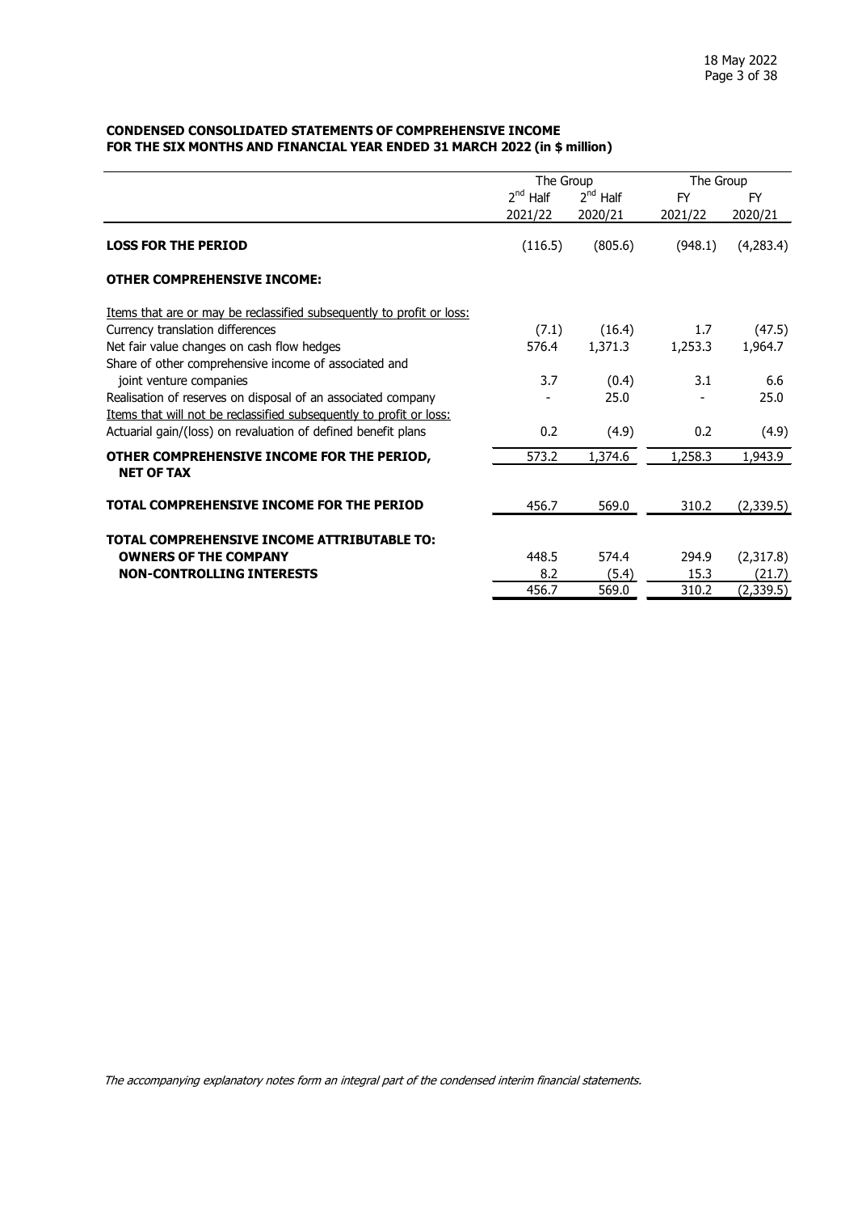**CONDENSED CONSOLIDATED STATEMENTS OF COMPREHENSIVE INCOME**
**FOR THE SIX MONTHS AND FINANCIAL YEAR ENDED 31 MARCH 2022 (in $ million)**

| | The Group | | The Group | |
|---|---|---|---|---|
| | 2nd Half 2021/22 | 2nd Half 2020/21 | FY 2021/22 | FY 2020/21 |
| **LOSS FOR THE PERIOD** | (116.5) | (805.6) | (948.1) | (4,283.4) |
| **OTHER COMPREHENSIVE INCOME:** | | | | |
| Items that are or may be reclassified subsequently to profit or loss: | | | | |
| Currency translation differences | (7.1) | (16.4) | 1.7 | (47.5) |
| Net fair value changes on cash flow hedges | 576.4 | 1,371.3 | 1,253.3 | 1,964.7 |
| Share of other comprehensive income of associated and joint venture companies | 3.7 | (0.4) | 3.1 | 6.6 |
| Realisation of reserves on disposal of an associated company | - | 25.0 | - | 25.0 |
| Items that will not be reclassified subsequently to profit or loss: | | | | |
| Actuarial gain/(loss) on revaluation of defined benefit plans | 0.2 | (4.9) | 0.2 | (4.9) |
| **OTHER COMPREHENSIVE INCOME FOR THE PERIOD, NET OF TAX** | 573.2 | 1,374.6 | 1,258.3 | 1,943.9 |
| **TOTAL COMPREHENSIVE INCOME FOR THE PERIOD** | 456.7 | 569.0 | 310.2 | (2,339.5) |
| **TOTAL COMPREHENSIVE INCOME ATTRIBUTABLE TO:** | | | | |
| **OWNERS OF THE COMPANY** | 448.5 | 574.4 | 294.9 | (2,317.8) |
| **NON-CONTROLLING INTERESTS** | 8.2 | (5.4) | 15.3 | (21.7) |
| | 456.7 | 569.0 | 310.2 | (2,339.5) |

*The accompanying explanatory notes form an integral part of the condensed interim financial statements.*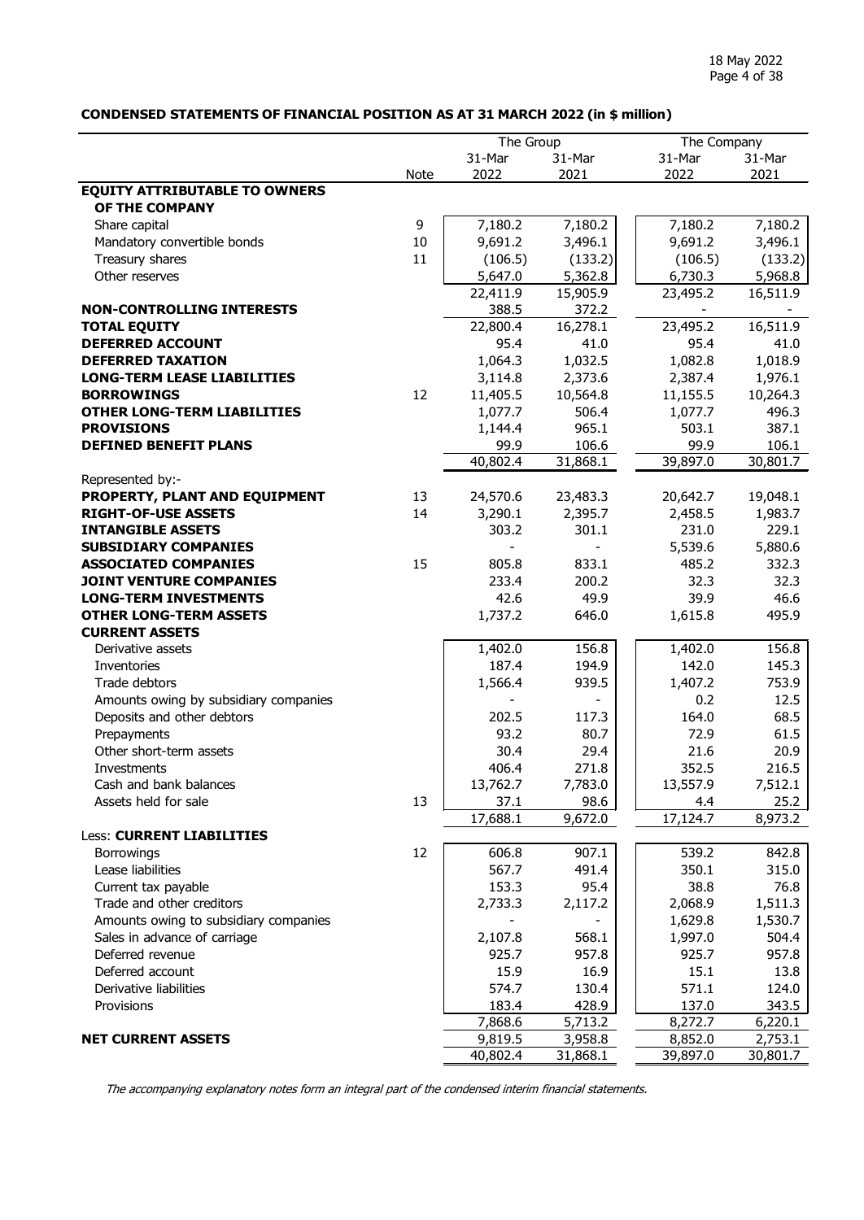**CONDENSED STATEMENTS OF FINANCIAL POSITION AS AT 31 MARCH 2022 (in $ million)**

| | | The Group | | The Company | |
|---|---|---|---|---|---|
| | Note | 31-Mar 2022 | 31-Mar 2021 | 31-Mar 2022 | 31-Mar 2021 |
| **EQUITY ATTRIBUTABLE TO OWNERS OF THE COMPANY** | | | | | |
| Share capital | 9 | 7,180.2 | 7,180.2 | 7,180.2 | 7,180.2 |
| Mandatory convertible bonds | 10 | 9,691.2 | 3,496.1 | 9,691.2 | 3,496.1 |
| Treasury shares | 11 | (106.5) | (133.2) | (106.5) | (133.2) |
| Other reserves | | 5,647.0 | 5,362.8 | 6,730.3 | 5,968.8 |
| | | 22,411.9 | 15,905.9 | 23,495.2 | 16,511.9 |
| **NON-CONTROLLING INTERESTS** | | 388.5 | 372.2 | - | - |
| **TOTAL EQUITY** | | 22,800.4 | 16,278.1 | 23,495.2 | 16,511.9 |
| **DEFERRED ACCOUNT** | | 95.4 | 41.0 | 95.4 | 41.0 |
| **DEFERRED TAXATION** | | 1,064.3 | 1,032.5 | 1,082.8 | 1,018.9 |
| **LONG-TERM LEASE LIABILITIES** | | 3,114.8 | 2,373.6 | 2,387.4 | 1,976.1 |
| **BORROWINGS** | 12 | 11,405.5 | 10,564.8 | 11,155.5 | 10,264.3 |
| **OTHER LONG-TERM LIABILITIES** | | 1,077.7 | 506.4 | 1,077.7 | 496.3 |
| **PROVISIONS** | | 1,144.4 | 965.1 | 503.1 | 387.1 |
| **DEFINED BENEFIT PLANS** | | 99.9 | 106.6 | 99.9 | 106.1 |
| | | 40,802.4 | 31,868.1 | 39,897.0 | 30,801.7 |
| Represented by:- | | | | | |
| **PROPERTY, PLANT AND EQUIPMENT** | 13 | 24,570.6 | 23,483.3 | 20,642.7 | 19,048.1 |
| **RIGHT-OF-USE ASSETS** | 14 | 3,290.1 | 2,395.7 | 2,458.5 | 1,983.7 |
| **INTANGIBLE ASSETS** | | 303.2 | 301.1 | 231.0 | 229.1 |
| **SUBSIDIARY COMPANIES** | | - | - | 5,539.6 | 5,880.6 |
| **ASSOCIATED COMPANIES** | 15 | 805.8 | 833.1 | 485.2 | 332.3 |
| **JOINT VENTURE COMPANIES** | | 233.4 | 200.2 | 32.3 | 32.3 |
| **LONG-TERM INVESTMENTS** | | 42.6 | 49.9 | 39.9 | 46.6 |
| **OTHER LONG-TERM ASSETS** | | 1,737.2 | 646.0 | 1,615.8 | 495.9 |
| **CURRENT ASSETS** | | | | | |
| Derivative assets | | 1,402.0 | 156.8 | 1,402.0 | 156.8 |
| Inventories | | 187.4 | 194.9 | 142.0 | 145.3 |
| Trade debtors | | 1,566.4 | 939.5 | 1,407.2 | 753.9 |
| Amounts owing by subsidiary companies | | - | - | 0.2 | 12.5 |
| Deposits and other debtors | | 202.5 | 117.3 | 164.0 | 68.5 |
| Prepayments | | 93.2 | 80.7 | 72.9 | 61.5 |
| Other short-term assets | | 30.4 | 29.4 | 21.6 | 20.9 |
| Investments | | 406.4 | 271.8 | 352.5 | 216.5 |
| Cash and bank balances | | 13,762.7 | 7,783.0 | 13,557.9 | 7,512.1 |
| Assets held for sale | 13 | 37.1 | 98.6 | 4.4 | 25.2 |
| | | 17,688.1 | 9,672.0 | 17,124.7 | 8,973.2 |
| Less: **CURRENT LIABILITIES** | | | | | |
| Borrowings | 12 | 606.8 | 907.1 | 539.2 | 842.8 |
| Lease liabilities | | 567.7 | 491.4 | 350.1 | 315.0 |
| Current tax payable | | 153.3 | 95.4 | 38.8 | 76.8 |
| Trade and other creditors | | 2,733.3 | 2,117.2 | 2,068.9 | 1,511.3 |
| Amounts owing to subsidiary companies | | - | - | 1,629.8 | 1,530.7 |
| Sales in advance of carriage | | 2,107.8 | 568.1 | 1,997.0 | 504.4 |
| Deferred revenue | | 925.7 | 957.8 | 925.7 | 957.8 |
| Deferred account | | 15.9 | 16.9 | 15.1 | 13.8 |
| Derivative liabilities | | 574.7 | 130.4 | 571.1 | 124.0 |
| Provisions | | 183.4 | 428.9 | 137.0 | 343.5 |
| | | 7,868.6 | 5,713.2 | 8,272.7 | 6,220.1 |
| **NET CURRENT ASSETS** | | 9,819.5 | 3,958.8 | 8,852.0 | 2,753.1 |
| | | 40,802.4 | 31,868.1 | 39,897.0 | 30,801.7 |

*The accompanying explanatory notes form an integral part of the condensed interim financial statements.*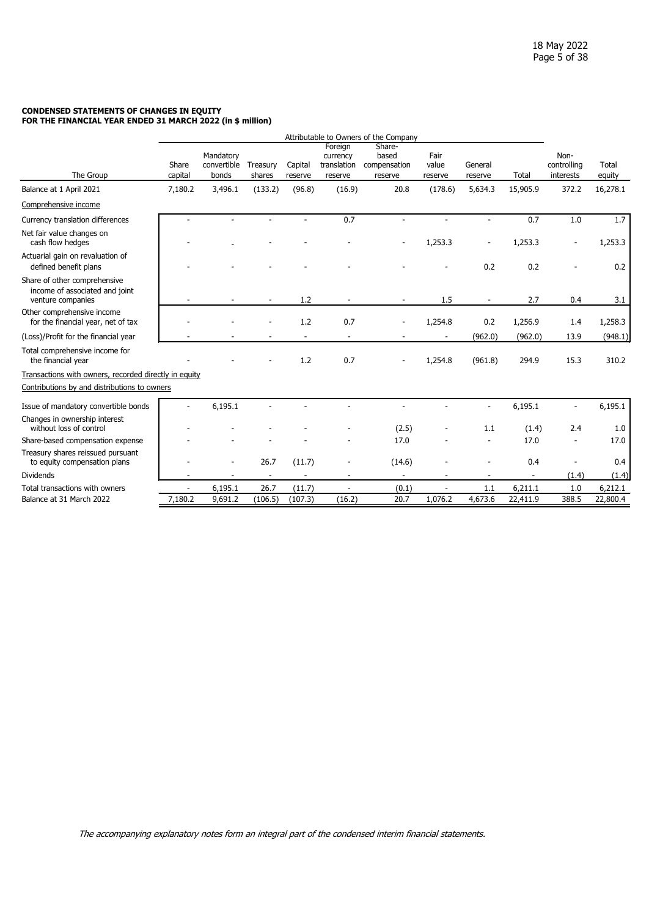**CONDENSED STATEMENTS OF CHANGES IN EQUITY**
**FOR THE FINANCIAL YEAR ENDED 31 MARCH 2022 (in $ million)**

| | Attributable to Owners of the Company | | | | | | | | | | |
|---|---|---|---|---|---|---|---|---|---|---|---|
| The Group | Share capital | Mandatory convertible bonds | Treasury shares | Capital reserve | Foreign currency translation reserve | Share-based compensation reserve | Fair value reserve | General reserve | Total | Non-controlling interests | Total equity |
| Balance at 1 April 2021 | 7,180.2 | 3,496.1 | (133.2) | (96.8) | (16.9) | 20.8 | (178.6) | 5,634.3 | 15,905.9 | 372.2 | 16,278.1 |
| Comprehensive income | | | | | | | | | | | |
| Currency translation differences | - | - | - | - | 0.7 | - | - | - | 0.7 | 1.0 | 1.7 |
| Net fair value changes on cash flow hedges | - | - | - | - | - | - | 1,253.3 | - | 1,253.3 | - | 1,253.3 |
| Actuarial gain on revaluation of defined benefit plans | - | - | - | - | - | - | - | 0.2 | 0.2 | - | 0.2 |
| Share of other comprehensive income of associated and joint venture companies | - | - | - | 1.2 | - | - | 1.5 | - | 2.7 | 0.4 | 3.1 |
| Other comprehensive income for the financial year, net of tax | - | - | - | 1.2 | 0.7 | - | 1,254.8 | 0.2 | 1,256.9 | 1.4 | 1,258.3 |
| (Loss)/Profit for the financial year | - | - | - | - | - | - | - | (962.0) | (962.0) | 13.9 | (948.1) |
| Total comprehensive income for the financial year | - | - | - | 1.2 | 0.7 | - | 1,254.8 | (961.8) | 294.9 | 15.3 | 310.2 |
| Transactions with owners, recorded directly in equity | | | | | | | | | | | |
| Contributions by and distributions to owners | | | | | | | | | | | |
| Issue of mandatory convertible bonds | - | 6,195.1 | - | - | - | - | - | - | 6,195.1 | - | 6,195.1 |
| Changes in ownership interest without loss of control | - | - | - | - | - | (2.5) | - | 1.1 | (1.4) | 2.4 | 1.0 |
| Share-based compensation expense | - | - | - | - | - | 17.0 | - | - | 17.0 | - | 17.0 |
| Treasury shares reissued pursuant to equity compensation plans | - | - | 26.7 | (11.7) | - | (14.6) | - | - | 0.4 | - | 0.4 |
| Dividends | - | - | - | - | - | - | - | - | - | (1.4) | (1.4) |
| Total transactions with owners | - | 6,195.1 | 26.7 | (11.7) | - | (0.1) | - | 1.1 | 6,211.1 | 1.0 | 6,212.1 |
| Balance at 31 March 2022 | 7,180.2 | 9,691.2 | (106.5) | (107.3) | (16.2) | 20.7 | 1,076.2 | 4,673.6 | 22,411.9 | 388.5 | 22,800.4 |

*The accompanying explanatory notes form an integral part of the condensed interim financial statements.*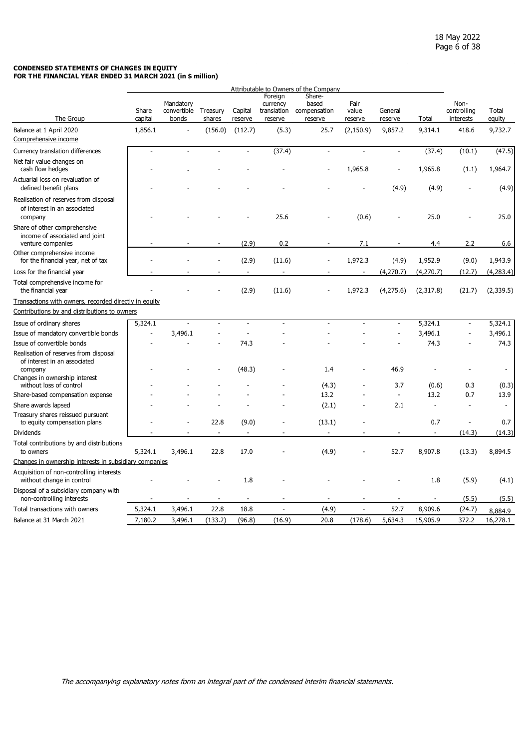**CONDENSED STATEMENTS OF CHANGES IN EQUITY**
**FOR THE FINANCIAL YEAR ENDED 31 MARCH 2021 (in $ million)**

| | Attributable to Owners of the Company | | | | | | | | | | |
|---|---|---|---|---|---|---|---|---|---|---|---|
| The Group | Share capital | Mandatory convertible bonds | Treasury shares | Capital reserve | Foreign currency translation reserve | Share-based compensation reserve | Fair value reserve | General reserve | Total | Non-controlling interests | Total equity |
| Balance at 1 April 2020 | 1,856.1 | - | (156.0) | (112.7) | (5.3) | 25.7 | (2,150.9) | 9,857.2 | 9,314.1 | 418.6 | 9,732.7 |
| Comprehensive income | | | | | | | | | | | |
| Currency translation differences | - | - | - | - | (37.4) | - | - | - | (37.4) | (10.1) | (47.5) |
| Net fair value changes on cash flow hedges | - | - | - | - | - | - | 1,965.8 | - | 1,965.8 | (1.1) | 1,964.7 |
| Actuarial loss on revaluation of defined benefit plans | - | - | - | - | - | - | - | (4.9) | (4.9) | - | (4.9) |
| Realisation of reserves from disposal of interest in an associated company | - | - | - | - | 25.6 | - | (0.6) | - | 25.0 | - | 25.0 |
| Share of other comprehensive income of associated and joint venture companies | - | - | - | (2.9) | 0.2 | - | 7.1 | - | 4.4 | 2.2 | 6.6 |
| Other comprehensive income for the financial year, net of tax | - | - | - | (2.9) | (11.6) | - | 1,972.3 | (4.9) | 1,952.9 | (9.0) | 1,943.9 |
| Loss for the financial year | - | - | - | - | - | - | - | (4,270.7) | (4,270.7) | (12.7) | (4,283.4) |
| Total comprehensive income for the financial year | - | - | - | (2.9) | (11.6) | - | 1,972.3 | (4,275.6) | (2,317.8) | (21.7) | (2,339.5) |
| Transactions with owners, recorded directly in equity | | | | | | | | | | | |
| Contributions by and distributions to owners | | | | | | | | | | | |
| Issue of ordinary shares | 5,324.1 | - | - | - | - | - | - | - | 5,324.1 | - | 5,324.1 |
| Issue of mandatory convertible bonds | - | 3,496.1 | - | - | - | - | - | - | 3,496.1 | - | 3,496.1 |
| Issue of convertible bonds | - | - | - | 74.3 | - | - | - | - | 74.3 | - | 74.3 |
| Realisation of reserves from disposal of interest in an associated company | - | - | - | (48.3) | - | 1.4 | - | 46.9 | - | - | - |
| Changes in ownership interest without loss of control | - | - | - | - | - | (4.3) | - | 3.7 | (0.6) | 0.3 | (0.3) |
| Share-based compensation expense | - | - | - | - | - | 13.2 | - | - | 13.2 | 0.7 | 13.9 |
| Share awards lapsed | - | - | - | - | - | (2.1) | - | 2.1 | - | - | - |
| Treasury shares reissued pursuant to equity compensation plans | - | - | 22.8 | (9.0) | - | (13.1) | - | | 0.7 | - | 0.7 |
| Dividends | - | - | - | - | - | - | - | - | - | (14.3) | (14.3) |
| Total contributions by and distributions to owners | 5,324.1 | 3,496.1 | 22.8 | 17.0 | - | (4.9) | - | 52.7 | 8,907.8 | (13.3) | 8,894.5 |
| Changes in ownership interests in subsidiary companies | | | | | | | | | | | |
| Acquisition of non-controlling interests without change in control | - | - | - | 1.8 | - | - | - | - | 1.8 | (5.9) | (4.1) |
| Disposal of a subsidiary company with non-controlling interests | - | - | - | - | - | - | - | - | - | (5.5) | (5.5) |
| Total transactions with owners | 5,324.1 | 3,496.1 | 22.8 | 18.8 | - | (4.9) | - | 52.7 | 8,909.6 | (24.7) | 8,884.9 |
| Balance at 31 March 2021 | 7,180.2 | 3,496.1 | (133.2) | (96.8) | (16.9) | 20.8 | (178.6) | 5,634.3 | 15,905.9 | 372.2 | 16,278.1 |

*The accompanying explanatory notes form an integral part of the condensed interim financial statements.*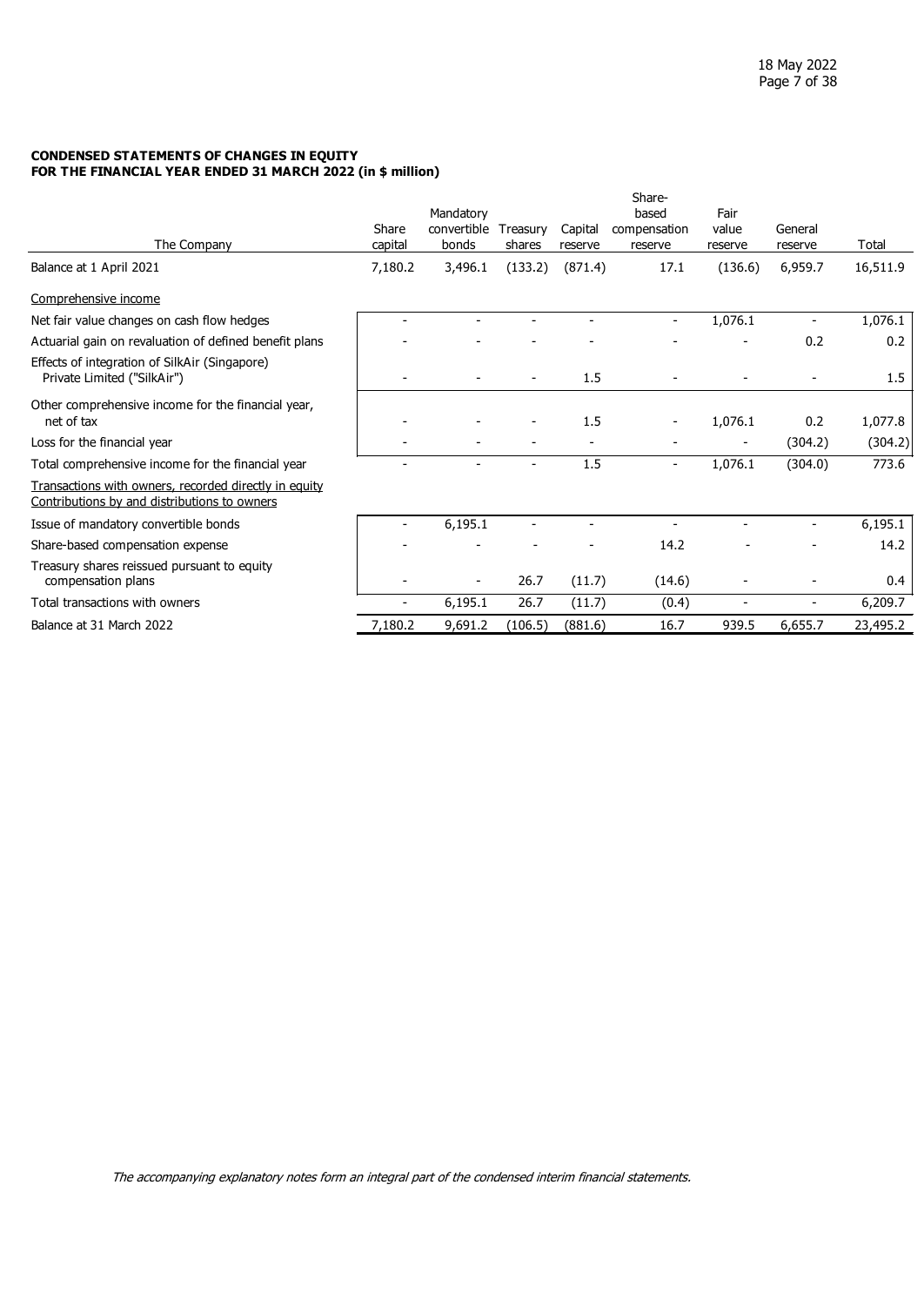**CONDENSED STATEMENTS OF CHANGES IN EQUITY**
**FOR THE FINANCIAL YEAR ENDED 31 MARCH 2022 (in $ million)**

| The Company | Share capital | Mandatory convertible bonds | Treasury shares | Capital reserve | Share-based compensation reserve | Fair value reserve | General reserve | Total |
|---|---|---|---|---|---|---|---|---|
| Balance at 1 April 2021 | 7,180.2 | 3,496.1 | (133.2) | (871.4) | 17.1 | (136.6) | 6,959.7 | 16,511.9 |
| Comprehensive income | | | | | | | | |
| Net fair value changes on cash flow hedges | - | - | - | - | - | 1,076.1 | - | 1,076.1 |
| Actuarial gain on revaluation of defined benefit plans | - | - | - | - | - | - | 0.2 | 0.2 |
| Effects of integration of SilkAir (Singapore) Private Limited ("SilkAir") | - | - | - | 1.5 | - | - | - | 1.5 |
| Other comprehensive income for the financial year, net of tax | - | - | - | 1.5 | - | 1,076.1 | 0.2 | 1,077.8 |
| Loss for the financial year | - | - | - | - | - | - | (304.2) | (304.2) |
| Total comprehensive income for the financial year | - | - | - | 1.5 | - | 1,076.1 | (304.0) | 773.6 |
| Transactions with owners, recorded directly in equity<br>Contributions by and distributions to owners | | | | | | | | |
| Issue of mandatory convertible bonds | - | 6,195.1 | - | - | - | - | - | 6,195.1 |
| Share-based compensation expense | - | - | - | - | 14.2 | - | - | 14.2 |
| Treasury shares reissued pursuant to equity compensation plans | - | - | 26.7 | (11.7) | (14.6) | - | - | 0.4 |
| Total transactions with owners | - | 6,195.1 | 26.7 | (11.7) | (0.4) | - | - | 6,209.7 |
| Balance at 31 March 2022 | 7,180.2 | 9,691.2 | (106.5) | (881.6) | 16.7 | 939.5 | 6,655.7 | 23,495.2 |

*The accompanying explanatory notes form an integral part of the condensed interim financial statements.*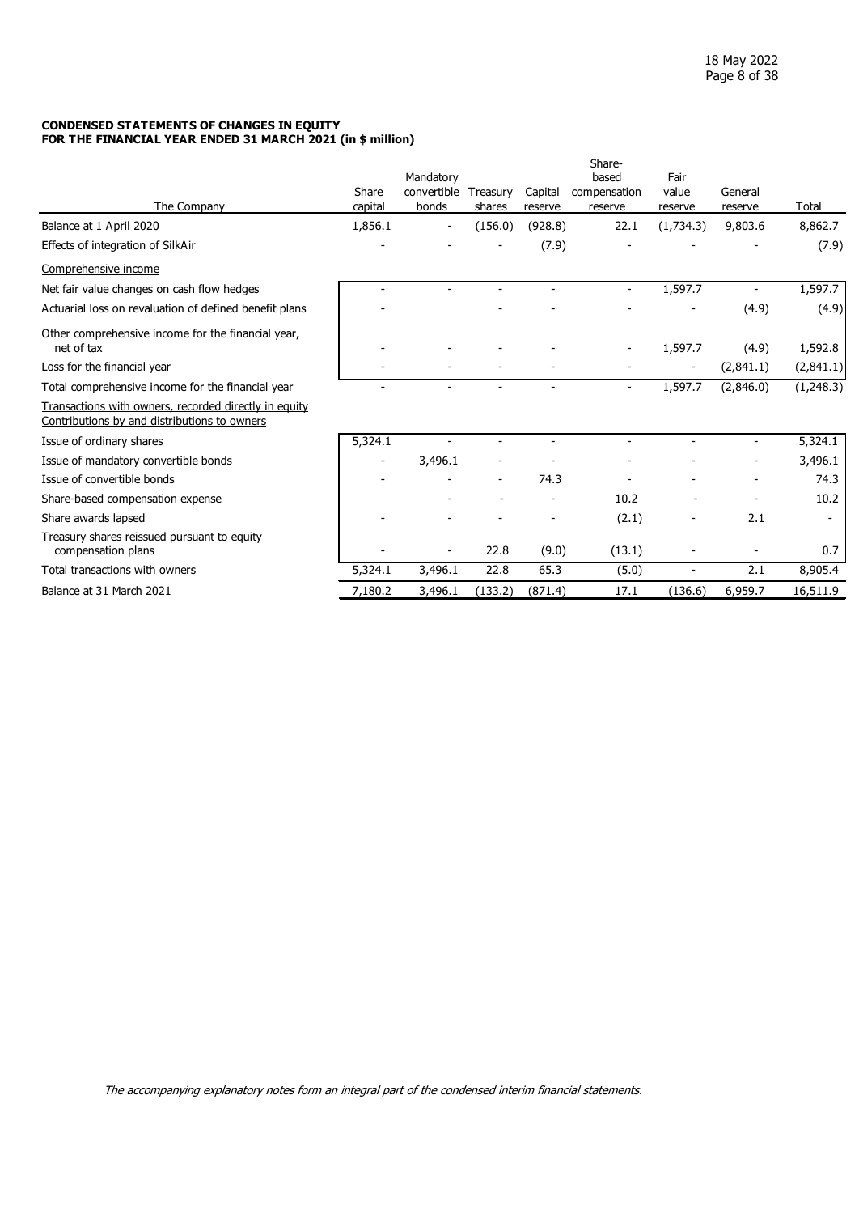**CONDENSED STATEMENTS OF CHANGES IN EQUITY**
**FOR THE FINANCIAL YEAR ENDED 31 MARCH 2021 (in $ million)**

| The Company | Share capital | Mandatory convertible bonds | Treasury shares | Capital reserve | Share-based compensation reserve | Fair value reserve | General reserve | Total |
|---|---|---|---|---|---|---|---|---|
| Balance at 1 April 2020 | 1,856.1 | - | (156.0) | (928.8) | 22.1 | (1,734.3) | 9,803.6 | 8,862.7 |
| Effects of integration of SilkAir | - | - | - | (7.9) | - | - | - | (7.9) |
| Comprehensive income | | | | | | | | |
| Net fair value changes on cash flow hedges | - | - | - | - | - | 1,597.7 | - | 1,597.7 |
| Actuarial loss on revaluation of defined benefit plans | - | | - | - | - | - | (4.9) | (4.9) |
| Other comprehensive income for the financial year, net of tax | - | - | - | - | - | 1,597.7 | (4.9) | 1,592.8 |
| Loss for the financial year | - | - | - | - | - | - | (2,841.1) | (2,841.1) |
| Total comprehensive income for the financial year | - | - | - | - | - | 1,597.7 | (2,846.0) | (1,248.3) |
| Transactions with owners, recorded directly in equity<br>Contributions by and distributions to owners | | | | | | | | |
| Issue of ordinary shares | 5,324.1 | - | - | - | - | - | - | 5,324.1 |
| Issue of mandatory convertible bonds | - | 3,496.1 | - | - | - | - | - | 3,496.1 |
| Issue of convertible bonds | - | - | - | 74.3 | - | - | - | 74.3 |
| Share-based compensation expense | | - | - | - | 10.2 | - | - | 10.2 |
| Share awards lapsed | - | - | - | - | (2.1) | - | 2.1 | - |
| Treasury shares reissued pursuant to equity compensation plans | - | - | 22.8 | (9.0) | (13.1) | - | - | 0.7 |
| Total transactions with owners | 5,324.1 | 3,496.1 | 22.8 | 65.3 | (5.0) | - | 2.1 | 8,905.4 |
| Balance at 31 March 2021 | 7,180.2 | 3,496.1 | (133.2) | (871.4) | 17.1 | (136.6) | 6,959.7 | 16,511.9 |

*The accompanying explanatory notes form an integral part of the condensed interim financial statements.*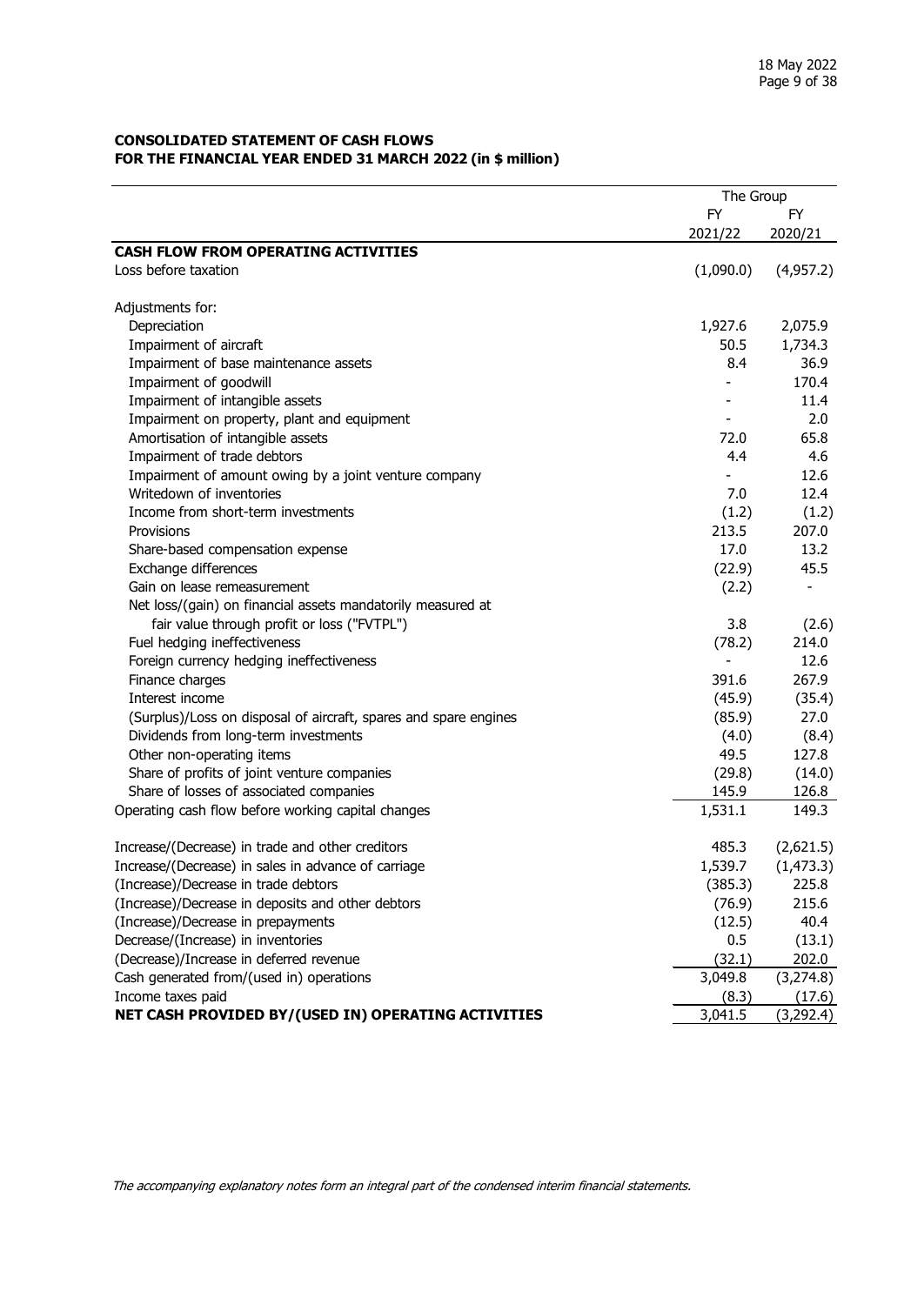**CONSOLIDATED STATEMENT OF CASH FLOWS**
**FOR THE FINANCIAL YEAR ENDED 31 MARCH 2022 (in $ million)**

| | The Group | |
|---|---|---|
| | FY 2021/22 | FY 2020/21 |
| **CASH FLOW FROM OPERATING ACTIVITIES** | | |
| Loss before taxation | (1,090.0) | (4,957.2) |
| | | |
| Adjustments for: | | |
| Depreciation | 1,927.6 | 2,075.9 |
| Impairment of aircraft | 50.5 | 1,734.3 |
| Impairment of base maintenance assets | 8.4 | 36.9 |
| Impairment of goodwill | - | 170.4 |
| Impairment of intangible assets | - | 11.4 |
| Impairment on property, plant and equipment | - | 2.0 |
| Amortisation of intangible assets | 72.0 | 65.8 |
| Impairment of trade debtors | 4.4 | 4.6 |
| Impairment of amount owing by a joint venture company | - | 12.6 |
| Writedown of inventories | 7.0 | 12.4 |
| Income from short-term investments | (1.2) | (1.2) |
| Provisions | 213.5 | 207.0 |
| Share-based compensation expense | 17.0 | 13.2 |
| Exchange differences | (22.9) | 45.5 |
| Gain on lease remeasurement | (2.2) | - |
| Net loss/(gain) on financial assets mandatorily measured at fair value through profit or loss ("FVTPL") | 3.8 | (2.6) |
| Fuel hedging ineffectiveness | (78.2) | 214.0 |
| Foreign currency hedging ineffectiveness | - | 12.6 |
| Finance charges | 391.6 | 267.9 |
| Interest income | (45.9) | (35.4) |
| (Surplus)/Loss on disposal of aircraft, spares and spare engines | (85.9) | 27.0 |
| Dividends from long-term investments | (4.0) | (8.4) |
| Other non-operating items | 49.5 | 127.8 |
| Share of profits of joint venture companies | (29.8) | (14.0) |
| Share of losses of associated companies | 145.9 | 126.8 |
| Operating cash flow before working capital changes | 1,531.1 | 149.3 |
| | | |
| Increase/(Decrease) in trade and other creditors | 485.3 | (2,621.5) |
| Increase/(Decrease) in sales in advance of carriage | 1,539.7 | (1,473.3) |
| (Increase)/Decrease in trade debtors | (385.3) | 225.8 |
| (Increase)/Decrease in deposits and other debtors | (76.9) | 215.6 |
| (Increase)/Decrease in prepayments | (12.5) | 40.4 |
| Decrease/(Increase) in inventories | 0.5 | (13.1) |
| (Decrease)/Increase in deferred revenue | (32.1) | 202.0 |
| Cash generated from/(used in) operations | 3,049.8 | (3,274.8) |
| Income taxes paid | (8.3) | (17.6) |
| **NET CASH PROVIDED BY/(USED IN) OPERATING ACTIVITIES** | 3,041.5 | (3,292.4) |

*The accompanying explanatory notes form an integral part of the condensed interim financial statements.*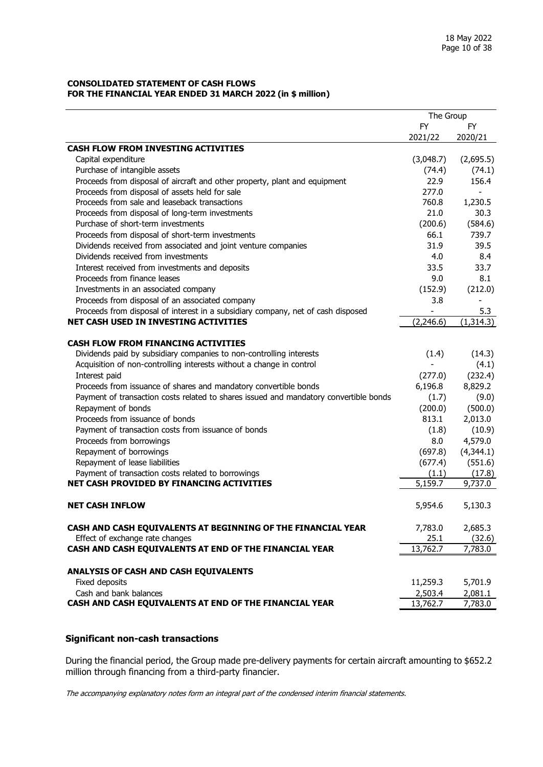**CONSOLIDATED STATEMENT OF CASH FLOWS**
**FOR THE FINANCIAL YEAR ENDED 31 MARCH 2022 (in $ million)**

| | The Group | |
|---|---|---|
| | FY 2021/22 | FY 2020/21 |
| **CASH FLOW FROM INVESTING ACTIVITIES** | | |
| Capital expenditure | (3,048.7) | (2,695.5) |
| Purchase of intangible assets | (74.4) | (74.1) |
| Proceeds from disposal of aircraft and other property, plant and equipment | 22.9 | 156.4 |
| Proceeds from disposal of assets held for sale | 277.0 | - |
| Proceeds from sale and leaseback transactions | 760.8 | 1,230.5 |
| Proceeds from disposal of long-term investments | 21.0 | 30.3 |
| Purchase of short-term investments | (200.6) | (584.6) |
| Proceeds from disposal of short-term investments | 66.1 | 739.7 |
| Dividends received from associated and joint venture companies | 31.9 | 39.5 |
| Dividends received from investments | 4.0 | 8.4 |
| Interest received from investments and deposits | 33.5 | 33.7 |
| Proceeds from finance leases | 9.0 | 8.1 |
| Investments in an associated company | (152.9) | (212.0) |
| Proceeds from disposal of an associated company | 3.8 | - |
| Proceeds from disposal of interest in a subsidiary company, net of cash disposed | - | 5.3 |
| **NET CASH USED IN INVESTING ACTIVITIES** | (2,246.6) | (1,314.3) |
| | | |
| **CASH FLOW FROM FINANCING ACTIVITIES** | | |
| Dividends paid by subsidiary companies to non-controlling interests | (1.4) | (14.3) |
| Acquisition of non-controlling interests without a change in control | - | (4.1) |
| Interest paid | (277.0) | (232.4) |
| Proceeds from issuance of shares and mandatory convertible bonds | 6,196.8 | 8,829.2 |
| Payment of transaction costs related to shares issued and mandatory convertible bonds | (1.7) | (9.0) |
| Repayment of bonds | (200.0) | (500.0) |
| Proceeds from issuance of bonds | 813.1 | 2,013.0 |
| Payment of transaction costs from issuance of bonds | (1.8) | (10.9) |
| Proceeds from borrowings | 8.0 | 4,579.0 |
| Repayment of borrowings | (697.8) | (4,344.1) |
| Repayment of lease liabilities | (677.4) | (551.6) |
| Payment of transaction costs related to borrowings | (1.1) | (17.8) |
| **NET CASH PROVIDED BY FINANCING ACTIVITIES** | 5,159.7 | 9,737.0 |
| | | |
| **NET CASH INFLOW** | 5,954.6 | 5,130.3 |
| | | |
| **CASH AND CASH EQUIVALENTS AT BEGINNING OF THE FINANCIAL YEAR** | 7,783.0 | 2,685.3 |
| Effect of exchange rate changes | 25.1 | (32.6) |
| **CASH AND CASH EQUIVALENTS AT END OF THE FINANCIAL YEAR** | 13,762.7 | 7,783.0 |
| | | |
| **ANALYSIS OF CASH AND CASH EQUIVALENTS** | | |
| Fixed deposits | 11,259.3 | 5,701.9 |
| Cash and bank balances | 2,503.4 | 2,081.1 |
| **CASH AND CASH EQUIVALENTS AT END OF THE FINANCIAL YEAR** | 13,762.7 | 7,783.0 |

**Significant non-cash transactions**

During the financial period, the Group made pre-delivery payments for certain aircraft amounting to $652.2 million through financing from a third-party financier.

*The accompanying explanatory notes form an integral part of the condensed interim financial statements.*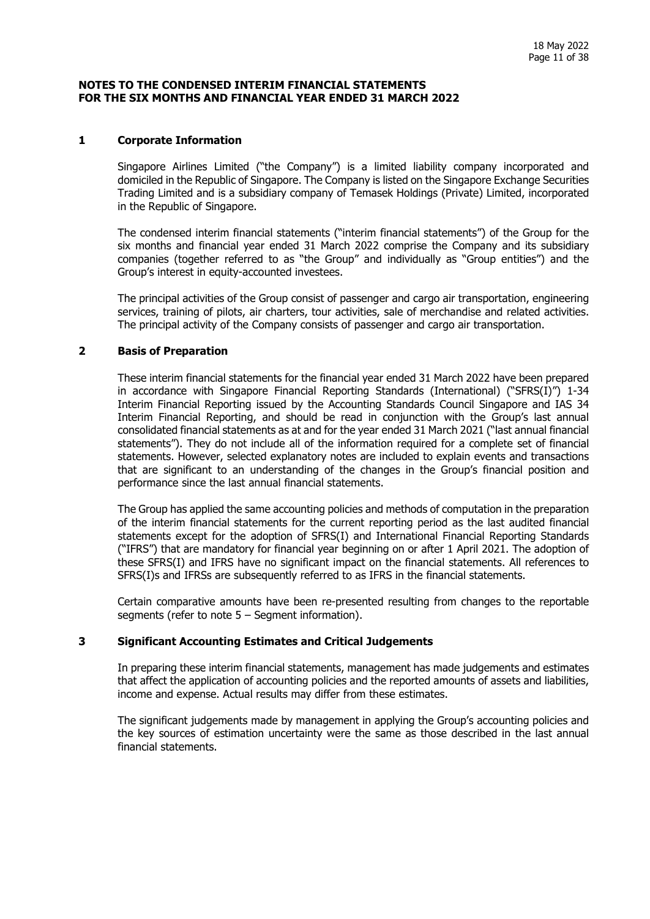**NOTES TO THE CONDENSED INTERIM FINANCIAL STATEMENTS FOR THE SIX MONTHS AND FINANCIAL YEAR ENDED 31 MARCH 2022**

## 1 Corporate Information

Singapore Airlines Limited ("the Company") is a limited liability company incorporated and domiciled in the Republic of Singapore. The Company is listed on the Singapore Exchange Securities Trading Limited and is a subsidiary company of Temasek Holdings (Private) Limited, incorporated in the Republic of Singapore.

The condensed interim financial statements ("interim financial statements") of the Group for the six months and financial year ended 31 March 2022 comprise the Company and its subsidiary companies (together referred to as "the Group" and individually as "Group entities") and the Group's interest in equity-accounted investees.

The principal activities of the Group consist of passenger and cargo air transportation, engineering services, training of pilots, air charters, tour activities, sale of merchandise and related activities. The principal activity of the Company consists of passenger and cargo air transportation.

## 2 Basis of Preparation

These interim financial statements for the financial year ended 31 March 2022 have been prepared in accordance with Singapore Financial Reporting Standards (International) ("SFRS(I)") 1-34 Interim Financial Reporting issued by the Accounting Standards Council Singapore and IAS 34 Interim Financial Reporting, and should be read in conjunction with the Group's last annual consolidated financial statements as at and for the year ended 31 March 2021 ("last annual financial statements"). They do not include all of the information required for a complete set of financial statements. However, selected explanatory notes are included to explain events and transactions that are significant to an understanding of the changes in the Group's financial position and performance since the last annual financial statements.

The Group has applied the same accounting policies and methods of computation in the preparation of the interim financial statements for the current reporting period as the last audited financial statements except for the adoption of SFRS(I) and International Financial Reporting Standards ("IFRS") that are mandatory for financial year beginning on or after 1 April 2021. The adoption of these SFRS(I) and IFRS have no significant impact on the financial statements. All references to SFRS(I)s and IFRSs are subsequently referred to as IFRS in the financial statements.

Certain comparative amounts have been re-presented resulting from changes to the reportable segments (refer to note 5 – Segment information).

## 3 Significant Accounting Estimates and Critical Judgements

In preparing these interim financial statements, management has made judgements and estimates that affect the application of accounting policies and the reported amounts of assets and liabilities, income and expense. Actual results may differ from these estimates.

The significant judgements made by management in applying the Group's accounting policies and the key sources of estimation uncertainty were the same as those described in the last annual financial statements.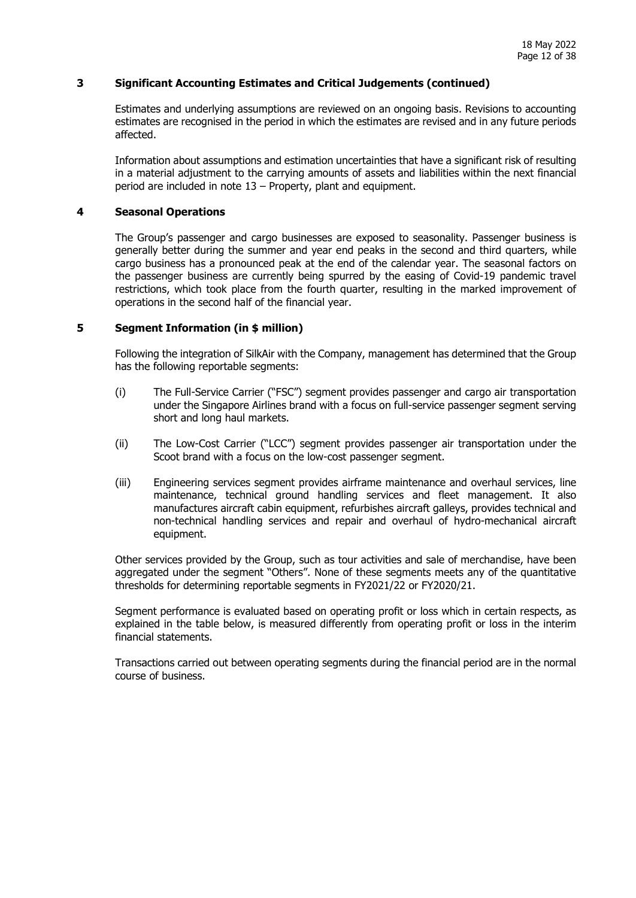## 3 Significant Accounting Estimates and Critical Judgements (continued)

Estimates and underlying assumptions are reviewed on an ongoing basis. Revisions to accounting estimates are recognised in the period in which the estimates are revised and in any future periods affected.

Information about assumptions and estimation uncertainties that have a significant risk of resulting in a material adjustment to the carrying amounts of assets and liabilities within the next financial period are included in note 13 – Property, plant and equipment.

## 4 Seasonal Operations

The Group's passenger and cargo businesses are exposed to seasonality. Passenger business is generally better during the summer and year end peaks in the second and third quarters, while cargo business has a pronounced peak at the end of the calendar year. The seasonal factors on the passenger business are currently being spurred by the easing of Covid-19 pandemic travel restrictions, which took place from the fourth quarter, resulting in the marked improvement of operations in the second half of the financial year.

## 5 Segment Information (in $ million)

Following the integration of SilkAir with the Company, management has determined that the Group has the following reportable segments:

(i) The Full-Service Carrier ("FSC") segment provides passenger and cargo air transportation under the Singapore Airlines brand with a focus on full-service passenger segment serving short and long haul markets.

(ii) The Low-Cost Carrier ("LCC") segment provides passenger air transportation under the Scoot brand with a focus on the low-cost passenger segment.

(iii) Engineering services segment provides airframe maintenance and overhaul services, line maintenance, technical ground handling services and fleet management. It also manufactures aircraft cabin equipment, refurbishes aircraft galleys, provides technical and non-technical handling services and repair and overhaul of hydro-mechanical aircraft equipment.

Other services provided by the Group, such as tour activities and sale of merchandise, have been aggregated under the segment "Others". None of these segments meets any of the quantitative thresholds for determining reportable segments in FY2021/22 or FY2020/21.

Segment performance is evaluated based on operating profit or loss which in certain respects, as explained in the table below, is measured differently from operating profit or loss in the interim financial statements.

Transactions carried out between operating segments during the financial period are in the normal course of business.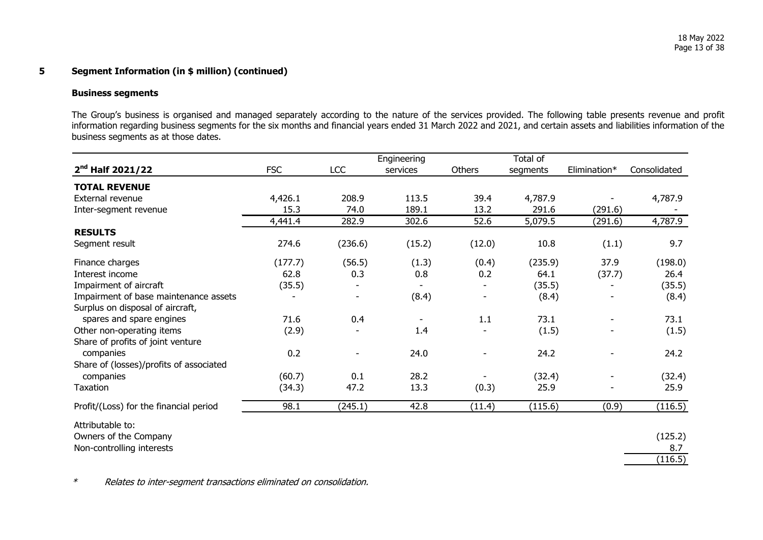## 5 Segment Information (in $ million) (continued)

### Business segments

The Group's business is organised and managed separately according to the nature of the services provided. The following table presents revenue and profit information regarding business segments for the six months and financial years ended 31 March 2022 and 2021, and certain assets and liabilities information of the business segments as at those dates.

| 2nd Half 2021/22 | FSC | LCC | Engineering services | Others | Total of segments | Elimination* | Consolidated |
|---|---|---|---|---|---|---|---|
| **TOTAL REVENUE** | | | | | | | |
| External revenue | 4,426.1 | 208.9 | 113.5 | 39.4 | 4,787.9 | - | 4,787.9 |
| Inter-segment revenue | 15.3 | 74.0 | 189.1 | 13.2 | 291.6 | (291.6) | - |
| | 4,441.4 | 282.9 | 302.6 | 52.6 | 5,079.5 | (291.6) | 4,787.9 |
| **RESULTS** | | | | | | | |
| Segment result | 274.6 | (236.6) | (15.2) | (12.0) | 10.8 | (1.1) | 9.7 |
| Finance charges | (177.7) | (56.5) | (1.3) | (0.4) | (235.9) | 37.9 | (198.0) |
| Interest income | 62.8 | 0.3 | 0.8 | 0.2 | 64.1 | (37.7) | 26.4 |
| Impairment of aircraft | (35.5) | - | - | - | (35.5) | - | (35.5) |
| Impairment of base maintenance assets | - | - | (8.4) | - | (8.4) | - | (8.4) |
| Surplus on disposal of aircraft, spares and spare engines | 71.6 | 0.4 | - | 1.1 | 73.1 | - | 73.1 |
| Other non-operating items | (2.9) | - | 1.4 | - | (1.5) | - | (1.5) |
| Share of profits of joint venture companies | 0.2 | - | 24.0 | - | 24.2 | - | 24.2 |
| Share of (losses)/profits of associated companies | (60.7) | 0.1 | 28.2 | - | (32.4) | - | (32.4) |
| Taxation | (34.3) | 47.2 | 13.3 | (0.3) | 25.9 | - | 25.9 |
| Profit/(Loss) for the financial period | 98.1 | (245.1) | 42.8 | (11.4) | (115.6) | (0.9) | (116.5) |
| Attributable to: | | | | | | | |
| Owners of the Company | | | | | | | (125.2) |
| Non-controlling interests | | | | | | | 8.7 |
| | | | | | | | (116.5) |

\* *Relates to inter-segment transactions eliminated on consolidation.*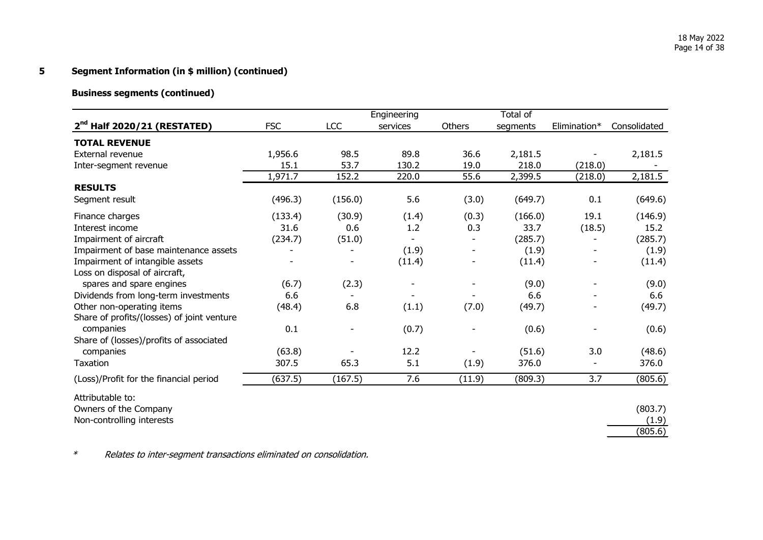## 5 Segment Information (in $ million) (continued)

### Business segments (continued)

| 2nd Half 2020/21 (RESTATED) | FSC | LCC | Engineering services | Others | Total of segments | Elimination* | Consolidated |
|---|---|---|---|---|---|---|---|
| **TOTAL REVENUE** | | | | | | | |
| External revenue | 1,956.6 | 98.5 | 89.8 | 36.6 | 2,181.5 | - | 2,181.5 |
| Inter-segment revenue | 15.1 | 53.7 | 130.2 | 19.0 | 218.0 | (218.0) | - |
| | 1,971.7 | 152.2 | 220.0 | 55.6 | 2,399.5 | (218.0) | 2,181.5 |
| **RESULTS** | | | | | | | |
| Segment result | (496.3) | (156.0) | 5.6 | (3.0) | (649.7) | 0.1 | (649.6) |
| Finance charges | (133.4) | (30.9) | (1.4) | (0.3) | (166.0) | 19.1 | (146.9) |
| Interest income | 31.6 | 0.6 | 1.2 | 0.3 | 33.7 | (18.5) | 15.2 |
| Impairment of aircraft | (234.7) | (51.0) | - | - | (285.7) | - | (285.7) |
| Impairment of base maintenance assets | - | - | (1.9) | - | (1.9) | - | (1.9) |
| Impairment of intangible assets | - | - | (11.4) | - | (11.4) | - | (11.4) |
| Loss on disposal of aircraft, spares and spare engines | (6.7) | (2.3) | - | - | (9.0) | - | (9.0) |
| Dividends from long-term investments | 6.6 | - | - | - | 6.6 | - | 6.6 |
| Other non-operating items | (48.4) | 6.8 | (1.1) | (7.0) | (49.7) | - | (49.7) |
| Share of profits/(losses) of joint venture companies | 0.1 | - | (0.7) | - | (0.6) | - | (0.6) |
| Share of (losses)/profits of associated companies | (63.8) | - | 12.2 | - | (51.6) | 3.0 | (48.6) |
| Taxation | 307.5 | 65.3 | 5.1 | (1.9) | 376.0 | - | 376.0 |
| (Loss)/Profit for the financial period | (637.5) | (167.5) | 7.6 | (11.9) | (809.3) | 3.7 | (805.6) |
| Attributable to: | | | | | | | |
| Owners of the Company | | | | | | | (803.7) |
| Non-controlling interests | | | | | | | (1.9) |
| | | | | | | | (805.6) |

\* *Relates to inter-segment transactions eliminated on consolidation.*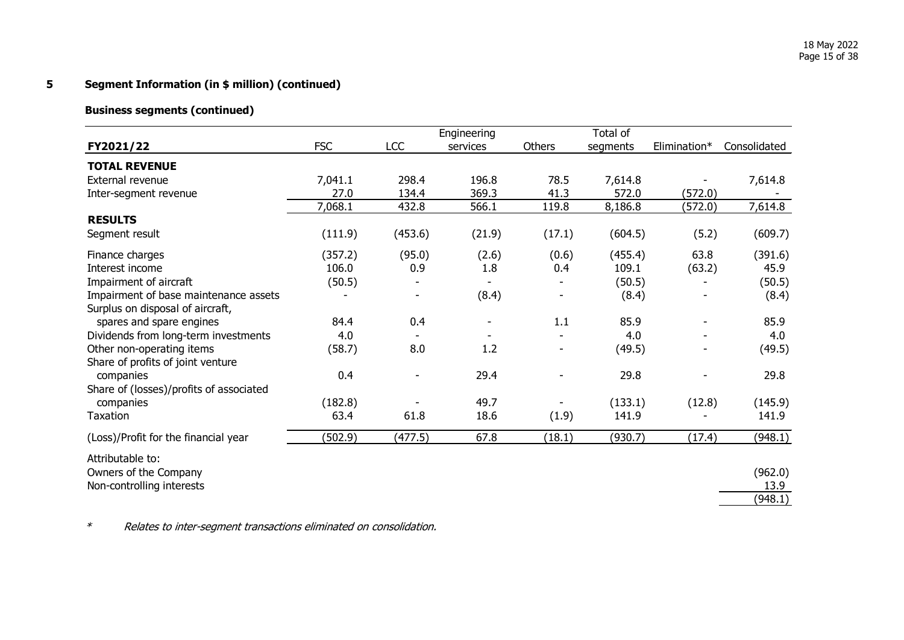## 5 Segment Information (in $ million) (continued)

### Business segments (continued)

| FY2021/22 | FSC | LCC | Engineering services | Others | Total of segments | Elimination* | Consolidated |
|---|---|---|---|---|---|---|---|
| **TOTAL REVENUE** | | | | | | | |
| External revenue | 7,041.1 | 298.4 | 196.8 | 78.5 | 7,614.8 | - | 7,614.8 |
| Inter-segment revenue | 27.0 | 134.4 | 369.3 | 41.3 | 572.0 | (572.0) | - |
| | 7,068.1 | 432.8 | 566.1 | 119.8 | 8,186.8 | (572.0) | 7,614.8 |
| **RESULTS** | | | | | | | |
| Segment result | (111.9) | (453.6) | (21.9) | (17.1) | (604.5) | (5.2) | (609.7) |
| Finance charges | (357.2) | (95.0) | (2.6) | (0.6) | (455.4) | 63.8 | (391.6) |
| Interest income | 106.0 | 0.9 | 1.8 | 0.4 | 109.1 | (63.2) | 45.9 |
| Impairment of aircraft | (50.5) | - | - | - | (50.5) | - | (50.5) |
| Impairment of base maintenance assets | - | - | (8.4) | - | (8.4) | - | (8.4) |
| Surplus on disposal of aircraft, spares and spare engines | 84.4 | 0.4 | - | 1.1 | 85.9 | - | 85.9 |
| Dividends from long-term investments | 4.0 | - | - | - | 4.0 | - | 4.0 |
| Other non-operating items | (58.7) | 8.0 | 1.2 | - | (49.5) | - | (49.5) |
| Share of profits of joint venture companies | 0.4 | - | 29.4 | - | 29.8 | - | 29.8 |
| Share of (losses)/profits of associated companies | (182.8) | - | 49.7 | - | (133.1) | (12.8) | (145.9) |
| Taxation | 63.4 | 61.8 | 18.6 | (1.9) | 141.9 | - | 141.9 |
| (Loss)/Profit for the financial year | (502.9) | (477.5) | 67.8 | (18.1) | (930.7) | (17.4) | (948.1) |
| Attributable to: | | | | | | | |
| Owners of the Company | | | | | | | (962.0) |
| Non-controlling interests | | | | | | | 13.9 |
| | | | | | | | (948.1) |

\* *Relates to inter-segment transactions eliminated on consolidation.*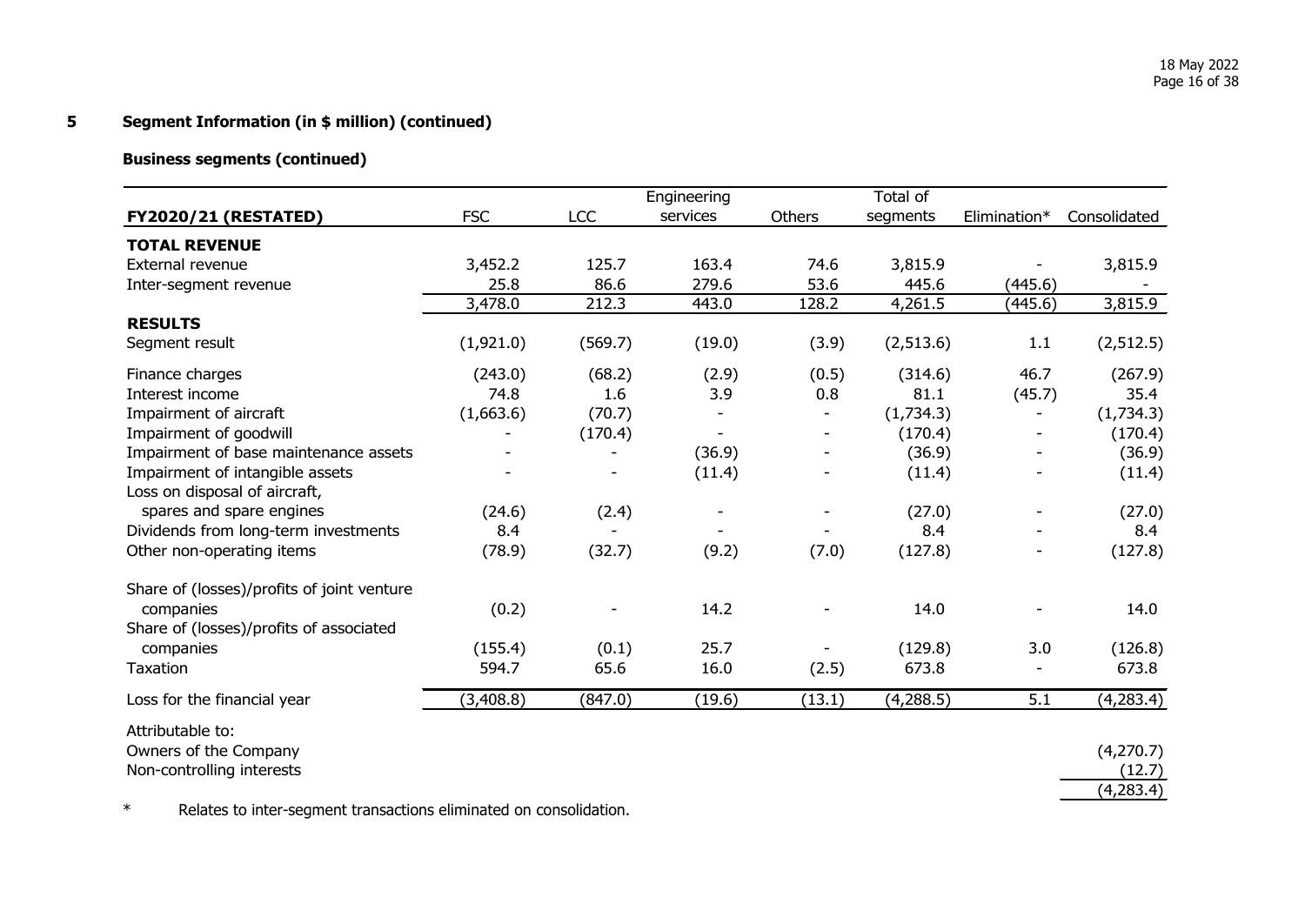## 5 Segment Information (in $ million) (continued)

### Business segments (continued)

| FY2020/21 (RESTATED) | FSC | LCC | Engineering services | Others | Total of segments | Elimination* | Consolidated |
|---|---|---|---|---|---|---|---|
| **TOTAL REVENUE** | | | | | | | |
| External revenue | 3,452.2 | 125.7 | 163.4 | 74.6 | 3,815.9 | - | 3,815.9 |
| Inter-segment revenue | 25.8 | 86.6 | 279.6 | 53.6 | 445.6 | (445.6) | - |
| | 3,478.0 | 212.3 | 443.0 | 128.2 | 4,261.5 | (445.6) | 3,815.9 |
| **RESULTS** | | | | | | | |
| Segment result | (1,921.0) | (569.7) | (19.0) | (3.9) | (2,513.6) | 1.1 | (2,512.5) |
| Finance charges | (243.0) | (68.2) | (2.9) | (0.5) | (314.6) | 46.7 | (267.9) |
| Interest income | 74.8 | 1.6 | 3.9 | 0.8 | 81.1 | (45.7) | 35.4 |
| Impairment of aircraft | (1,663.6) | (70.7) | - | - | (1,734.3) | - | (1,734.3) |
| Impairment of goodwill | - | (170.4) | - | - | (170.4) | - | (170.4) |
| Impairment of base maintenance assets | - | - | (36.9) | - | (36.9) | - | (36.9) |
| Impairment of intangible assets | - | - | (11.4) | - | (11.4) | - | (11.4) |
| Loss on disposal of aircraft, spares and spare engines | (24.6) | (2.4) | - | - | (27.0) | - | (27.0) |
| Dividends from long-term investments | 8.4 | - | - | - | 8.4 | - | 8.4 |
| Other non-operating items | (78.9) | (32.7) | (9.2) | (7.0) | (127.8) | - | (127.8) |
| Share of (losses)/profits of joint venture companies | (0.2) | - | 14.2 | - | 14.0 | - | 14.0 |
| Share of (losses)/profits of associated companies | (155.4) | (0.1) | 25.7 | - | (129.8) | 3.0 | (126.8) |
| Taxation | 594.7 | 65.6 | 16.0 | (2.5) | 673.8 | - | 673.8 |
| Loss for the financial year | (3,408.8) | (847.0) | (19.6) | (13.1) | (4,288.5) | 5.1 | (4,283.4) |
| Attributable to: | | | | | | | |
| Owners of the Company | | | | | | | (4,270.7) |
| Non-controlling interests | | | | | | | (12.7) |
| | | | | | | | (4,283.4) |

\* Relates to inter-segment transactions eliminated on consolidation.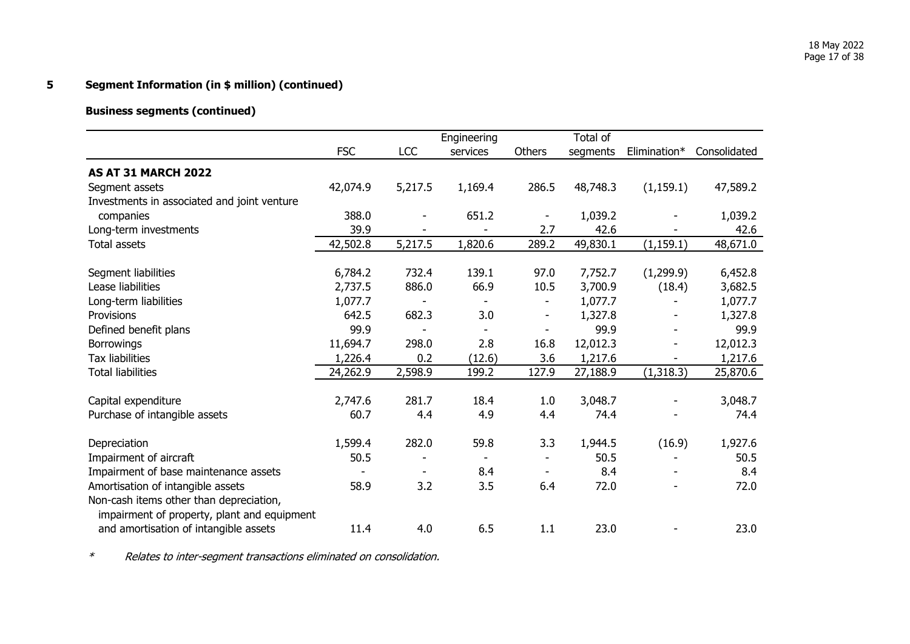## 5 Segment Information (in $ million) (continued)

### Business segments (continued)

| | FSC | LCC | Engineering services | Others | Total of segments | Elimination* | Consolidated |
|---|---|---|---|---|---|---|---|
| **AS AT 31 MARCH 2022** | | | | | | | |
| Segment assets | 42,074.9 | 5,217.5 | 1,169.4 | 286.5 | 48,748.3 | (1,159.1) | 47,589.2 |
| Investments in associated and joint venture companies | 388.0 | - | 651.2 | - | 1,039.2 | - | 1,039.2 |
| Long-term investments | 39.9 | - | - | 2.7 | 42.6 | - | 42.6 |
| Total assets | 42,502.8 | 5,217.5 | 1,820.6 | 289.2 | 49,830.1 | (1,159.1) | 48,671.0 |
| | | | | | | | |
| Segment liabilities | 6,784.2 | 732.4 | 139.1 | 97.0 | 7,752.7 | (1,299.9) | 6,452.8 |
| Lease liabilities | 2,737.5 | 886.0 | 66.9 | 10.5 | 3,700.9 | (18.4) | 3,682.5 |
| Long-term liabilities | 1,077.7 | - | - | - | 1,077.7 | - | 1,077.7 |
| Provisions | 642.5 | 682.3 | 3.0 | - | 1,327.8 | - | 1,327.8 |
| Defined benefit plans | 99.9 | - | - | - | 99.9 | - | 99.9 |
| Borrowings | 11,694.7 | 298.0 | 2.8 | 16.8 | 12,012.3 | - | 12,012.3 |
| Tax liabilities | 1,226.4 | 0.2 | (12.6) | 3.6 | 1,217.6 | - | 1,217.6 |
| Total liabilities | 24,262.9 | 2,598.9 | 199.2 | 127.9 | 27,188.9 | (1,318.3) | 25,870.6 |
| | | | | | | | |
| Capital expenditure | 2,747.6 | 281.7 | 18.4 | 1.0 | 3,048.7 | - | 3,048.7 |
| Purchase of intangible assets | 60.7 | 4.4 | 4.9 | 4.4 | 74.4 | - | 74.4 |
| | | | | | | | |
| Depreciation | 1,599.4 | 282.0 | 59.8 | 3.3 | 1,944.5 | (16.9) | 1,927.6 |
| Impairment of aircraft | 50.5 | - | - | - | 50.5 | - | 50.5 |
| Impairment of base maintenance assets | - | - | 8.4 | - | 8.4 | - | 8.4 |
| Amortisation of intangible assets | 58.9 | 3.2 | 3.5 | 6.4 | 72.0 | - | 72.0 |
| Non-cash items other than depreciation, impairment of property, plant and equipment and amortisation of intangible assets | 11.4 | 4.0 | 6.5 | 1.1 | 23.0 | - | 23.0 |

\* *Relates to inter-segment transactions eliminated on consolidation.*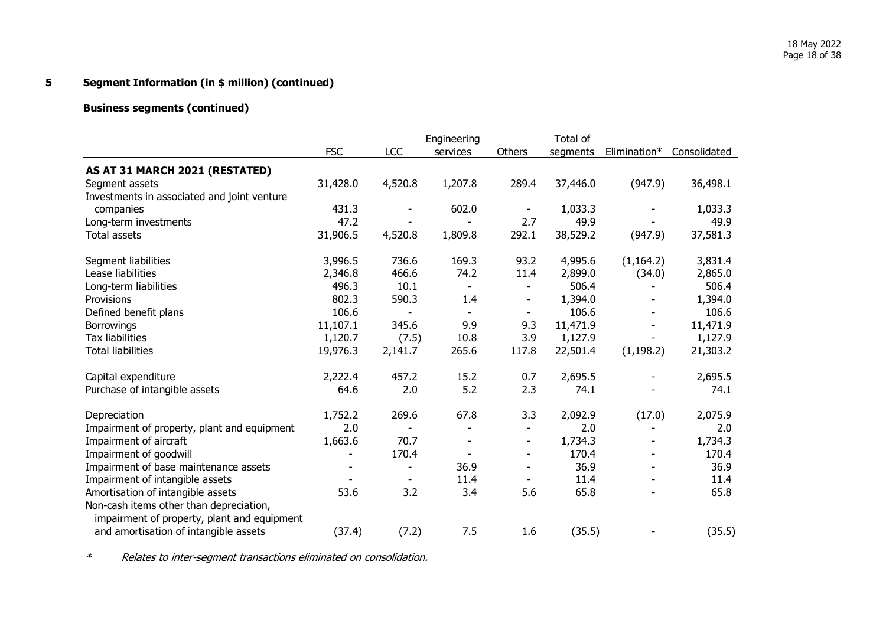## 5 Segment Information (in $ million) (continued)

### Business segments (continued)

| | FSC | LCC | Engineering services | Others | Total of segments | Elimination* | Consolidated |
|---|---|---|---|---|---|---|---|
| **AS AT 31 MARCH 2021 (RESTATED)** | | | | | | | |
| Segment assets | 31,428.0 | 4,520.8 | 1,207.8 | 289.4 | 37,446.0 | (947.9) | 36,498.1 |
| Investments in associated and joint venture companies | 431.3 | - | 602.0 | - | 1,033.3 | - | 1,033.3 |
| Long-term investments | 47.2 | - | - | 2.7 | 49.9 | - | 49.9 |
| Total assets | 31,906.5 | 4,520.8 | 1,809.8 | 292.1 | 38,529.2 | (947.9) | 37,581.3 |
| | | | | | | | |
| Segment liabilities | 3,996.5 | 736.6 | 169.3 | 93.2 | 4,995.6 | (1,164.2) | 3,831.4 |
| Lease liabilities | 2,346.8 | 466.6 | 74.2 | 11.4 | 2,899.0 | (34.0) | 2,865.0 |
| Long-term liabilities | 496.3 | 10.1 | - | - | 506.4 | - | 506.4 |
| Provisions | 802.3 | 590.3 | 1.4 | - | 1,394.0 | - | 1,394.0 |
| Defined benefit plans | 106.6 | - | - | - | 106.6 | - | 106.6 |
| Borrowings | 11,107.1 | 345.6 | 9.9 | 9.3 | 11,471.9 | - | 11,471.9 |
| Tax liabilities | 1,120.7 | (7.5) | 10.8 | 3.9 | 1,127.9 | - | 1,127.9 |
| Total liabilities | 19,976.3 | 2,141.7 | 265.6 | 117.8 | 22,501.4 | (1,198.2) | 21,303.2 |
| | | | | | | | |
| Capital expenditure | 2,222.4 | 457.2 | 15.2 | 0.7 | 2,695.5 | - | 2,695.5 |
| Purchase of intangible assets | 64.6 | 2.0 | 5.2 | 2.3 | 74.1 | - | 74.1 |
| | | | | | | | |
| Depreciation | 1,752.2 | 269.6 | 67.8 | 3.3 | 2,092.9 | (17.0) | 2,075.9 |
| Impairment of property, plant and equipment | 2.0 | - | - | - | 2.0 | - | 2.0 |
| Impairment of aircraft | 1,663.6 | 70.7 | - | - | 1,734.3 | - | 1,734.3 |
| Impairment of goodwill | - | 170.4 | - | - | 170.4 | - | 170.4 |
| Impairment of base maintenance assets | - | - | 36.9 | - | 36.9 | - | 36.9 |
| Impairment of intangible assets | - | - | 11.4 | - | 11.4 | - | 11.4 |
| Amortisation of intangible assets | 53.6 | 3.2 | 3.4 | 5.6 | 65.8 | - | 65.8 |
| Non-cash items other than depreciation, impairment of property, plant and equipment and amortisation of intangible assets | (37.4) | (7.2) | 7.5 | 1.6 | (35.5) | - | (35.5) |

\* *Relates to inter-segment transactions eliminated on consolidation.*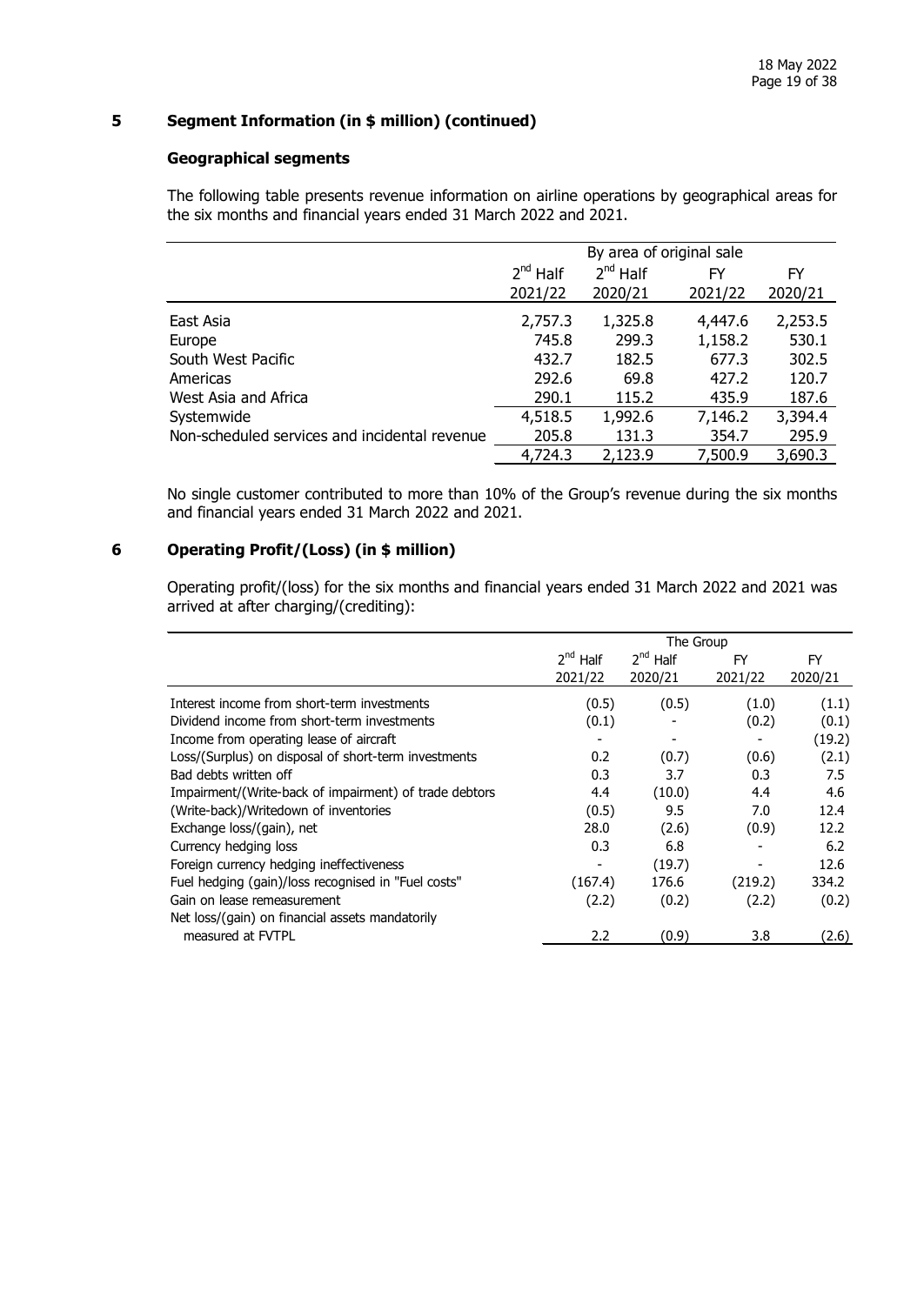## 5 Segment Information (in $ million) (continued)

### Geographical segments

The following table presents revenue information on airline operations by geographical areas for the six months and financial years ended 31 March 2022 and 2021.

| | By area of original sale | | | |
|---|---|---|---|---|
| | 2nd Half 2021/22 | 2nd Half 2020/21 | FY 2021/22 | FY 2020/21 |
| East Asia | 2,757.3 | 1,325.8 | 4,447.6 | 2,253.5 |
| Europe | 745.8 | 299.3 | 1,158.2 | 530.1 |
| South West Pacific | 432.7 | 182.5 | 677.3 | 302.5 |
| Americas | 292.6 | 69.8 | 427.2 | 120.7 |
| West Asia and Africa | 290.1 | 115.2 | 435.9 | 187.6 |
| Systemwide | 4,518.5 | 1,992.6 | 7,146.2 | 3,394.4 |
| Non-scheduled services and incidental revenue | 205.8 | 131.3 | 354.7 | 295.9 |
| | 4,724.3 | 2,123.9 | 7,500.9 | 3,690.3 |

No single customer contributed to more than 10% of the Group's revenue during the six months and financial years ended 31 March 2022 and 2021.

## 6 Operating Profit/(Loss) (in $ million)

Operating profit/(loss) for the six months and financial years ended 31 March 2022 and 2021 was arrived at after charging/(crediting):

| | The Group | | | |
|---|---|---|---|---|
| | 2nd Half 2021/22 | 2nd Half 2020/21 | FY 2021/22 | FY 2020/21 |
| Interest income from short-term investments | (0.5) | (0.5) | (1.0) | (1.1) |
| Dividend income from short-term investments | (0.1) | - | (0.2) | (0.1) |
| Income from operating lease of aircraft | - | - | - | (19.2) |
| Loss/(Surplus) on disposal of short-term investments | 0.2 | (0.7) | (0.6) | (2.1) |
| Bad debts written off | 0.3 | 3.7 | 0.3 | 7.5 |
| Impairment/(Write-back of impairment) of trade debtors | 4.4 | (10.0) | 4.4 | 4.6 |
| (Write-back)/Writedown of inventories | (0.5) | 9.5 | 7.0 | 12.4 |
| Exchange loss/(gain), net | 28.0 | (2.6) | (0.9) | 12.2 |
| Currency hedging loss | 0.3 | 6.8 | - | 6.2 |
| Foreign currency hedging ineffectiveness | - | (19.7) | - | 12.6 |
| Fuel hedging (gain)/loss recognised in "Fuel costs" | (167.4) | 176.6 | (219.2) | 334.2 |
| Gain on lease remeasurement | (2.2) | (0.2) | (2.2) | (0.2) |
| Net loss/(gain) on financial assets mandatorily measured at FVTPL | 2.2 | (0.9) | 3.8 | (2.6) |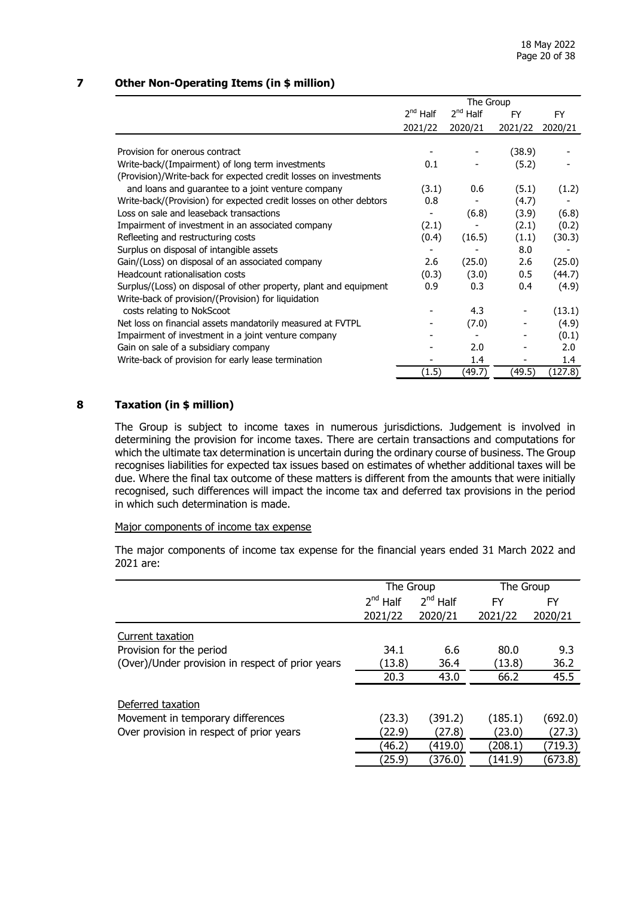## 7 Other Non-Operating Items (in $ million)

| | The Group | | | |
|---|---|---|---|---|
| | 2nd Half 2021/22 | 2nd Half 2020/21 | FY 2021/22 | FY 2020/21 |
| Provision for onerous contract | - | - | (38.9) | - |
| Write-back/(Impairment) of long term investments | 0.1 | - | (5.2) | - |
| (Provision)/Write-back for expected credit losses on investments and loans and guarantee to a joint venture company | (3.1) | 0.6 | (5.1) | (1.2) |
| Write-back/(Provision) for expected credit losses on other debtors | 0.8 | - | (4.7) | - |
| Loss on sale and leaseback transactions | - | (6.8) | (3.9) | (6.8) |
| Impairment of investment in an associated company | (2.1) | - | (2.1) | (0.2) |
| Refleeting and restructuring costs | (0.4) | (16.5) | (1.1) | (30.3) |
| Surplus on disposal of intangible assets | - | - | 8.0 | - |
| Gain/(Loss) on disposal of an associated company | 2.6 | (25.0) | 2.6 | (25.0) |
| Headcount rationalisation costs | (0.3) | (3.0) | 0.5 | (44.7) |
| Surplus/(Loss) on disposal of other property, plant and equipment | 0.9 | 0.3 | 0.4 | (4.9) |
| Write-back of provision/(Provision) for liquidation costs relating to NokScoot | - | 4.3 | - | (13.1) |
| Net loss on financial assets mandatorily measured at FVTPL | - | (7.0) | - | (4.9) |
| Impairment of investment in a joint venture company | - | - | - | (0.1) |
| Gain on sale of a subsidiary company | - | 2.0 | - | 2.0 |
| Write-back of provision for early lease termination | - | 1.4 | - | 1.4 |
| | (1.5) | (49.7) | (49.5) | (127.8) |

## 8 Taxation (in $ million)

The Group is subject to income taxes in numerous jurisdictions. Judgement is involved in determining the provision for income taxes. There are certain transactions and computations for which the ultimate tax determination is uncertain during the ordinary course of business. The Group recognises liabilities for expected tax issues based on estimates of whether additional taxes will be due. Where the final tax outcome of these matters is different from the amounts that were initially recognised, such differences will impact the income tax and deferred tax provisions in the period in which such determination is made.

Major components of income tax expense

The major components of income tax expense for the financial years ended 31 March 2022 and 2021 are:

| | The Group | | The Group | |
|---|---|---|---|---|
| | 2nd Half 2021/22 | 2nd Half 2020/21 | FY 2021/22 | FY 2020/21 |
| Current taxation | | | | |
| Provision for the period | 34.1 | 6.6 | 80.0 | 9.3 |
| (Over)/Under provision in respect of prior years | (13.8) | 36.4 | (13.8) | 36.2 |
| | 20.3 | 43.0 | 66.2 | 45.5 |
| Deferred taxation | | | | |
| Movement in temporary differences | (23.3) | (391.2) | (185.1) | (692.0) |
| Over provision in respect of prior years | (22.9) | (27.8) | (23.0) | (27.3) |
| | (46.2) | (419.0) | (208.1) | (719.3) |
| | (25.9) | (376.0) | (141.9) | (673.8) |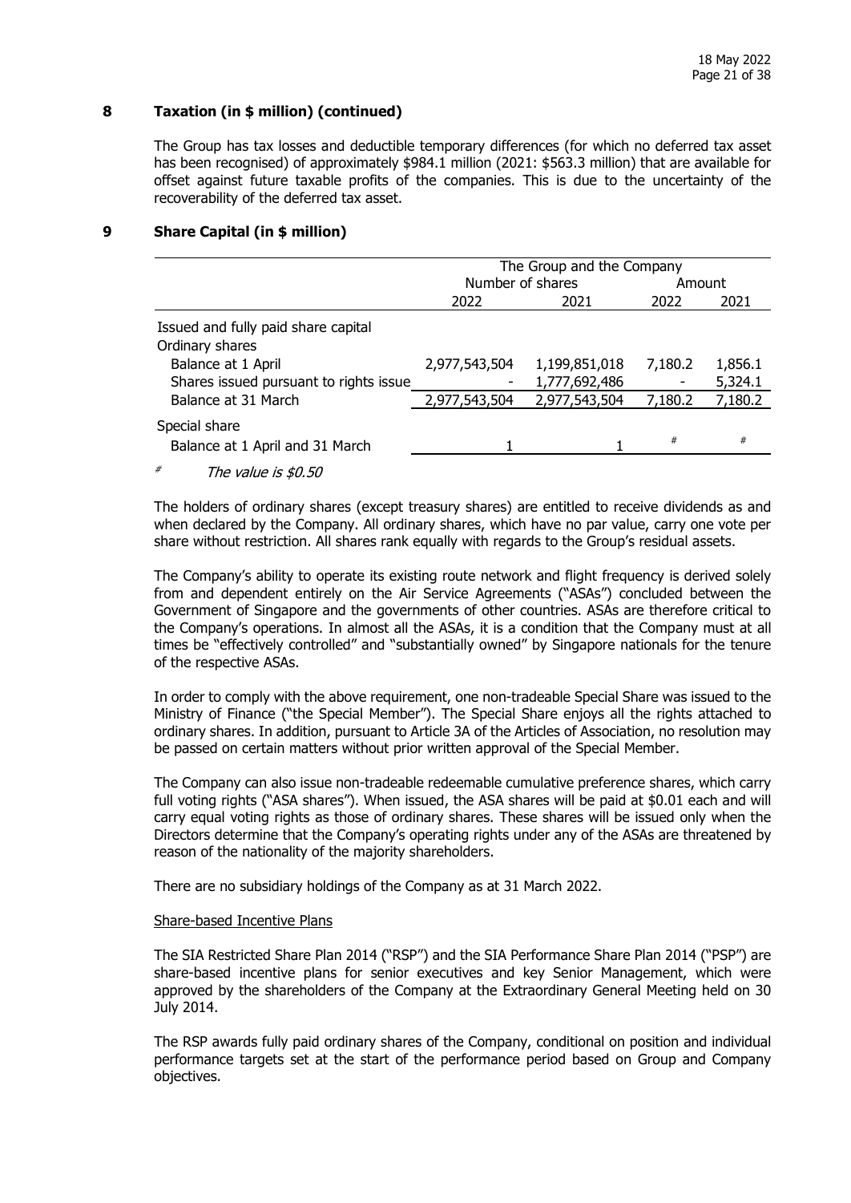## 8 Taxation (in $ million) (continued)

The Group has tax losses and deductible temporary differences (for which no deferred tax asset has been recognised) of approximately $984.1 million (2021: $563.3 million) that are available for offset against future taxable profits of the companies. This is due to the uncertainty of the recoverability of the deferred tax asset.

## 9 Share Capital (in $ million)

| | The Group and the Company | | | |
|---|---|---|---|---|
| | Number of shares | | Amount | |
| | 2022 | 2021 | 2022 | 2021 |
| Issued and fully paid share capital | | | | |
| Ordinary shares | | | | |
| Balance at 1 April | 2,977,543,504 | 1,199,851,018 | 7,180.2 | 1,856.1 |
| Shares issued pursuant to rights issue | - | 1,777,692,486 | - | 5,324.1 |
| Balance at 31 March | 2,977,543,504 | 2,977,543,504 | 7,180.2 | 7,180.2 |
| Special share | | | | |
| Balance at 1 April and 31 March | 1 | 1 | # | # |

# *The value is $0.50*

The holders of ordinary shares (except treasury shares) are entitled to receive dividends as and when declared by the Company. All ordinary shares, which have no par value, carry one vote per share without restriction. All shares rank equally with regards to the Group's residual assets.

The Company's ability to operate its existing route network and flight frequency is derived solely from and dependent entirely on the Air Service Agreements ("ASAs") concluded between the Government of Singapore and the governments of other countries. ASAs are therefore critical to the Company's operations. In almost all the ASAs, it is a condition that the Company must at all times be "effectively controlled" and "substantially owned" by Singapore nationals for the tenure of the respective ASAs.

In order to comply with the above requirement, one non-tradeable Special Share was issued to the Ministry of Finance ("the Special Member"). The Special Share enjoys all the rights attached to ordinary shares. In addition, pursuant to Article 3A of the Articles of Association, no resolution may be passed on certain matters without prior written approval of the Special Member.

The Company can also issue non-tradeable redeemable cumulative preference shares, which carry full voting rights ("ASA shares"). When issued, the ASA shares will be paid at $0.01 each and will carry equal voting rights as those of ordinary shares. These shares will be issued only when the Directors determine that the Company's operating rights under any of the ASAs are threatened by reason of the nationality of the majority shareholders.

There are no subsidiary holdings of the Company as at 31 March 2022.

Share-based Incentive Plans

The SIA Restricted Share Plan 2014 ("RSP") and the SIA Performance Share Plan 2014 ("PSP") are share-based incentive plans for senior executives and key Senior Management, which were approved by the shareholders of the Company at the Extraordinary General Meeting held on 30 July 2014.

The RSP awards fully paid ordinary shares of the Company, conditional on position and individual performance targets set at the start of the performance period based on Group and Company objectives.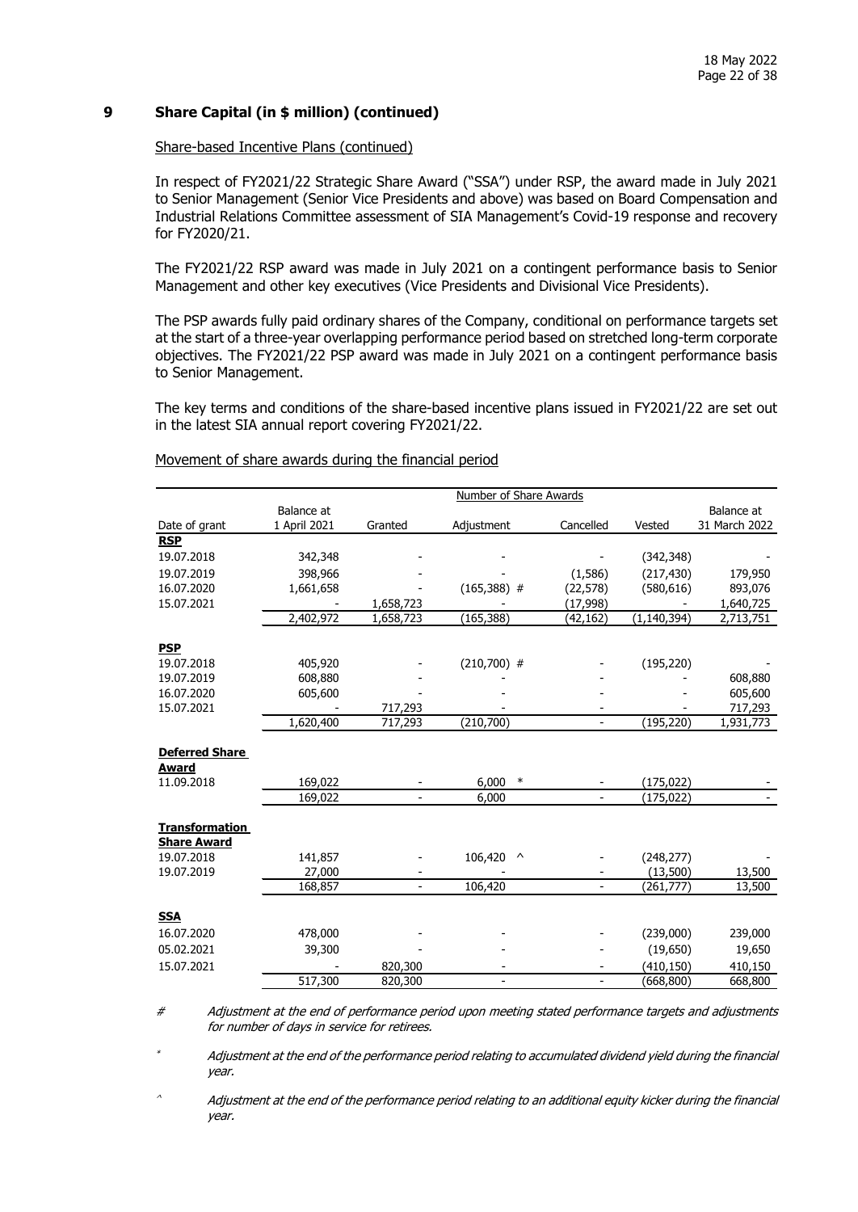## 9 Share Capital (in $ million) (continued)

Share-based Incentive Plans (continued)

In respect of FY2021/22 Strategic Share Award ("SSA") under RSP, the award made in July 2021 to Senior Management (Senior Vice Presidents and above) was based on Board Compensation and Industrial Relations Committee assessment of SIA Management's Covid-19 response and recovery for FY2020/21.

The FY2021/22 RSP award was made in July 2021 on a contingent performance basis to Senior Management and other key executives (Vice Presidents and Divisional Vice Presidents).

The PSP awards fully paid ordinary shares of the Company, conditional on performance targets set at the start of a three-year overlapping performance period based on stretched long-term corporate objectives. The FY2021/22 PSP award was made in July 2021 on a contingent performance basis to Senior Management.

The key terms and conditions of the share-based incentive plans issued in FY2021/22 are set out in the latest SIA annual report covering FY2021/22.

Movement of share awards during the financial period

| | Number of Share Awards | | | | | |
|---|---|---|---|---|---|---|
| Date of grant | Balance at 1 April 2021 | Granted | Adjustment | Cancelled | Vested | Balance at 31 March 2022 |
| **RSP** | | | | | | |
| 19.07.2018 | 342,348 | - | - | - | (342,348) | - |
| 19.07.2019 | 398,966 | - | - | (1,586) | (217,430) | 179,950 |
| 16.07.2020 | 1,661,658 | - | (165,388) # | (22,578) | (580,616) | 893,076 |
| 15.07.2021 | - | 1,658,723 | - | (17,998) | - | 1,640,725 |
| | 2,402,972 | 1,658,723 | (165,388) | (42,162) | (1,140,394) | 2,713,751 |
| **PSP** | | | | | | |
| 19.07.2018 | 405,920 | - | (210,700) # | - | (195,220) | - |
| 19.07.2019 | 608,880 | - | - | - | - | 608,880 |
| 16.07.2020 | 605,600 | - | - | - | - | 605,600 |
| 15.07.2021 | - | 717,293 | - | - | - | 717,293 |
| | 1,620,400 | 717,293 | (210,700) | - | (195,220) | 1,931,773 |
| **Deferred Share Award** | | | | | | |
| 11.09.2018 | 169,022 | - | 6,000 * | - | (175,022) | - |
| | 169,022 | - | 6,000 | - | (175,022) | - |
| **Transformation Share Award** | | | | | | |
| 19.07.2018 | 141,857 | - | 106,420 ^ | - | (248,277) | - |
| 19.07.2019 | 27,000 | - | - | - | (13,500) | 13,500 |
| | 168,857 | - | 106,420 | - | (261,777) | 13,500 |
| **SSA** | | | | | | |
| 16.07.2020 | 478,000 | - | - | - | (239,000) | 239,000 |
| 05.02.2021 | 39,300 | - | - | - | (19,650) | 19,650 |
| 15.07.2021 | - | 820,300 | - | - | (410,150) | 410,150 |
| | 517,300 | 820,300 | - | - | (668,800) | 668,800 |

# *Adjustment at the end of performance period upon meeting stated performance targets and adjustments for number of days in service for retirees.*

* *Adjustment at the end of the performance period relating to accumulated dividend yield during the financial year.*

^ *Adjustment at the end of the performance period relating to an additional equity kicker during the financial year.*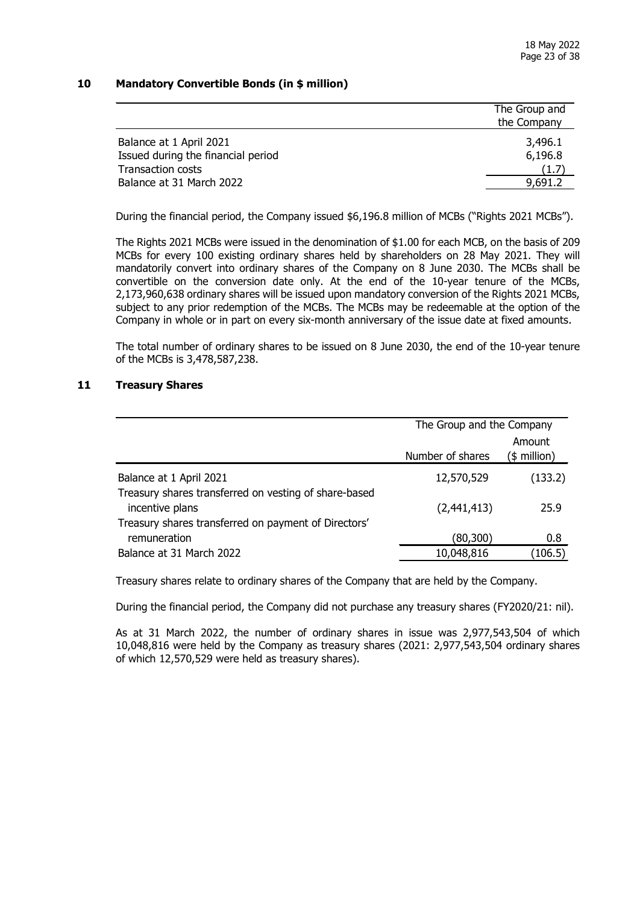## 10 Mandatory Convertible Bonds (in $ million)

| | The Group and the Company |
|---|---|
| Balance at 1 April 2021 | 3,496.1 |
| Issued during the financial period | 6,196.8 |
| Transaction costs | (1.7) |
| Balance at 31 March 2022 | 9,691.2 |

During the financial period, the Company issued $6,196.8 million of MCBs ("Rights 2021 MCBs").

The Rights 2021 MCBs were issued in the denomination of $1.00 for each MCB, on the basis of 209 MCBs for every 100 existing ordinary shares held by shareholders on 28 May 2021. They will mandatorily convert into ordinary shares of the Company on 8 June 2030. The MCBs shall be convertible on the conversion date only. At the end of the 10-year tenure of the MCBs, 2,173,960,638 ordinary shares will be issued upon mandatory conversion of the Rights 2021 MCBs, subject to any prior redemption of the MCBs. The MCBs may be redeemable at the option of the Company in whole or in part on every six-month anniversary of the issue date at fixed amounts.

The total number of ordinary shares to be issued on 8 June 2030, the end of the 10-year tenure of the MCBs is 3,478,587,238.

## 11 Treasury Shares

| | The Group and the Company | |
|---|---|---|
| | Number of shares | Amount ($ million) |
| Balance at 1 April 2021 | 12,570,529 | (133.2) |
| Treasury shares transferred on vesting of share-based incentive plans | (2,441,413) | 25.9 |
| Treasury shares transferred on payment of Directors' remuneration | (80,300) | 0.8 |
| Balance at 31 March 2022 | 10,048,816 | (106.5) |

Treasury shares relate to ordinary shares of the Company that are held by the Company.

During the financial period, the Company did not purchase any treasury shares (FY2020/21: nil).

As at 31 March 2022, the number of ordinary shares in issue was 2,977,543,504 of which 10,048,816 were held by the Company as treasury shares (2021: 2,977,543,504 ordinary shares of which 12,570,529 were held as treasury shares).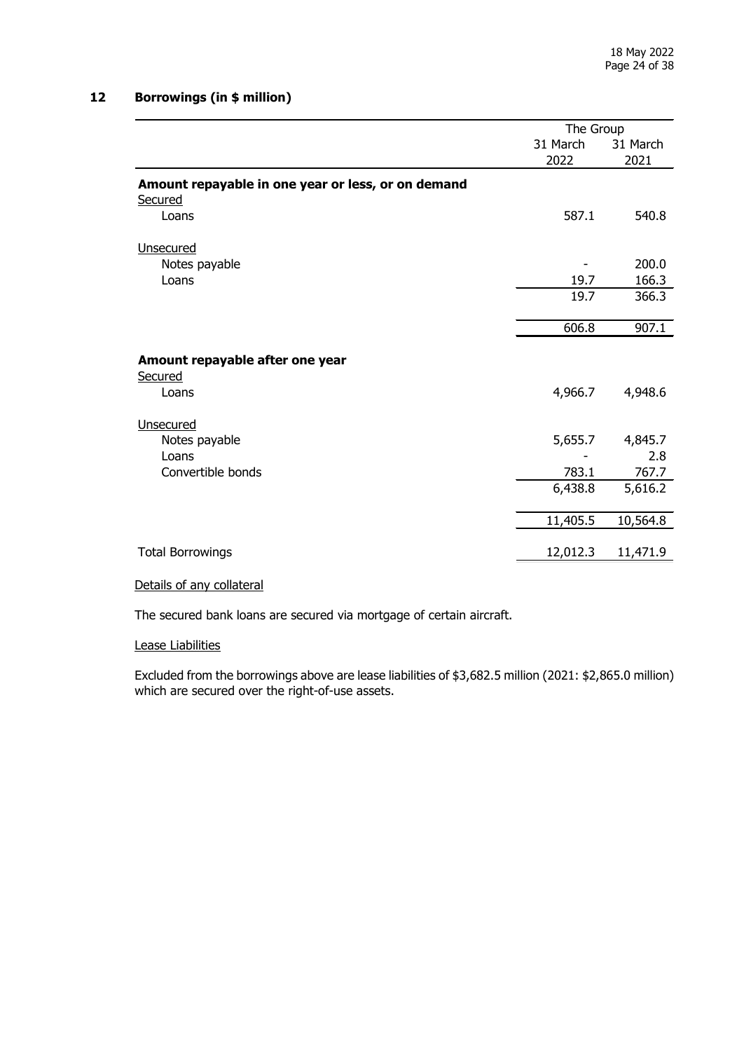## 12 Borrowings (in $ million)

| | The Group | |
|---|---|---|
| | 31 March 2022 | 31 March 2021 |
| **Amount repayable in one year or less, or on demand** | | |
| Secured | | |
| Loans | 587.1 | 540.8 |
| Unsecured | | |
| Notes payable | - | 200.0 |
| Loans | 19.7 | 166.3 |
| | 19.7 | 366.3 |
| | 606.8 | 907.1 |
| **Amount repayable after one year** | | |
| Secured | | |
| Loans | 4,966.7 | 4,948.6 |
| Unsecured | | |
| Notes payable | 5,655.7 | 4,845.7 |
| Loans | - | 2.8 |
| Convertible bonds | 783.1 | 767.7 |
| | 6,438.8 | 5,616.2 |
| | 11,405.5 | 10,564.8 |
| Total Borrowings | 12,012.3 | 11,471.9 |

Details of any collateral

The secured bank loans are secured via mortgage of certain aircraft.

Lease Liabilities

Excluded from the borrowings above are lease liabilities of $3,682.5 million (2021: $2,865.0 million) which are secured over the right-of-use assets.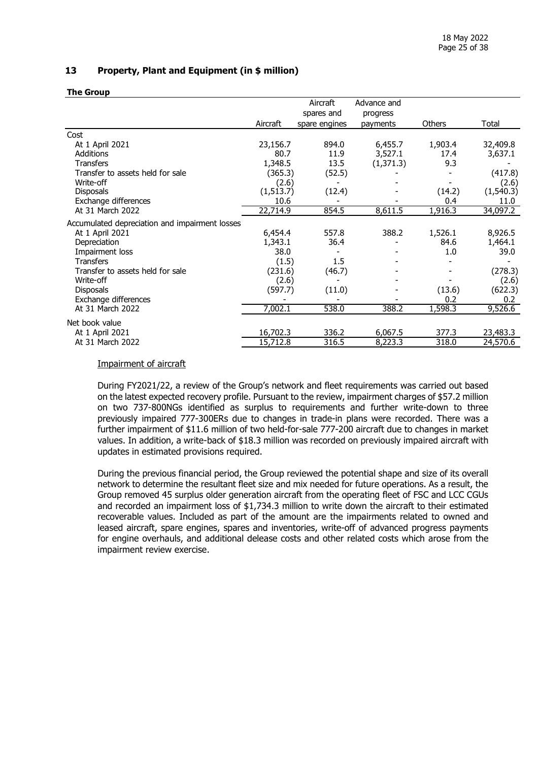## 13 Property, Plant and Equipment (in $ million)

**The Group**

| | Aircraft | Aircraft spares and spare engines | Advance and progress payments | Others | Total |
|---|---|---|---|---|---|
| Cost | | | | | |
| At 1 April 2021 | 23,156.7 | 894.0 | 6,455.7 | 1,903.4 | 32,409.8 |
| Additions | 80.7 | 11.9 | 3,527.1 | 17.4 | 3,637.1 |
| Transfers | 1,348.5 | 13.5 | (1,371.3) | 9.3 | - |
| Transfer to assets held for sale | (365.3) | (52.5) | - | - | (417.8) |
| Write-off | (2.6) | - | - | - | (2.6) |
| Disposals | (1,513.7) | (12.4) | - | (14.2) | (1,540.3) |
| Exchange differences | 10.6 | - | - | 0.4 | 11.0 |
| At 31 March 2022 | 22,714.9 | 854.5 | 8,611.5 | 1,916.3 | 34,097.2 |
| Accumulated depreciation and impairment losses | | | | | |
| At 1 April 2021 | 6,454.4 | 557.8 | 388.2 | 1,526.1 | 8,926.5 |
| Depreciation | 1,343.1 | 36.4 | - | 84.6 | 1,464.1 |
| Impairment loss | 38.0 | - | - | 1.0 | 39.0 |
| Transfers | (1.5) | 1.5 | - | - | - |
| Transfer to assets held for sale | (231.6) | (46.7) | - | - | (278.3) |
| Write-off | (2.6) | - | - | - | (2.6) |
| Disposals | (597.7) | (11.0) | - | (13.6) | (622.3) |
| Exchange differences | - | - | - | 0.2 | 0.2 |
| At 31 March 2022 | 7,002.1 | 538.0 | 388.2 | 1,598.3 | 9,526.6 |
| Net book value | | | | | |
| At 1 April 2021 | 16,702.3 | 336.2 | 6,067.5 | 377.3 | 23,483.3 |
| At 31 March 2022 | 15,712.8 | 316.5 | 8,223.3 | 318.0 | 24,570.6 |

Impairment of aircraft

During FY2021/22, a review of the Group's network and fleet requirements was carried out based on the latest expected recovery profile. Pursuant to the review, impairment charges of $57.2 million on two 737-800NGs identified as surplus to requirements and further write-down to three previously impaired 777-300ERs due to changes in trade-in plans were recorded. There was a further impairment of $11.6 million of two held-for-sale 777-200 aircraft due to changes in market values. In addition, a write-back of $18.3 million was recorded on previously impaired aircraft with updates in estimated provisions required.

During the previous financial period, the Group reviewed the potential shape and size of its overall network to determine the resultant fleet size and mix needed for future operations. As a result, the Group removed 45 surplus older generation aircraft from the operating fleet of FSC and LCC CGUs and recorded an impairment loss of $1,734.3 million to write down the aircraft to their estimated recoverable values. Included as part of the amount are the impairments related to owned and leased aircraft, spare engines, spares and inventories, write-off of advanced progress payments for engine overhauls, and additional delease costs and other related costs which arose from the impairment review exercise.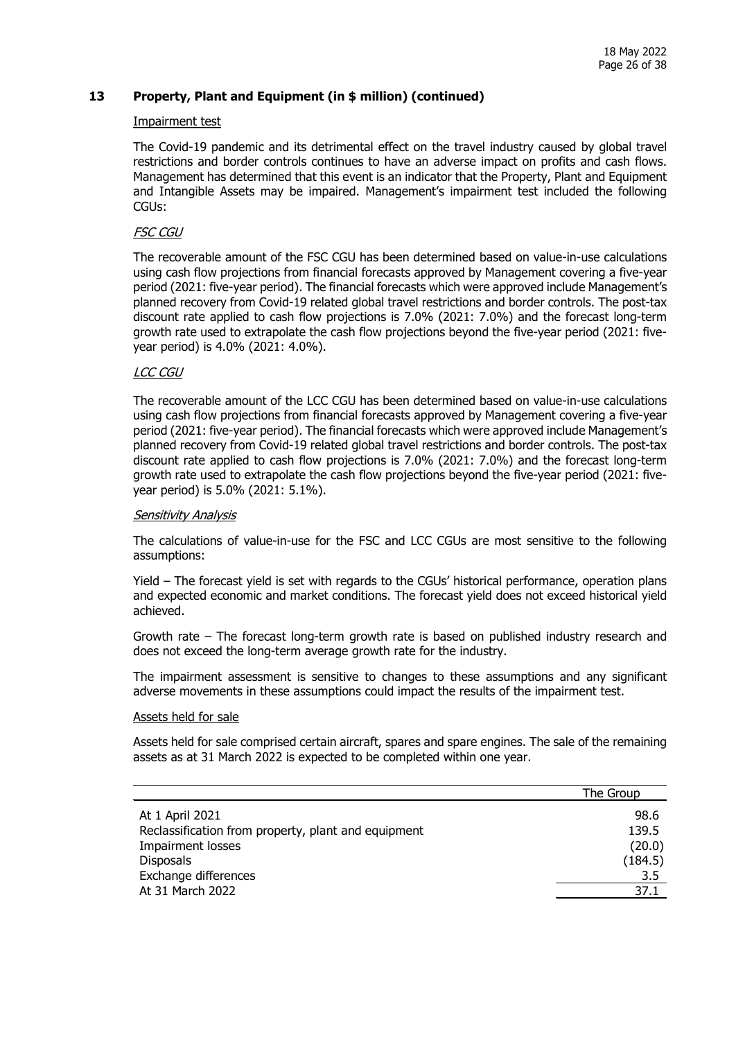## 13 Property, Plant and Equipment (in $ million) (continued)

Impairment test

The Covid-19 pandemic and its detrimental effect on the travel industry caused by global travel restrictions and border controls continues to have an adverse impact on profits and cash flows. Management has determined that this event is an indicator that the Property, Plant and Equipment and Intangible Assets may be impaired. Management's impairment test included the following CGUs:

*FSC CGU*

The recoverable amount of the FSC CGU has been determined based on value-in-use calculations using cash flow projections from financial forecasts approved by Management covering a five-year period (2021: five-year period). The financial forecasts which were approved include Management's planned recovery from Covid-19 related global travel restrictions and border controls. The post-tax discount rate applied to cash flow projections is 7.0% (2021: 7.0%) and the forecast long-term growth rate used to extrapolate the cash flow projections beyond the five-year period (2021: five-year period) is 4.0% (2021: 4.0%).

*LCC CGU*

The recoverable amount of the LCC CGU has been determined based on value-in-use calculations using cash flow projections from financial forecasts approved by Management covering a five-year period (2021: five-year period). The financial forecasts which were approved include Management's planned recovery from Covid-19 related global travel restrictions and border controls. The post-tax discount rate applied to cash flow projections is 7.0% (2021: 7.0%) and the forecast long-term growth rate used to extrapolate the cash flow projections beyond the five-year period (2021: five-year period) is 5.0% (2021: 5.1%).

*Sensitivity Analysis*

The calculations of value-in-use for the FSC and LCC CGUs are most sensitive to the following assumptions:

Yield – The forecast yield is set with regards to the CGUs' historical performance, operation plans and expected economic and market conditions. The forecast yield does not exceed historical yield achieved.

Growth rate – The forecast long-term growth rate is based on published industry research and does not exceed the long-term average growth rate for the industry.

The impairment assessment is sensitive to changes to these assumptions and any significant adverse movements in these assumptions could impact the results of the impairment test.

Assets held for sale

Assets held for sale comprised certain aircraft, spares and spare engines. The sale of the remaining assets as at 31 March 2022 is expected to be completed within one year.

| | The Group |
|---|---|
| At 1 April 2021 | 98.6 |
| Reclassification from property, plant and equipment | 139.5 |
| Impairment losses | (20.0) |
| Disposals | (184.5) |
| Exchange differences | 3.5 |
| At 31 March 2022 | 37.1 |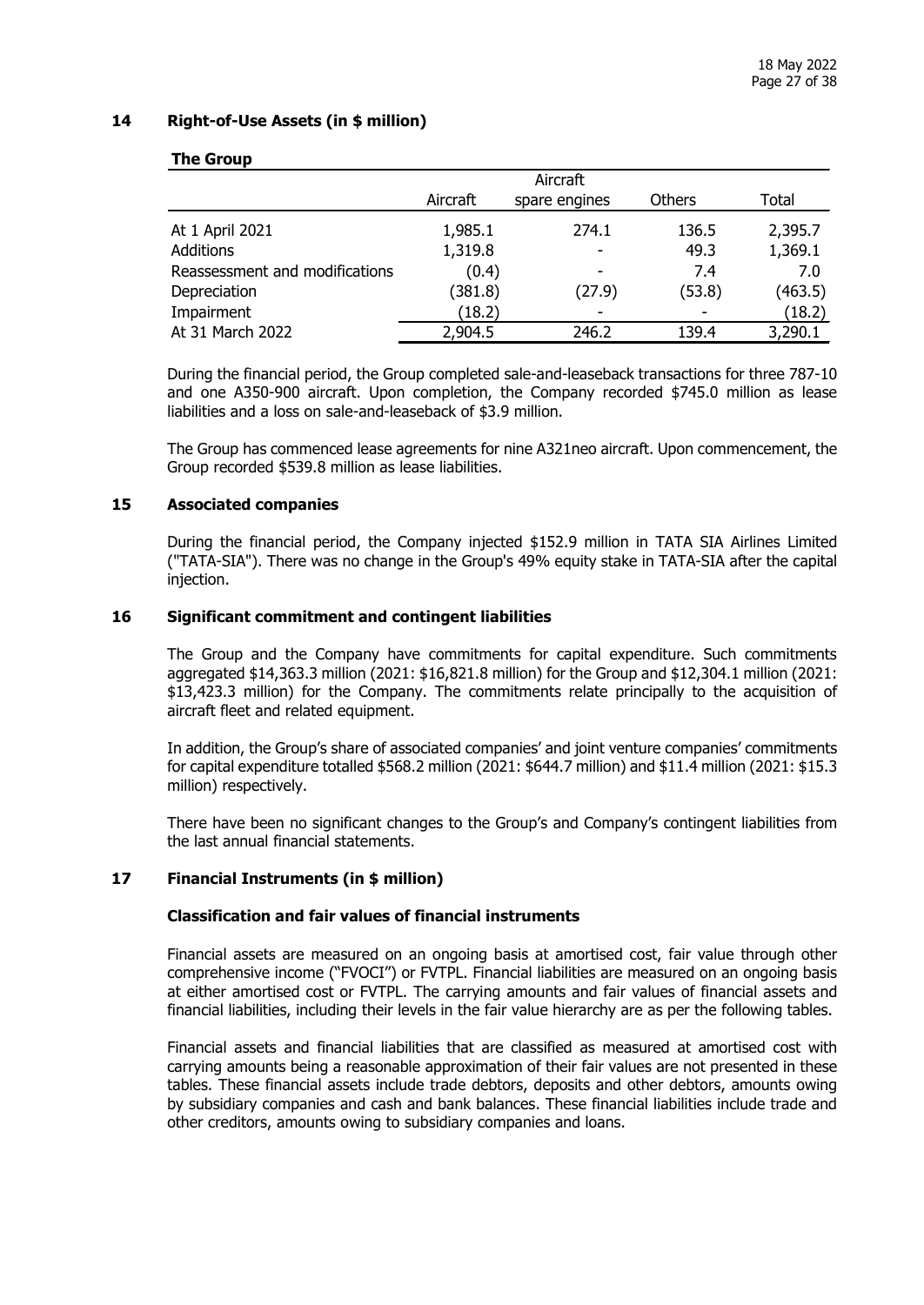## 14 Right-of-Use Assets (in $ million)

**The Group**

| | Aircraft | Aircraft spare engines | Others | Total |
|---|---|---|---|---|
| At 1 April 2021 | 1,985.1 | 274.1 | 136.5 | 2,395.7 |
| Additions | 1,319.8 | - | 49.3 | 1,369.1 |
| Reassessment and modifications | (0.4) | - | 7.4 | 7.0 |
| Depreciation | (381.8) | (27.9) | (53.8) | (463.5) |
| Impairment | (18.2) | - | - | (18.2) |
| At 31 March 2022 | 2,904.5 | 246.2 | 139.4 | 3,290.1 |

During the financial period, the Group completed sale-and-leaseback transactions for three 787-10 and one A350-900 aircraft. Upon completion, the Company recorded $745.0 million as lease liabilities and a loss on sale-and-leaseback of $3.9 million.

The Group has commenced lease agreements for nine A321neo aircraft. Upon commencement, the Group recorded $539.8 million as lease liabilities.

## 15 Associated companies

During the financial period, the Company injected $152.9 million in TATA SIA Airlines Limited ("TATA-SIA"). There was no change in the Group's 49% equity stake in TATA-SIA after the capital injection.

## 16 Significant commitment and contingent liabilities

The Group and the Company have commitments for capital expenditure. Such commitments aggregated $14,363.3 million (2021: $16,821.8 million) for the Group and $12,304.1 million (2021: $13,423.3 million) for the Company. The commitments relate principally to the acquisition of aircraft fleet and related equipment.

In addition, the Group's share of associated companies' and joint venture companies' commitments for capital expenditure totalled $568.2 million (2021: $644.7 million) and $11.4 million (2021: $15.3 million) respectively.

There have been no significant changes to the Group's and Company's contingent liabilities from the last annual financial statements.

## 17 Financial Instruments (in $ million)

### Classification and fair values of financial instruments

Financial assets are measured on an ongoing basis at amortised cost, fair value through other comprehensive income ("FVOCI") or FVTPL. Financial liabilities are measured on an ongoing basis at either amortised cost or FVTPL. The carrying amounts and fair values of financial assets and financial liabilities, including their levels in the fair value hierarchy are as per the following tables.

Financial assets and financial liabilities that are classified as measured at amortised cost with carrying amounts being a reasonable approximation of their fair values are not presented in these tables. These financial assets include trade debtors, deposits and other debtors, amounts owing by subsidiary companies and cash and bank balances. These financial liabilities include trade and other creditors, amounts owing to subsidiary companies and loans.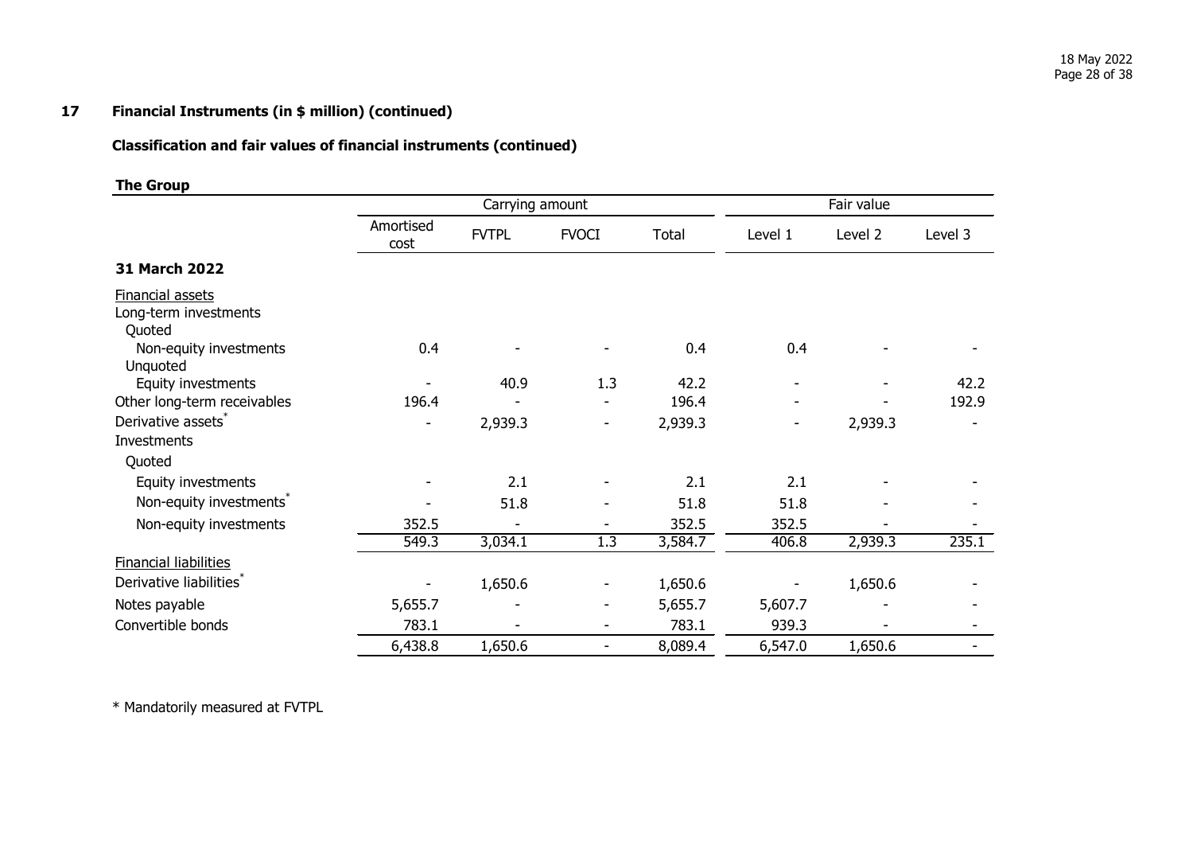## 17 Financial Instruments (in $ million) (continued)

### Classification and fair values of financial instruments (continued)

**The Group**

| | Carrying amount | | | | Fair value | | |
|---|---|---|---|---|---|---|---|
| | Amortised cost | FVTPL | FVOCI | Total | Level 1 | Level 2 | Level 3 |
| **31 March 2022** | | | | | | | |
| Financial assets | | | | | | | |
| Long-term investments | | | | | | | |
| Quoted | | | | | | | |
| Non-equity investments | 0.4 | - | - | 0.4 | 0.4 | - | - |
| Unquoted | | | | | | | |
| Equity investments | - | 40.9 | 1.3 | 42.2 | - | - | 42.2 |
| Other long-term receivables | 196.4 | - | - | 196.4 | - | - | 192.9 |
| Derivative assets* | - | 2,939.3 | - | 2,939.3 | - | 2,939.3 | - |
| Investments | | | | | | | |
| Quoted | | | | | | | |
| Equity investments | - | 2.1 | - | 2.1 | 2.1 | - | - |
| Non-equity investments* | - | 51.8 | - | 51.8 | 51.8 | - | - |
| Non-equity investments | 352.5 | - | - | 352.5 | 352.5 | - | - |
| | 549.3 | 3,034.1 | 1.3 | 3,584.7 | 406.8 | 2,939.3 | 235.1 |
| Financial liabilities | | | | | | | |
| Derivative liabilities* | - | 1,650.6 | - | 1,650.6 | - | 1,650.6 | - |
| Notes payable | 5,655.7 | - | - | 5,655.7 | 5,607.7 | - | - |
| Convertible bonds | 783.1 | - | - | 783.1 | 939.3 | - | - |
| | 6,438.8 | 1,650.6 | - | 8,089.4 | 6,547.0 | 1,650.6 | - |

\* Mandatorily measured at FVTPL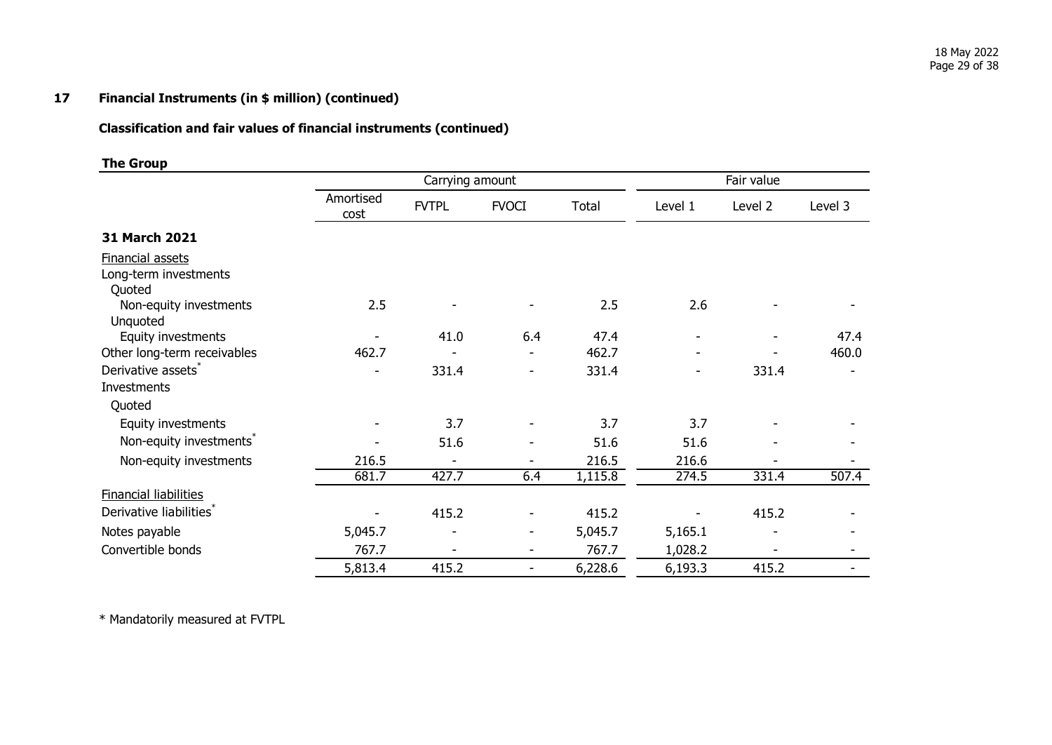## 17 Financial Instruments (in $ million) (continued)

### Classification and fair values of financial instruments (continued)

**The Group**

| | Carrying amount | | | | Fair value | | |
|---|---|---|---|---|---|---|---|
| | Amortised cost | FVTPL | FVOCI | Total | Level 1 | Level 2 | Level 3 |
| **31 March 2021** | | | | | | | |
| Financial assets | | | | | | | |
| Long-term investments | | | | | | | |
| Quoted | | | | | | | |
| Non-equity investments | 2.5 | - | - | 2.5 | 2.6 | - | - |
| Unquoted | | | | | | | |
| Equity investments | - | 41.0 | 6.4 | 47.4 | - | - | 47.4 |
| Other long-term receivables | 462.7 | - | - | 462.7 | - | - | 460.0 |
| Derivative assets* | - | 331.4 | - | 331.4 | - | 331.4 | - |
| Investments | | | | | | | |
| Quoted | | | | | | | |
| Equity investments | - | 3.7 | - | 3.7 | 3.7 | - | - |
| Non-equity investments* | - | 51.6 | - | 51.6 | 51.6 | - | - |
| Non-equity investments | 216.5 | - | - | 216.5 | 216.6 | - | - |
| | 681.7 | 427.7 | 6.4 | 1,115.8 | 274.5 | 331.4 | 507.4 |
| Financial liabilities | | | | | | | |
| Derivative liabilities* | - | 415.2 | - | 415.2 | - | 415.2 | - |
| Notes payable | 5,045.7 | - | - | 5,045.7 | 5,165.1 | - | - |
| Convertible bonds | 767.7 | - | - | 767.7 | 1,028.2 | - | - |
| | 5,813.4 | 415.2 | - | 6,228.6 | 6,193.3 | 415.2 | - |

* Mandatorily measured at FVTPL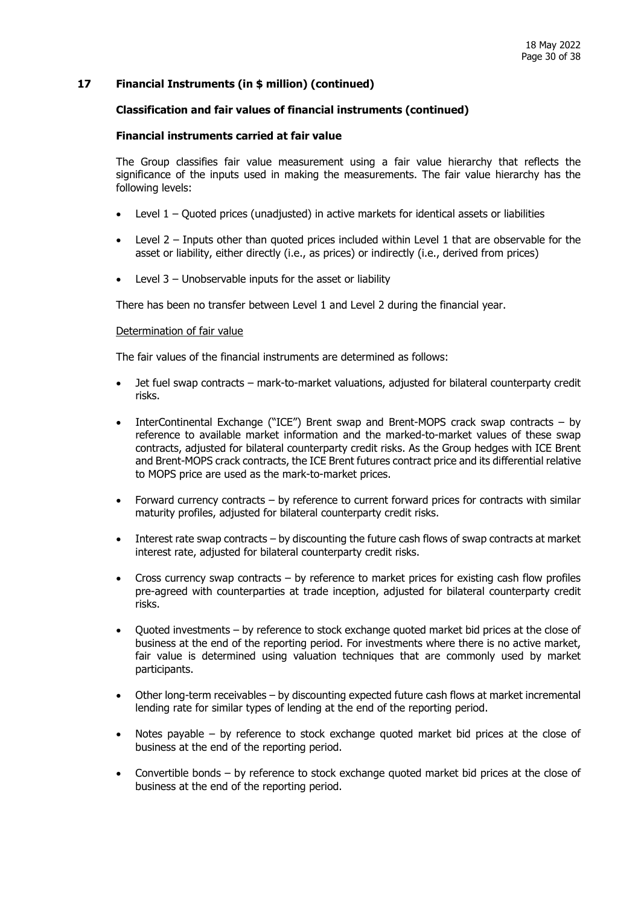## 17 Financial Instruments (in $ million) (continued)

### Classification and fair values of financial instruments (continued)

### Financial instruments carried at fair value

The Group classifies fair value measurement using a fair value hierarchy that reflects the significance of the inputs used in making the measurements. The fair value hierarchy has the following levels:

- Level 1 – Quoted prices (unadjusted) in active markets for identical assets or liabilities
- Level 2 – Inputs other than quoted prices included within Level 1 that are observable for the asset or liability, either directly (i.e., as prices) or indirectly (i.e., derived from prices)
- Level 3 – Unobservable inputs for the asset or liability

There has been no transfer between Level 1 and Level 2 during the financial year.

Determination of fair value

The fair values of the financial instruments are determined as follows:

- Jet fuel swap contracts – mark-to-market valuations, adjusted for bilateral counterparty credit risks.
- InterContinental Exchange ("ICE") Brent swap and Brent-MOPS crack swap contracts – by reference to available market information and the marked-to-market values of these swap contracts, adjusted for bilateral counterparty credit risks. As the Group hedges with ICE Brent and Brent-MOPS crack contracts, the ICE Brent futures contract price and its differential relative to MOPS price are used as the mark-to-market prices.
- Forward currency contracts – by reference to current forward prices for contracts with similar maturity profiles, adjusted for bilateral counterparty credit risks.
- Interest rate swap contracts – by discounting the future cash flows of swap contracts at market interest rate, adjusted for bilateral counterparty credit risks.
- Cross currency swap contracts – by reference to market prices for existing cash flow profiles pre-agreed with counterparties at trade inception, adjusted for bilateral counterparty credit risks.
- Quoted investments – by reference to stock exchange quoted market bid prices at the close of business at the end of the reporting period. For investments where there is no active market, fair value is determined using valuation techniques that are commonly used by market participants.
- Other long-term receivables – by discounting expected future cash flows at market incremental lending rate for similar types of lending at the end of the reporting period.
- Notes payable – by reference to stock exchange quoted market bid prices at the close of business at the end of the reporting period.
- Convertible bonds – by reference to stock exchange quoted market bid prices at the close of business at the end of the reporting period.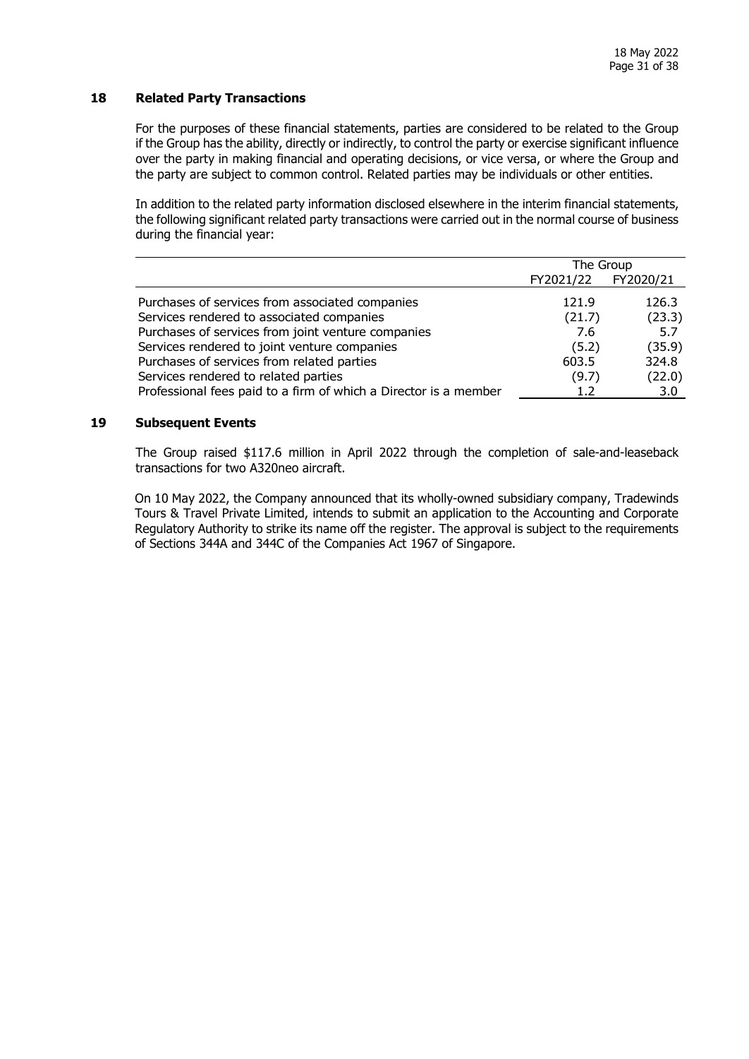## 18 Related Party Transactions

For the purposes of these financial statements, parties are considered to be related to the Group if the Group has the ability, directly or indirectly, to control the party or exercise significant influence over the party in making financial and operating decisions, or vice versa, or where the Group and the party are subject to common control. Related parties may be individuals or other entities.

In addition to the related party information disclosed elsewhere in the interim financial statements, the following significant related party transactions were carried out in the normal course of business during the financial year:

| | The Group | |
|---|---|---|
| | FY2021/22 | FY2020/21 |
| Purchases of services from associated companies | 121.9 | 126.3 |
| Services rendered to associated companies | (21.7) | (23.3) |
| Purchases of services from joint venture companies | 7.6 | 5.7 |
| Services rendered to joint venture companies | (5.2) | (35.9) |
| Purchases of services from related parties | 603.5 | 324.8 |
| Services rendered to related parties | (9.7) | (22.0) |
| Professional fees paid to a firm of which a Director is a member | 1.2 | 3.0 |

## 19 Subsequent Events

The Group raised $117.6 million in April 2022 through the completion of sale-and-leaseback transactions for two A320neo aircraft.

On 10 May 2022, the Company announced that its wholly-owned subsidiary company, Tradewinds Tours & Travel Private Limited, intends to submit an application to the Accounting and Corporate Regulatory Authority to strike its name off the register. The approval is subject to the requirements of Sections 344A and 344C of the Companies Act 1967 of Singapore.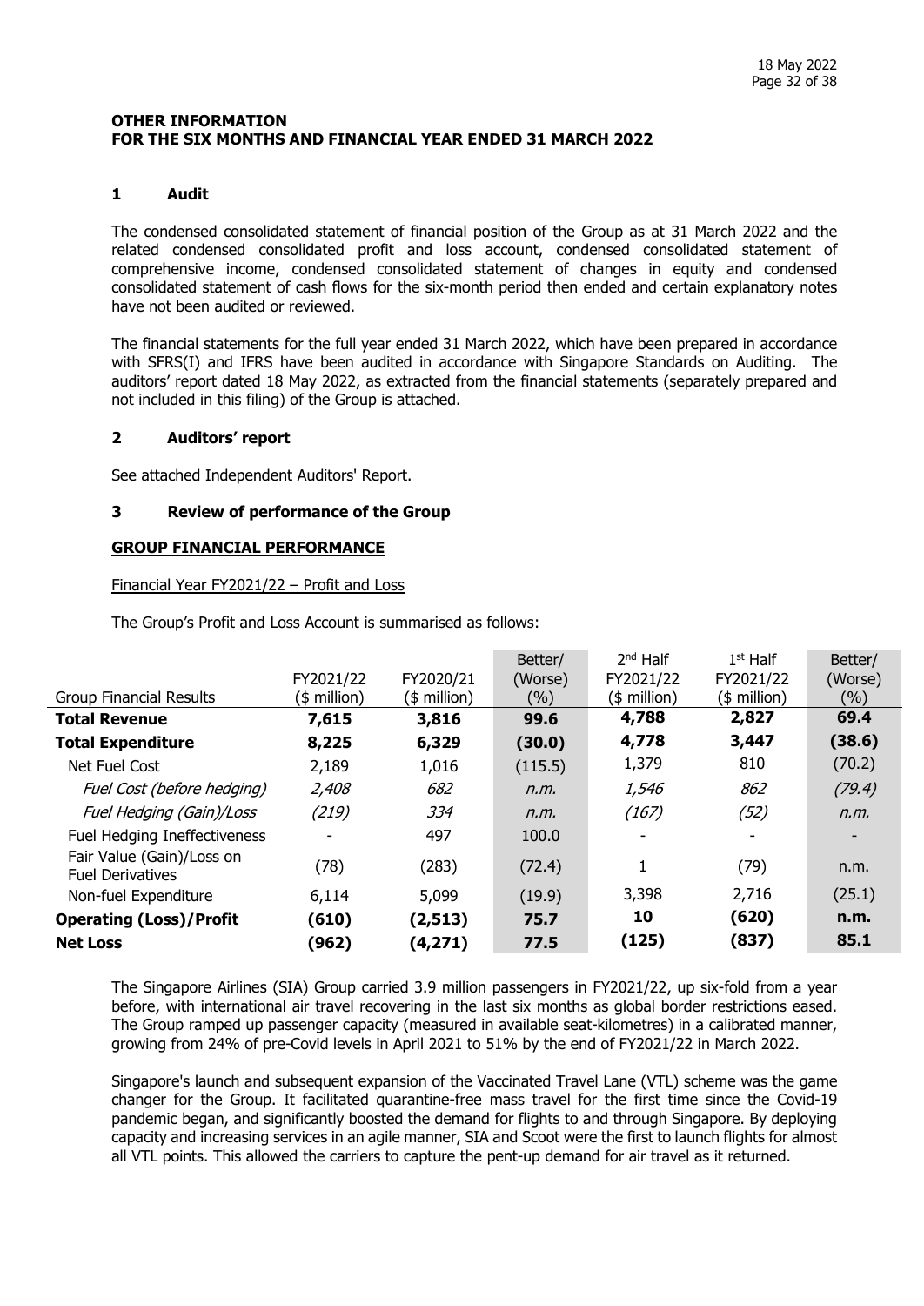**OTHER INFORMATION**
**FOR THE SIX MONTHS AND FINANCIAL YEAR ENDED 31 MARCH 2022**

## 1 Audit

The condensed consolidated statement of financial position of the Group as at 31 March 2022 and the related condensed consolidated profit and loss account, condensed consolidated statement of comprehensive income, condensed consolidated statement of changes in equity and condensed consolidated statement of cash flows for the six-month period then ended and certain explanatory notes have not been audited or reviewed.

The financial statements for the full year ended 31 March 2022, which have been prepared in accordance with SFRS(I) and IFRS have been audited in accordance with Singapore Standards on Auditing. The auditors' report dated 18 May 2022, as extracted from the financial statements (separately prepared and not included in this filing) of the Group is attached.

## 2 Auditors' report

See attached Independent Auditors' Report.

## 3 Review of performance of the Group

**GROUP FINANCIAL PERFORMANCE**

Financial Year FY2021/22 – Profit and Loss

The Group's Profit and Loss Account is summarised as follows:

| Group Financial Results | FY2021/22 ($ million) | FY2020/21 ($ million) | Better/ (Worse) (%) | 2nd Half FY2021/22 ($ million) | 1st Half FY2021/22 ($ million) | Better/ (Worse) (%) |
|---|---|---|---|---|---|---|
| **Total Revenue** | **7,615** | **3,816** | **99.6** | **4,788** | **2,827** | **69.4** |
| **Total Expenditure** | **8,225** | **6,329** | **(30.0)** | **4,778** | **3,447** | **(38.6)** |
| Net Fuel Cost | 2,189 | 1,016 | (115.5) | 1,379 | 810 | (70.2) |
| *Fuel Cost (before hedging)* | *2,408* | *682* | *n.m.* | *1,546* | *862* | *(79.4)* |
| *Fuel Hedging (Gain)/Loss* | *(219)* | *334* | *n.m.* | *(167)* | *(52)* | *n.m.* |
| Fuel Hedging Ineffectiveness | - | 497 | 100.0 | - | - | - |
| Fair Value (Gain)/Loss on Fuel Derivatives | (78) | (283) | (72.4) | 1 | (79) | n.m. |
| Non-fuel Expenditure | 6,114 | 5,099 | (19.9) | 3,398 | 2,716 | (25.1) |
| **Operating (Loss)/Profit** | **(610)** | **(2,513)** | **75.7** | **10** | **(620)** | **n.m.** |
| **Net Loss** | **(962)** | **(4,271)** | **77.5** | **(125)** | **(837)** | **85.1** |

The Singapore Airlines (SIA) Group carried 3.9 million passengers in FY2021/22, up six-fold from a year before, with international air travel recovering in the last six months as global border restrictions eased. The Group ramped up passenger capacity (measured in available seat-kilometres) in a calibrated manner, growing from 24% of pre-Covid levels in April 2021 to 51% by the end of FY2021/22 in March 2022.

Singapore's launch and subsequent expansion of the Vaccinated Travel Lane (VTL) scheme was the game changer for the Group. It facilitated quarantine-free mass travel for the first time since the Covid-19 pandemic began, and significantly boosted the demand for flights to and through Singapore. By deploying capacity and increasing services in an agile manner, SIA and Scoot were the first to launch flights for almost all VTL points. This allowed the carriers to capture the pent-up demand for air travel as it returned.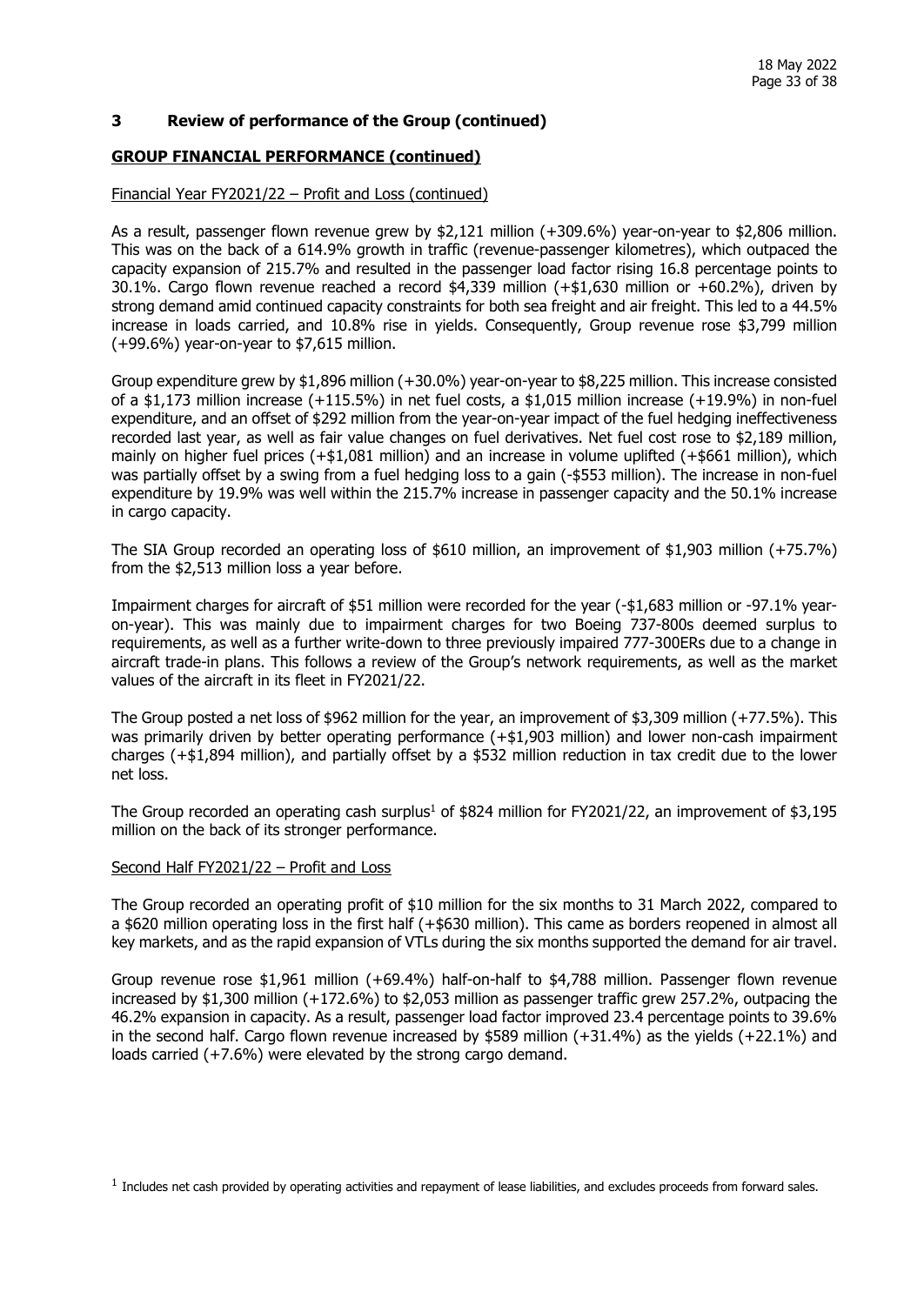## 3 Review of performance of the Group (continued)

### GROUP FINANCIAL PERFORMANCE (continued)

Financial Year FY2021/22 – Profit and Loss (continued)

As a result, passenger flown revenue grew by $2,121 million (+309.6%) year-on-year to $2,806 million. This was on the back of a 614.9% growth in traffic (revenue-passenger kilometres), which outpaced the capacity expansion of 215.7% and resulted in the passenger load factor rising 16.8 percentage points to 30.1%. Cargo flown revenue reached a record $4,339 million (+$1,630 million or +60.2%), driven by strong demand amid continued capacity constraints for both sea freight and air freight. This led to a 44.5% increase in loads carried, and 10.8% rise in yields. Consequently, Group revenue rose $3,799 million (+99.6%) year-on-year to $7,615 million.

Group expenditure grew by $1,896 million (+30.0%) year-on-year to $8,225 million. This increase consisted of a $1,173 million increase (+115.5%) in net fuel costs, a $1,015 million increase (+19.9%) in non-fuel expenditure, and an offset of $292 million from the year-on-year impact of the fuel hedging ineffectiveness recorded last year, as well as fair value changes on fuel derivatives. Net fuel cost rose to $2,189 million, mainly on higher fuel prices (+$1,081 million) and an increase in volume uplifted (+$661 million), which was partially offset by a swing from a fuel hedging loss to a gain (-$553 million). The increase in non-fuel expenditure by 19.9% was well within the 215.7% increase in passenger capacity and the 50.1% increase in cargo capacity.

The SIA Group recorded an operating loss of $610 million, an improvement of $1,903 million (+75.7%) from the $2,513 million loss a year before.

Impairment charges for aircraft of $51 million were recorded for the year (-$1,683 million or -97.1% year-on-year). This was mainly due to impairment charges for two Boeing 737-800s deemed surplus to requirements, as well as a further write-down to three previously impaired 777-300ERs due to a change in aircraft trade-in plans. This follows a review of the Group's network requirements, as well as the market values of the aircraft in its fleet in FY2021/22.

The Group posted a net loss of $962 million for the year, an improvement of $3,309 million (+77.5%). This was primarily driven by better operating performance (+$1,903 million) and lower non-cash impairment charges (+$1,894 million), and partially offset by a $532 million reduction in tax credit due to the lower net loss.

The Group recorded an operating cash surplus[1] of $824 million for FY2021/22, an improvement of $3,195 million on the back of its stronger performance.

Second Half FY2021/22 – Profit and Loss

The Group recorded an operating profit of $10 million for the six months to 31 March 2022, compared to a $620 million operating loss in the first half (+$630 million). This came as borders reopened in almost all key markets, and as the rapid expansion of VTLs during the six months supported the demand for air travel.

Group revenue rose $1,961 million (+69.4%) half-on-half to $4,788 million. Passenger flown revenue increased by $1,300 million (+172.6%) to $2,053 million as passenger traffic grew 257.2%, outpacing the 46.2% expansion in capacity. As a result, passenger load factor improved 23.4 percentage points to 39.6% in the second half. Cargo flown revenue increased by $589 million (+31.4%) as the yields (+22.1%) and loads carried (+7.6%) were elevated by the strong cargo demand.

[1] Includes net cash provided by operating activities and repayment of lease liabilities, and excludes proceeds from forward sales.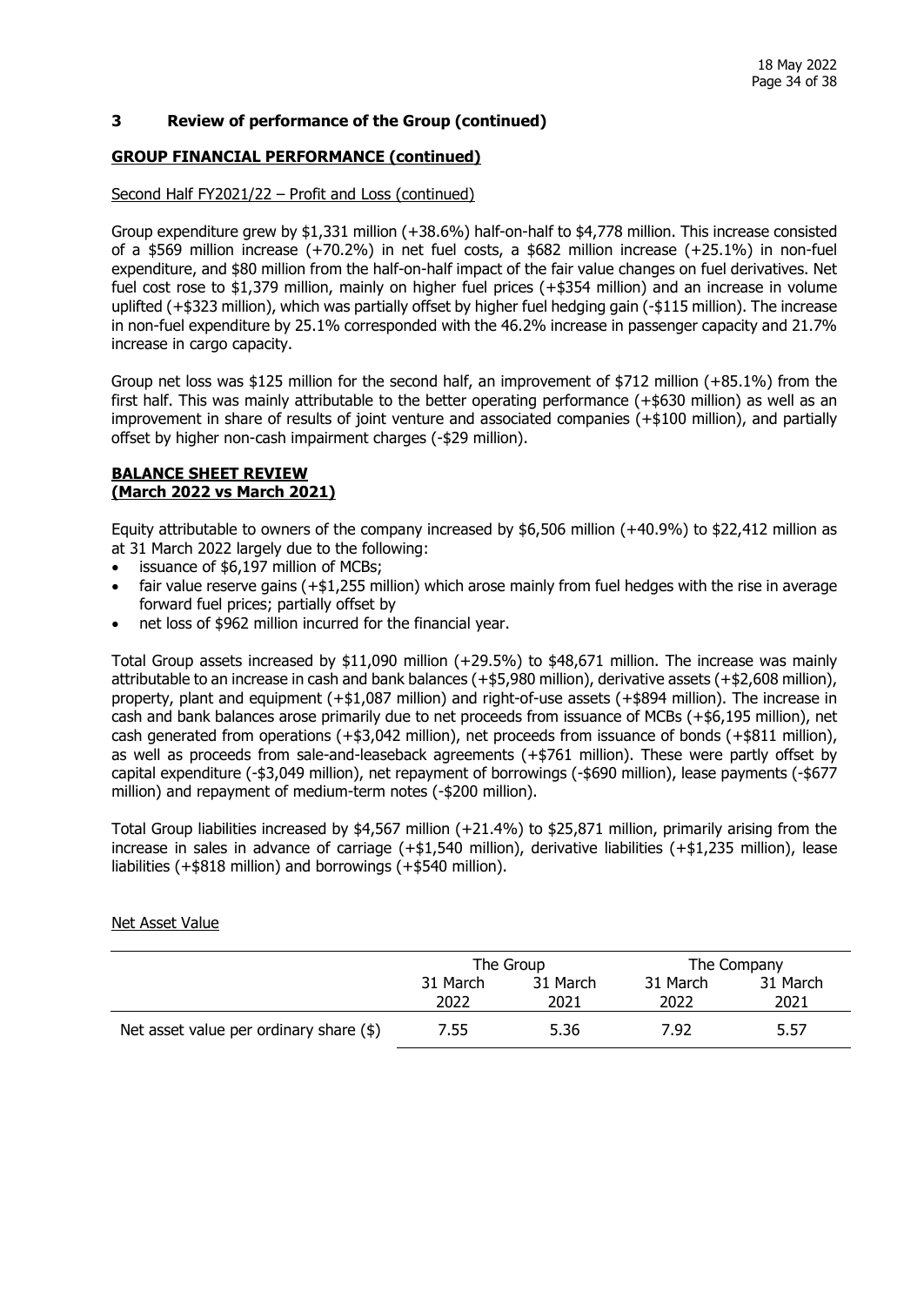## 3 Review of performance of the Group (continued)

### GROUP FINANCIAL PERFORMANCE (continued)

Second Half FY2021/22 – Profit and Loss (continued)

Group expenditure grew by $1,331 million (+38.6%) half-on-half to $4,778 million. This increase consisted of a $569 million increase (+70.2%) in net fuel costs, a $682 million increase (+25.1%) in non-fuel expenditure, and $80 million from the half-on-half impact of the fair value changes on fuel derivatives. Net fuel cost rose to $1,379 million, mainly on higher fuel prices (+$354 million) and an increase in volume uplifted (+$323 million), which was partially offset by higher fuel hedging gain (-$115 million). The increase in non-fuel expenditure by 25.1% corresponded with the 46.2% increase in passenger capacity and 21.7% increase in cargo capacity.

Group net loss was $125 million for the second half, an improvement of $712 million (+85.1%) from the first half. This was mainly attributable to the better operating performance (+$630 million) as well as an improvement in share of results of joint venture and associated companies (+$100 million), and partially offset by higher non-cash impairment charges (-$29 million).

### BALANCE SHEET REVIEW (March 2022 vs March 2021)

Equity attributable to owners of the company increased by $6,506 million (+40.9%) to $22,412 million as at 31 March 2022 largely due to the following:

- issuance of $6,197 million of MCBs;
- fair value reserve gains (+$1,255 million) which arose mainly from fuel hedges with the rise in average forward fuel prices; partially offset by
- net loss of $962 million incurred for the financial year.

Total Group assets increased by $11,090 million (+29.5%) to $48,671 million. The increase was mainly attributable to an increase in cash and bank balances (+$5,980 million), derivative assets (+$2,608 million), property, plant and equipment (+$1,087 million) and right-of-use assets (+$894 million). The increase in cash and bank balances arose primarily due to net proceeds from issuance of MCBs (+$6,195 million), net cash generated from operations (+$3,042 million), net proceeds from issuance of bonds (+$811 million), as well as proceeds from sale-and-leaseback agreements (+$761 million). These were partly offset by capital expenditure (-$3,049 million), net repayment of borrowings (-$690 million), lease payments (-$677 million) and repayment of medium-term notes (-$200 million).

Total Group liabilities increased by $4,567 million (+21.4%) to $25,871 million, primarily arising from the increase in sales in advance of carriage (+$1,540 million), derivative liabilities (+$1,235 million), lease liabilities (+$818 million) and borrowings (+$540 million).

Net Asset Value

| | The Group | | The Company | |
|---|---|---|---|---|
| | 31 March 2022 | 31 March 2021 | 31 March 2022 | 31 March 2021 |
| Net asset value per ordinary share ($) | 7.55 | 5.36 | 7.92 | 5.57 |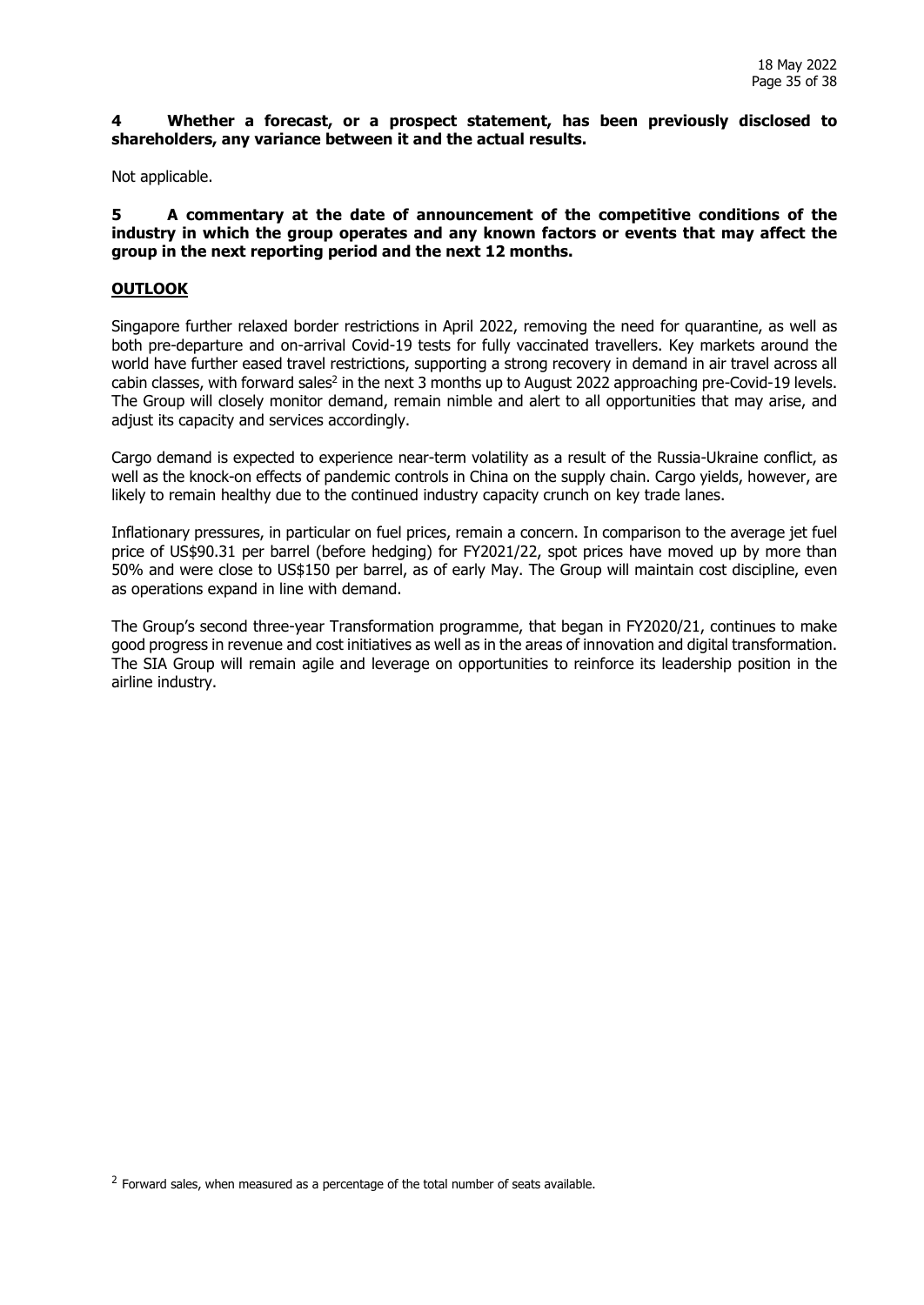**4 Whether a forecast, or a prospect statement, has been previously disclosed to shareholders, any variance between it and the actual results.**

Not applicable.

**5 A commentary at the date of announcement of the competitive conditions of the industry in which the group operates and any known factors or events that may affect the group in the next reporting period and the next 12 months.**

**OUTLOOK**

Singapore further relaxed border restrictions in April 2022, removing the need for quarantine, as well as both pre-departure and on-arrival Covid-19 tests for fully vaccinated travellers. Key markets around the world have further eased travel restrictions, supporting a strong recovery in demand in air travel across all cabin classes, with forward sales[2] in the next 3 months up to August 2022 approaching pre-Covid-19 levels. The Group will closely monitor demand, remain nimble and alert to all opportunities that may arise, and adjust its capacity and services accordingly.

Cargo demand is expected to experience near-term volatility as a result of the Russia-Ukraine conflict, as well as the knock-on effects of pandemic controls in China on the supply chain. Cargo yields, however, are likely to remain healthy due to the continued industry capacity crunch on key trade lanes.

Inflationary pressures, in particular on fuel prices, remain a concern. In comparison to the average jet fuel price of US$90.31 per barrel (before hedging) for FY2021/22, spot prices have moved up by more than 50% and were close to US$150 per barrel, as of early May. The Group will maintain cost discipline, even as operations expand in line with demand.

The Group's second three-year Transformation programme, that began in FY2020/21, continues to make good progress in revenue and cost initiatives as well as in the areas of innovation and digital transformation. The SIA Group will remain agile and leverage on opportunities to reinforce its leadership position in the airline industry.

[2] Forward sales, when measured as a percentage of the total number of seats available.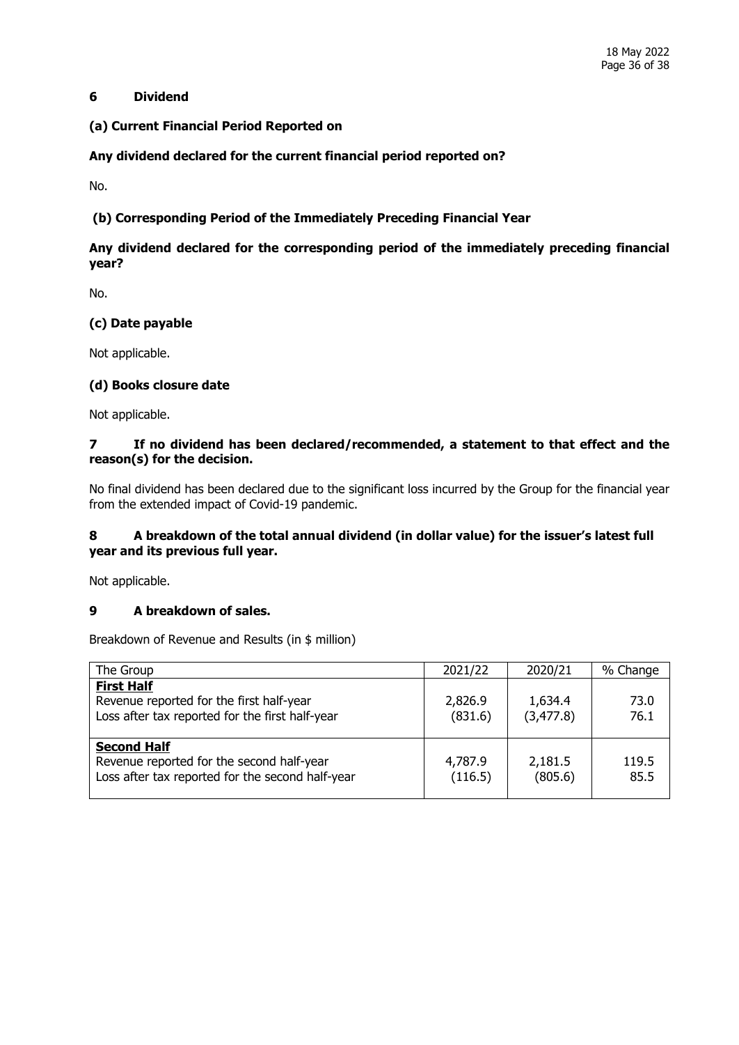## 6 Dividend

### (a) Current Financial Period Reported on

**Any dividend declared for the current financial period reported on?**

No.

### (b) Corresponding Period of the Immediately Preceding Financial Year

**Any dividend declared for the corresponding period of the immediately preceding financial year?**

No.

### (c) Date payable

Not applicable.

### (d) Books closure date

Not applicable.

## 7 If no dividend has been declared/recommended, a statement to that effect and the reason(s) for the decision.

No final dividend has been declared due to the significant loss incurred by the Group for the financial year from the extended impact of Covid-19 pandemic.

## 8 A breakdown of the total annual dividend (in dollar value) for the issuer's latest full year and its previous full year.

Not applicable.

## 9 A breakdown of sales.

Breakdown of Revenue and Results (in $ million)

| The Group | 2021/22 | 2020/21 | % Change |
|---|---|---|---|
| **First Half** | | | |
| Revenue reported for the first half-year | 2,826.9 | 1,634.4 | 73.0 |
| Loss after tax reported for the first half-year | (831.6) | (3,477.8) | 76.1 |
| **Second Half** | | | |
| Revenue reported for the second half-year | 4,787.9 | 2,181.5 | 119.5 |
| Loss after tax reported for the second half-year | (116.5) | (805.6) | 85.5 |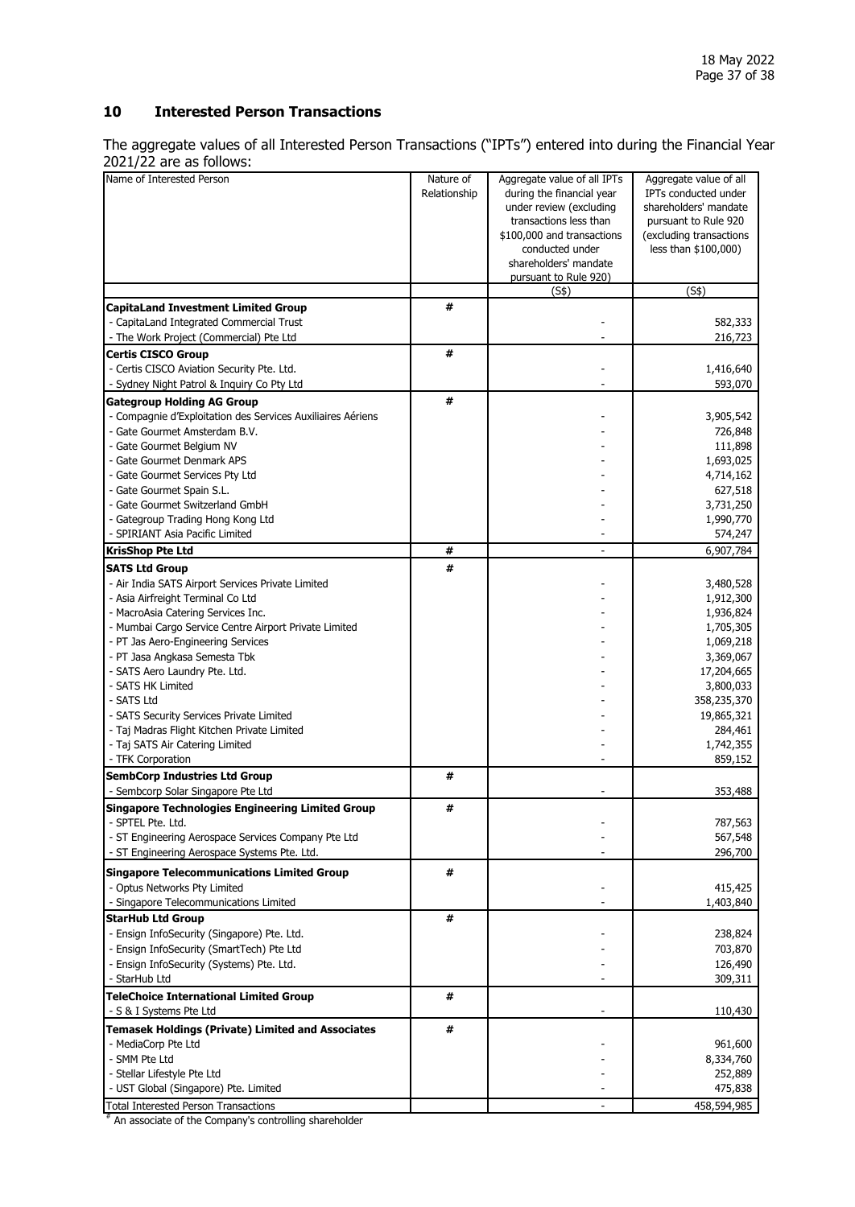## 10 Interested Person Transactions

The aggregate values of all Interested Person Transactions ("IPTs") entered into during the Financial Year 2021/22 are as follows:

| Name of Interested Person | Nature of Relationship | Aggregate value of all IPTs during the financial year under review (excluding transactions less than $100,000 and transactions conducted under shareholders' mandate pursuant to Rule 920) | Aggregate value of all IPTs conducted under shareholders' mandate pursuant to Rule 920 (excluding transactions less than $100,000) |
|---|---|---|---|
| | | (S$) | (S$) |
| **CapitaLand Investment Limited Group** | # | | |
| - CapitaLand Integrated Commercial Trust | | - | 582,333 |
| - The Work Project (Commercial) Pte Ltd | | - | 216,723 |
| **Certis CISCO Group** | # | | |
| - Certis CISCO Aviation Security Pte. Ltd. | | - | 1,416,640 |
| - Sydney Night Patrol & Inquiry Co Pty Ltd | | - | 593,070 |
| **Gategroup Holding AG Group** | # | | |
| - Compagnie d'Exploitation des Services Auxiliaires Aériens | | - | 3,905,542 |
| - Gate Gourmet Amsterdam B.V. | | - | 726,848 |
| - Gate Gourmet Belgium NV | | - | 111,898 |
| - Gate Gourmet Denmark APS | | - | 1,693,025 |
| - Gate Gourmet Services Pty Ltd | | - | 4,714,162 |
| - Gate Gourmet Spain S.L. | | - | 627,518 |
| - Gate Gourmet Switzerland GmbH | | - | 3,731,250 |
| - Gategroup Trading Hong Kong Ltd | | - | 1,990,770 |
| - SPIRIANT Asia Pacific Limited | | - | 574,247 |
| **KrisShop Pte Ltd** | # | - | 6,907,784 |
| **SATS Ltd Group** | # | | |
| - Air India SATS Airport Services Private Limited | | - | 3,480,528 |
| - Asia Airfreight Terminal Co Ltd | | - | 1,912,300 |
| - MacroAsia Catering Services Inc. | | - | 1,936,824 |
| - Mumbai Cargo Service Centre Airport Private Limited | | - | 1,705,305 |
| - PT Jas Aero-Engineering Services | | - | 1,069,218 |
| - PT Jasa Angkasa Semesta Tbk | | - | 3,369,067 |
| - SATS Aero Laundry Pte. Ltd. | | - | 17,204,665 |
| - SATS HK Limited | | - | 3,800,033 |
| - SATS Ltd | | - | 358,235,370 |
| - SATS Security Services Private Limited | | - | 19,865,321 |
| - Taj Madras Flight Kitchen Private Limited | | - | 284,461 |
| - Taj SATS Air Catering Limited | | - | 1,742,355 |
| - TFK Corporation | | - | 859,152 |
| **SembCorp Industries Ltd Group** | # | | |
| - Sembcorp Solar Singapore Pte Ltd | | - | 353,488 |
| **Singapore Technologies Engineering Limited Group** | # | | |
| - SPTEL Pte. Ltd. | | - | 787,563 |
| - ST Engineering Aerospace Services Company Pte Ltd | | - | 567,548 |
| - ST Engineering Aerospace Systems Pte. Ltd. | | - | 296,700 |
| **Singapore Telecommunications Limited Group** | # | | |
| - Optus Networks Pty Limited | | - | 415,425 |
| - Singapore Telecommunications Limited | | - | 1,403,840 |
| **StarHub Ltd Group** | # | | |
| - Ensign InfoSecurity (Singapore) Pte. Ltd. | | - | 238,824 |
| - Ensign InfoSecurity (SmartTech) Pte Ltd | | - | 703,870 |
| - Ensign InfoSecurity (Systems) Pte. Ltd. | | - | 126,490 |
| - StarHub Ltd | | - | 309,311 |
| **TeleChoice International Limited Group** | # | | |
| - S & I Systems Pte Ltd | | - | 110,430 |
| **Temasek Holdings (Private) Limited and Associates** | # | | |
| - MediaCorp Pte Ltd | | - | 961,600 |
| - SMM Pte Ltd | | - | 8,334,760 |
| - Stellar Lifestyle Pte Ltd | | - | 252,889 |
| - UST Global (Singapore) Pte. Limited | | - | 475,838 |
| Total Interested Person Transactions | | - | 458,594,985 |

[#] An associate of the Company's controlling shareholder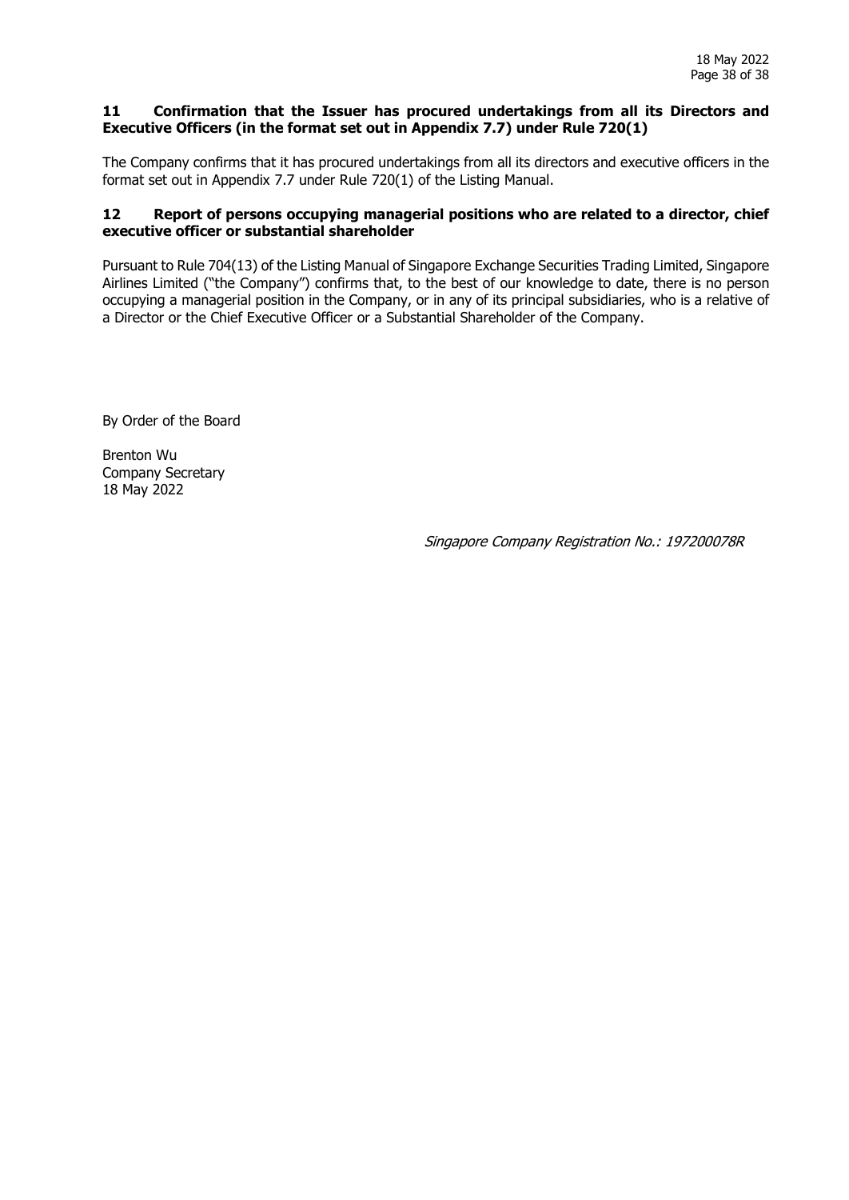## 11 Confirmation that the Issuer has procured undertakings from all its Directors and Executive Officers (in the format set out in Appendix 7.7) under Rule 720(1)

The Company confirms that it has procured undertakings from all its directors and executive officers in the format set out in Appendix 7.7 under Rule 720(1) of the Listing Manual.

## 12 Report of persons occupying managerial positions who are related to a director, chief executive officer or substantial shareholder

Pursuant to Rule 704(13) of the Listing Manual of Singapore Exchange Securities Trading Limited, Singapore Airlines Limited ("the Company") confirms that, to the best of our knowledge to date, there is no person occupying a managerial position in the Company, or in any of its principal subsidiaries, who is a relative of a Director or the Chief Executive Officer or a Substantial Shareholder of the Company.

By Order of the Board

Brenton Wu
Company Secretary
18 May 2022

*Singapore Company Registration No.: 197200078R*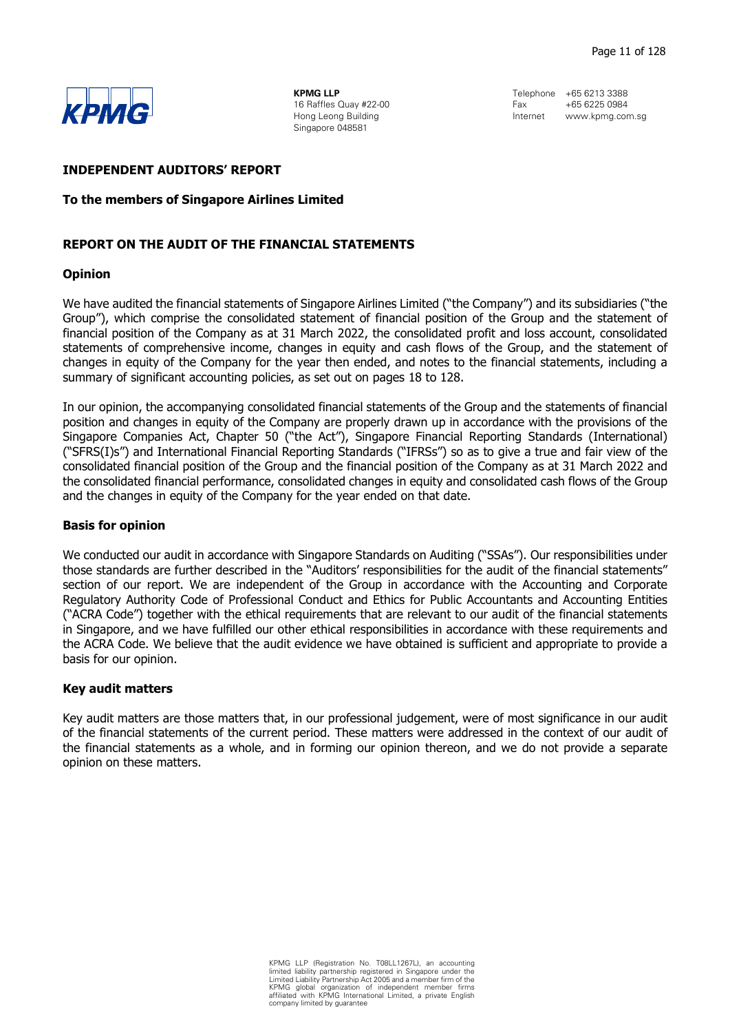**KPMG LLP**
16 Raffles Quay #22-00
Hong Leong Building
Singapore 048581

Telephone +65 6213 3388
Fax +65 6225 0984
Internet www.kpmg.com.sg

## INDEPENDENT AUDITORS' REPORT

### To the members of Singapore Airlines Limited

## REPORT ON THE AUDIT OF THE FINANCIAL STATEMENTS

### Opinion

We have audited the financial statements of Singapore Airlines Limited ("the Company") and its subsidiaries ("the Group"), which comprise the consolidated statement of financial position of the Group and the statement of financial position of the Company as at 31 March 2022, the consolidated profit and loss account, consolidated statements of comprehensive income, changes in equity and cash flows of the Group, and the statement of changes in equity of the Company for the year then ended, and notes to the financial statements, including a summary of significant accounting policies, as set out on pages 18 to 128.

In our opinion, the accompanying consolidated financial statements of the Group and the statements of financial position and changes in equity of the Company are properly drawn up in accordance with the provisions of the Singapore Companies Act, Chapter 50 ("the Act"), Singapore Financial Reporting Standards (International) ("SFRS(I)s") and International Financial Reporting Standards ("IFRSs") so as to give a true and fair view of the consolidated financial position of the Group and the financial position of the Company as at 31 March 2022 and the consolidated financial performance, consolidated changes in equity and consolidated cash flows of the Group and the changes in equity of the Company for the year ended on that date.

### Basis for opinion

We conducted our audit in accordance with Singapore Standards on Auditing ("SSAs"). Our responsibilities under those standards are further described in the "Auditors' responsibilities for the audit of the financial statements" section of our report. We are independent of the Group in accordance with the Accounting and Corporate Regulatory Authority Code of Professional Conduct and Ethics for Public Accountants and Accounting Entities ("ACRA Code") together with the ethical requirements that are relevant to our audit of the financial statements in Singapore, and we have fulfilled our other ethical responsibilities in accordance with these requirements and the ACRA Code. We believe that the audit evidence we have obtained is sufficient and appropriate to provide a basis for our opinion.

### Key audit matters

Key audit matters are those matters that, in our professional judgement, were of most significance in our audit of the financial statements of the current period. These matters were addressed in the context of our audit of the financial statements as a whole, and in forming our opinion thereon, and we do not provide a separate opinion on these matters.

KPMG LLP (Registration No. T08LL1267L), an accounting limited liability partnership registered in Singapore under the Limited Liability Partnership Act 2005 and a member firm of the KPMG global organization of independent member firms affiliated with KPMG International Limited, a private English company limited by guarantee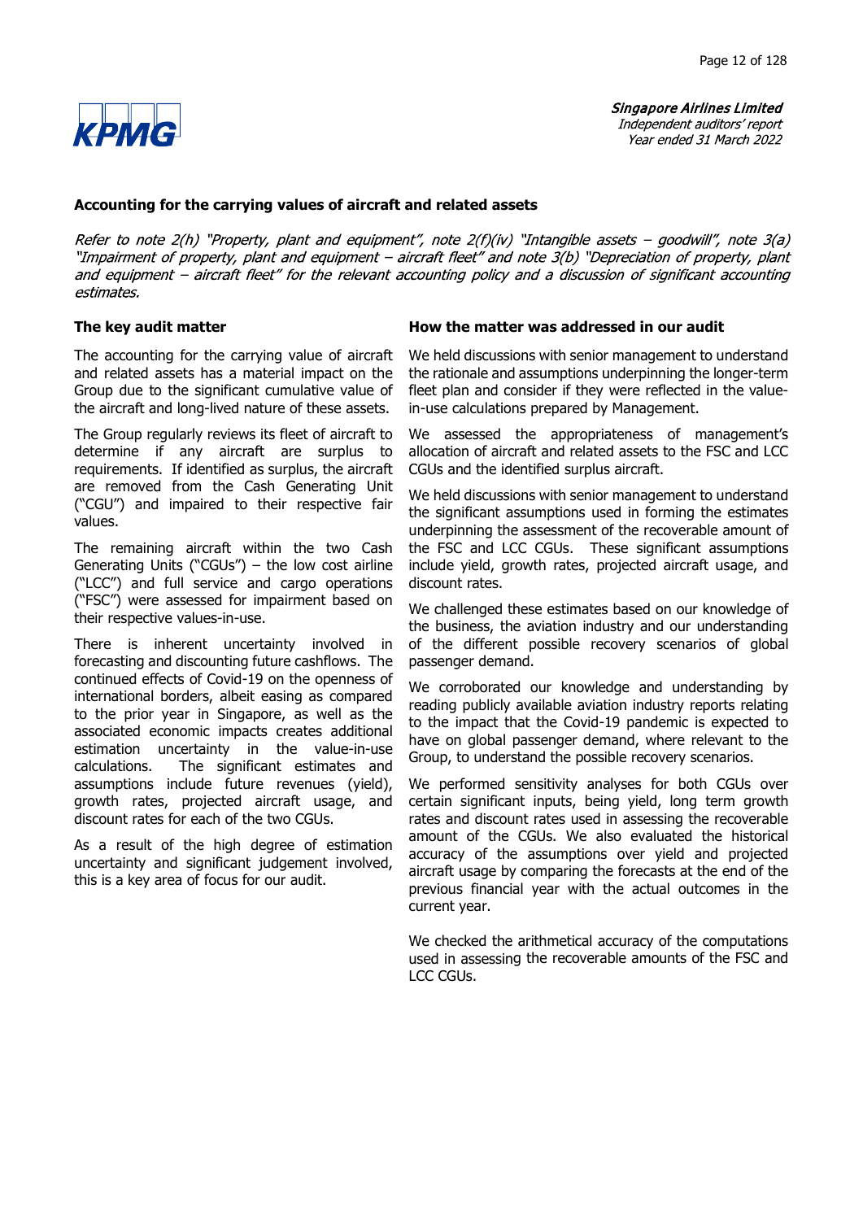## Accounting for the carrying values of aircraft and related assets

*Refer to note 2(h) "Property, plant and equipment", note 2(f)(iv) "Intangible assets – goodwill", note 3(a) "Impairment of property, plant and equipment – aircraft fleet" and note 3(b) "Depreciation of property, plant and equipment – aircraft fleet" for the relevant accounting policy and a discussion of significant accounting estimates.*

### The key audit matter

The accounting for the carrying value of aircraft and related assets has a material impact on the Group due to the significant cumulative value of the aircraft and long-lived nature of these assets.

The Group regularly reviews its fleet of aircraft to determine if any aircraft are surplus to requirements. If identified as surplus, the aircraft are removed from the Cash Generating Unit ("CGU") and impaired to their respective fair values.

The remaining aircraft within the two Cash Generating Units ("CGUs") – the low cost airline ("LCC") and full service and cargo operations ("FSC") were assessed for impairment based on their respective values-in-use.

There is inherent uncertainty involved in forecasting and discounting future cashflows. The continued effects of Covid-19 on the openness of international borders, albeit easing as compared to the prior year in Singapore, as well as the associated economic impacts creates additional estimation uncertainty in the value-in-use calculations. The significant estimates and assumptions include future revenues (yield), growth rates, projected aircraft usage, and discount rates for each of the two CGUs.

As a result of the high degree of estimation uncertainty and significant judgement involved, this is a key area of focus for our audit.

### How the matter was addressed in our audit

We held discussions with senior management to understand the rationale and assumptions underpinning the longer-term fleet plan and consider if they were reflected in the value-in-use calculations prepared by Management.

We assessed the appropriateness of management's allocation of aircraft and related assets to the FSC and LCC CGUs and the identified surplus aircraft.

We held discussions with senior management to understand the significant assumptions used in forming the estimates underpinning the assessment of the recoverable amount of the FSC and LCC CGUs. These significant assumptions include yield, growth rates, projected aircraft usage, and discount rates.

We challenged these estimates based on our knowledge of the business, the aviation industry and our understanding of the different possible recovery scenarios of global passenger demand.

We corroborated our knowledge and understanding by reading publicly available aviation industry reports relating to the impact that the Covid-19 pandemic is expected to have on global passenger demand, where relevant to the Group, to understand the possible recovery scenarios.

We performed sensitivity analyses for both CGUs over certain significant inputs, being yield, long term growth rates and discount rates used in assessing the recoverable amount of the CGUs. We also evaluated the historical accuracy of the assumptions over yield and projected aircraft usage by comparing the forecasts at the end of the previous financial year with the actual outcomes in the current year.

We checked the arithmetical accuracy of the computations used in assessing the recoverable amounts of the FSC and LCC CGUs.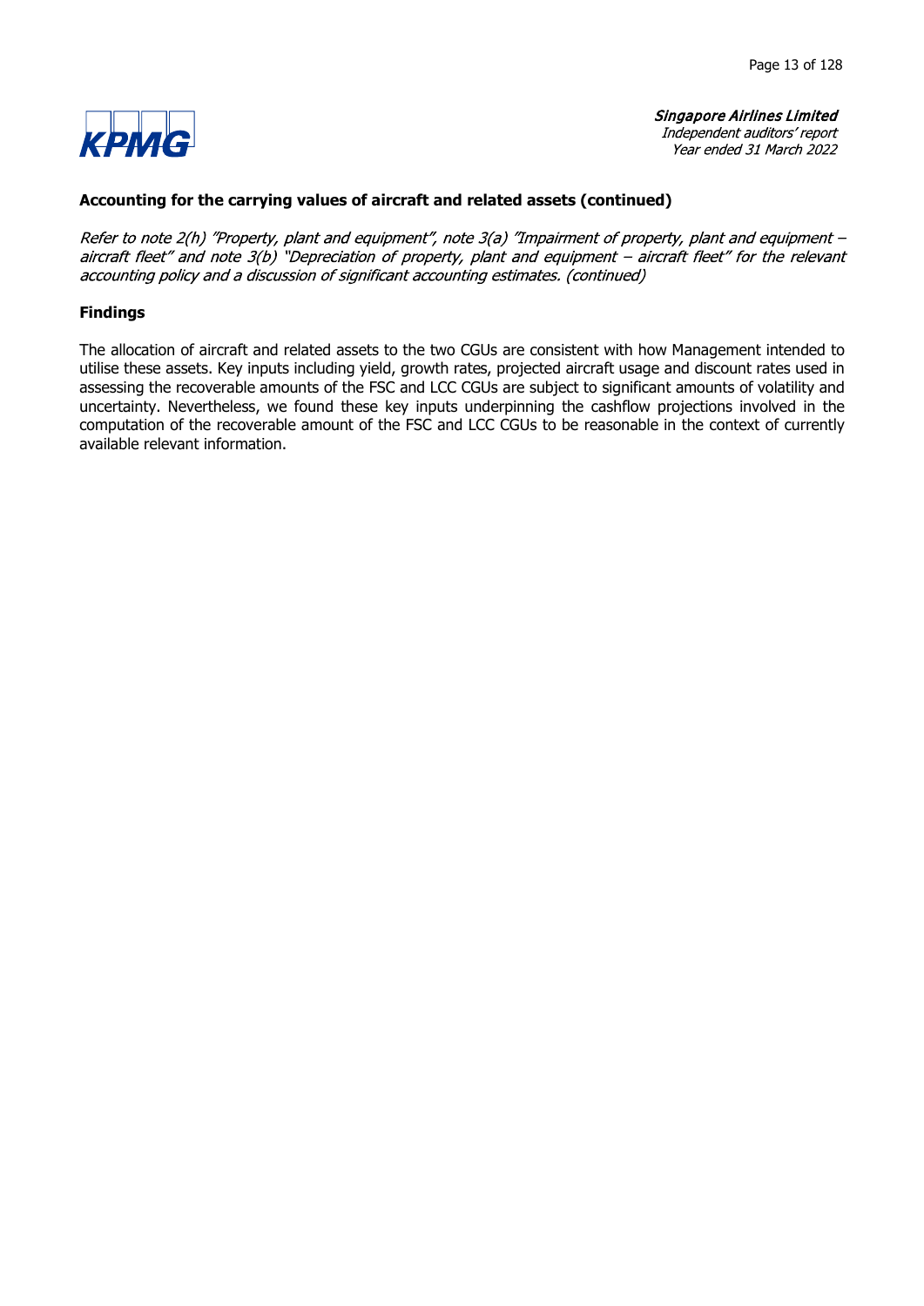### Accounting for the carrying values of aircraft and related assets (continued)

*Refer to note 2(h) "Property, plant and equipment", note 3(a) "Impairment of property, plant and equipment – aircraft fleet" and note 3(b) "Depreciation of property, plant and equipment – aircraft fleet" for the relevant accounting policy and a discussion of significant accounting estimates. (continued)*

### Findings

The allocation of aircraft and related assets to the two CGUs are consistent with how Management intended to utilise these assets. Key inputs including yield, growth rates, projected aircraft usage and discount rates used in assessing the recoverable amounts of the FSC and LCC CGUs are subject to significant amounts of volatility and uncertainty. Nevertheless, we found these key inputs underpinning the cashflow projections involved in the computation of the recoverable amount of the FSC and LCC CGUs to be reasonable in the context of currently available relevant information.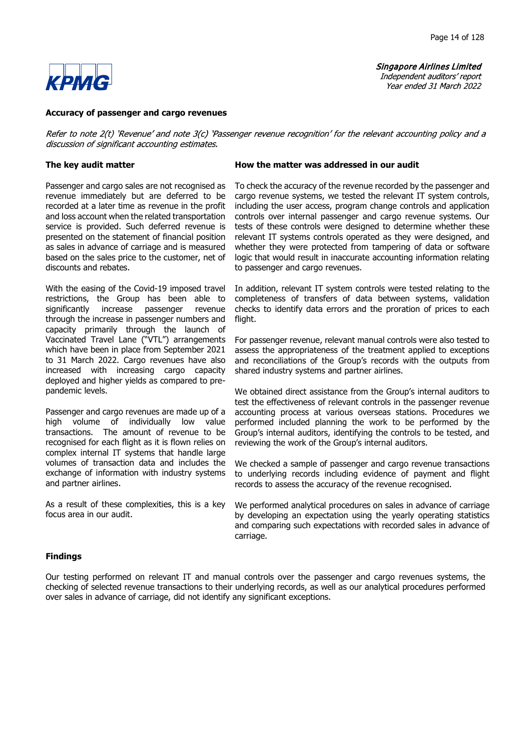### Accuracy of passenger and cargo revenues

*Refer to note 2(t) 'Revenue' and note 3(c) 'Passenger revenue recognition' for the relevant accounting policy and a discussion of significant accounting estimates.*

#### The key audit matter

Passenger and cargo sales are not recognised as revenue immediately but are deferred to be recorded at a later time as revenue in the profit and loss account when the related transportation service is provided. Such deferred revenue is presented on the statement of financial position as sales in advance of carriage and is measured based on the sales price to the customer, net of discounts and rebates.

With the easing of the Covid-19 imposed travel restrictions, the Group has been able to significantly increase passenger revenue through the increase in passenger numbers and capacity primarily through the launch of Vaccinated Travel Lane ("VTL") arrangements which have been in place from September 2021 to 31 March 2022. Cargo revenues have also increased with increasing cargo capacity deployed and higher yields as compared to pre-pandemic levels.

Passenger and cargo revenues are made up of a high volume of individually low value transactions. The amount of revenue to be recognised for each flight as it is flown relies on complex internal IT systems that handle large volumes of transaction data and includes the exchange of information with industry systems and partner airlines.

As a result of these complexities, this is a key focus area in our audit.

#### How the matter was addressed in our audit

To check the accuracy of the revenue recorded by the passenger and cargo revenue systems, we tested the relevant IT system controls, including the user access, program change controls and application controls over internal passenger and cargo revenue systems. Our tests of these controls were designed to determine whether these relevant IT systems controls operated as they were designed, and whether they were protected from tampering of data or software logic that would result in inaccurate accounting information relating to passenger and cargo revenues.

In addition, relevant IT system controls were tested relating to the completeness of transfers of data between systems, validation checks to identify data errors and the proration of prices to each flight.

For passenger revenue, relevant manual controls were also tested to assess the appropriateness of the treatment applied to exceptions and reconciliations of the Group's records with the outputs from shared industry systems and partner airlines.

We obtained direct assistance from the Group's internal auditors to test the effectiveness of relevant controls in the passenger revenue accounting process at various overseas stations. Procedures we performed included planning the work to be performed by the Group's internal auditors, identifying the controls to be tested, and reviewing the work of the Group's internal auditors.

We checked a sample of passenger and cargo revenue transactions to underlying records including evidence of payment and flight records to assess the accuracy of the revenue recognised.

We performed analytical procedures on sales in advance of carriage by developing an expectation using the yearly operating statistics and comparing such expectations with recorded sales in advance of carriage.

#### Findings

Our testing performed on relevant IT and manual controls over the passenger and cargo revenues systems, the checking of selected revenue transactions to their underlying records, as well as our analytical procedures performed over sales in advance of carriage, did not identify any significant exceptions.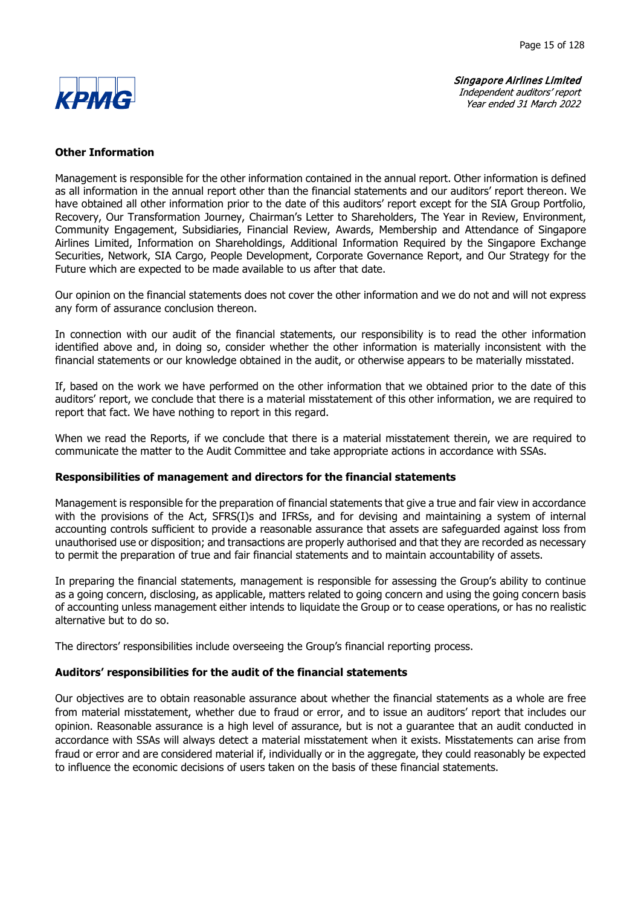## Other Information

Management is responsible for the other information contained in the annual report. Other information is defined as all information in the annual report other than the financial statements and our auditors' report thereon. We have obtained all other information prior to the date of this auditors' report except for the SIA Group Portfolio, Recovery, Our Transformation Journey, Chairman's Letter to Shareholders, The Year in Review, Environment, Community Engagement, Subsidiaries, Financial Review, Awards, Membership and Attendance of Singapore Airlines Limited, Information on Shareholdings, Additional Information Required by the Singapore Exchange Securities, Network, SIA Cargo, People Development, Corporate Governance Report, and Our Strategy for the Future which are expected to be made available to us after that date.

Our opinion on the financial statements does not cover the other information and we do not and will not express any form of assurance conclusion thereon.

In connection with our audit of the financial statements, our responsibility is to read the other information identified above and, in doing so, consider whether the other information is materially inconsistent with the financial statements or our knowledge obtained in the audit, or otherwise appears to be materially misstated.

If, based on the work we have performed on the other information that we obtained prior to the date of this auditors' report, we conclude that there is a material misstatement of this other information, we are required to report that fact. We have nothing to report in this regard.

When we read the Reports, if we conclude that there is a material misstatement therein, we are required to communicate the matter to the Audit Committee and take appropriate actions in accordance with SSAs.

## Responsibilities of management and directors for the financial statements

Management is responsible for the preparation of financial statements that give a true and fair view in accordance with the provisions of the Act, SFRS(I)s and IFRSs, and for devising and maintaining a system of internal accounting controls sufficient to provide a reasonable assurance that assets are safeguarded against loss from unauthorised use or disposition; and transactions are properly authorised and that they are recorded as necessary to permit the preparation of true and fair financial statements and to maintain accountability of assets.

In preparing the financial statements, management is responsible for assessing the Group's ability to continue as a going concern, disclosing, as applicable, matters related to going concern and using the going concern basis of accounting unless management either intends to liquidate the Group or to cease operations, or has no realistic alternative but to do so.

The directors' responsibilities include overseeing the Group's financial reporting process.

## Auditors' responsibilities for the audit of the financial statements

Our objectives are to obtain reasonable assurance about whether the financial statements as a whole are free from material misstatement, whether due to fraud or error, and to issue an auditors' report that includes our opinion. Reasonable assurance is a high level of assurance, but is not a guarantee that an audit conducted in accordance with SSAs will always detect a material misstatement when it exists. Misstatements can arise from fraud or error and are considered material if, individually or in the aggregate, they could reasonably be expected to influence the economic decisions of users taken on the basis of these financial statements.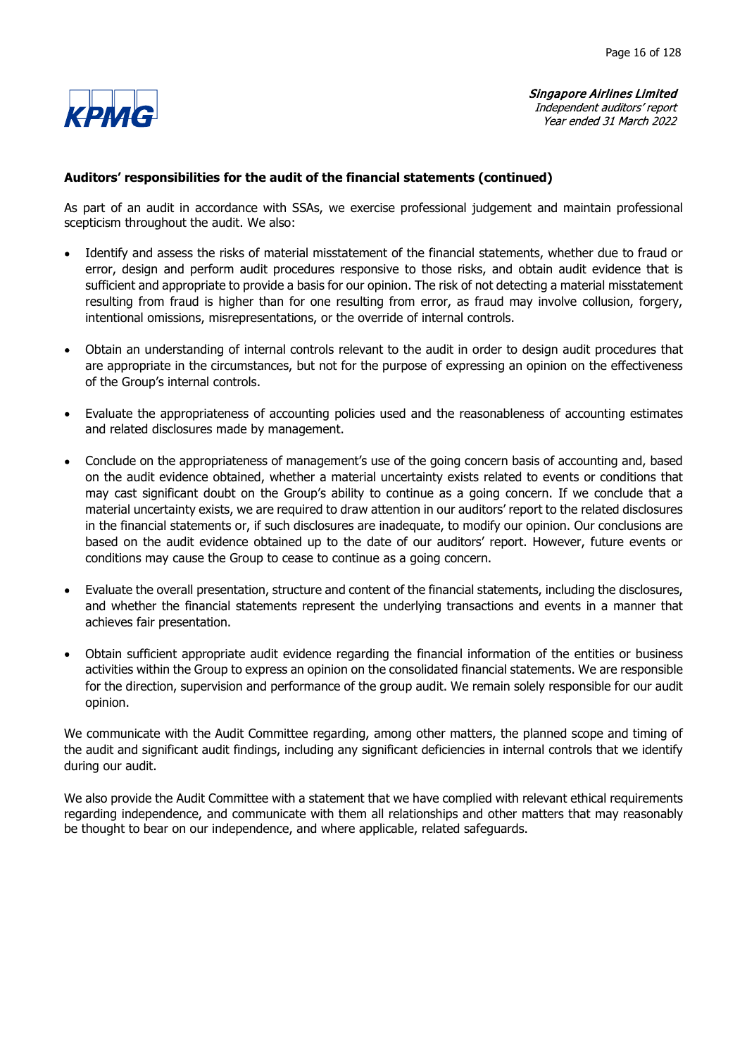**Auditors' responsibilities for the audit of the financial statements (continued)**

As part of an audit in accordance with SSAs, we exercise professional judgement and maintain professional scepticism throughout the audit. We also:

- Identify and assess the risks of material misstatement of the financial statements, whether due to fraud or error, design and perform audit procedures responsive to those risks, and obtain audit evidence that is sufficient and appropriate to provide a basis for our opinion. The risk of not detecting a material misstatement resulting from fraud is higher than for one resulting from error, as fraud may involve collusion, forgery, intentional omissions, misrepresentations, or the override of internal controls.

- Obtain an understanding of internal controls relevant to the audit in order to design audit procedures that are appropriate in the circumstances, but not for the purpose of expressing an opinion on the effectiveness of the Group's internal controls.

- Evaluate the appropriateness of accounting policies used and the reasonableness of accounting estimates and related disclosures made by management.

- Conclude on the appropriateness of management's use of the going concern basis of accounting and, based on the audit evidence obtained, whether a material uncertainty exists related to events or conditions that may cast significant doubt on the Group's ability to continue as a going concern. If we conclude that a material uncertainty exists, we are required to draw attention in our auditors' report to the related disclosures in the financial statements or, if such disclosures are inadequate, to modify our opinion. Our conclusions are based on the audit evidence obtained up to the date of our auditors' report. However, future events or conditions may cause the Group to cease to continue as a going concern.

- Evaluate the overall presentation, structure and content of the financial statements, including the disclosures, and whether the financial statements represent the underlying transactions and events in a manner that achieves fair presentation.

- Obtain sufficient appropriate audit evidence regarding the financial information of the entities or business activities within the Group to express an opinion on the consolidated financial statements. We are responsible for the direction, supervision and performance of the group audit. We remain solely responsible for our audit opinion.

We communicate with the Audit Committee regarding, among other matters, the planned scope and timing of the audit and significant audit findings, including any significant deficiencies in internal controls that we identify during our audit.

We also provide the Audit Committee with a statement that we have complied with relevant ethical requirements regarding independence, and communicate with them all relationships and other matters that may reasonably be thought to bear on our independence, and where applicable, related safeguards.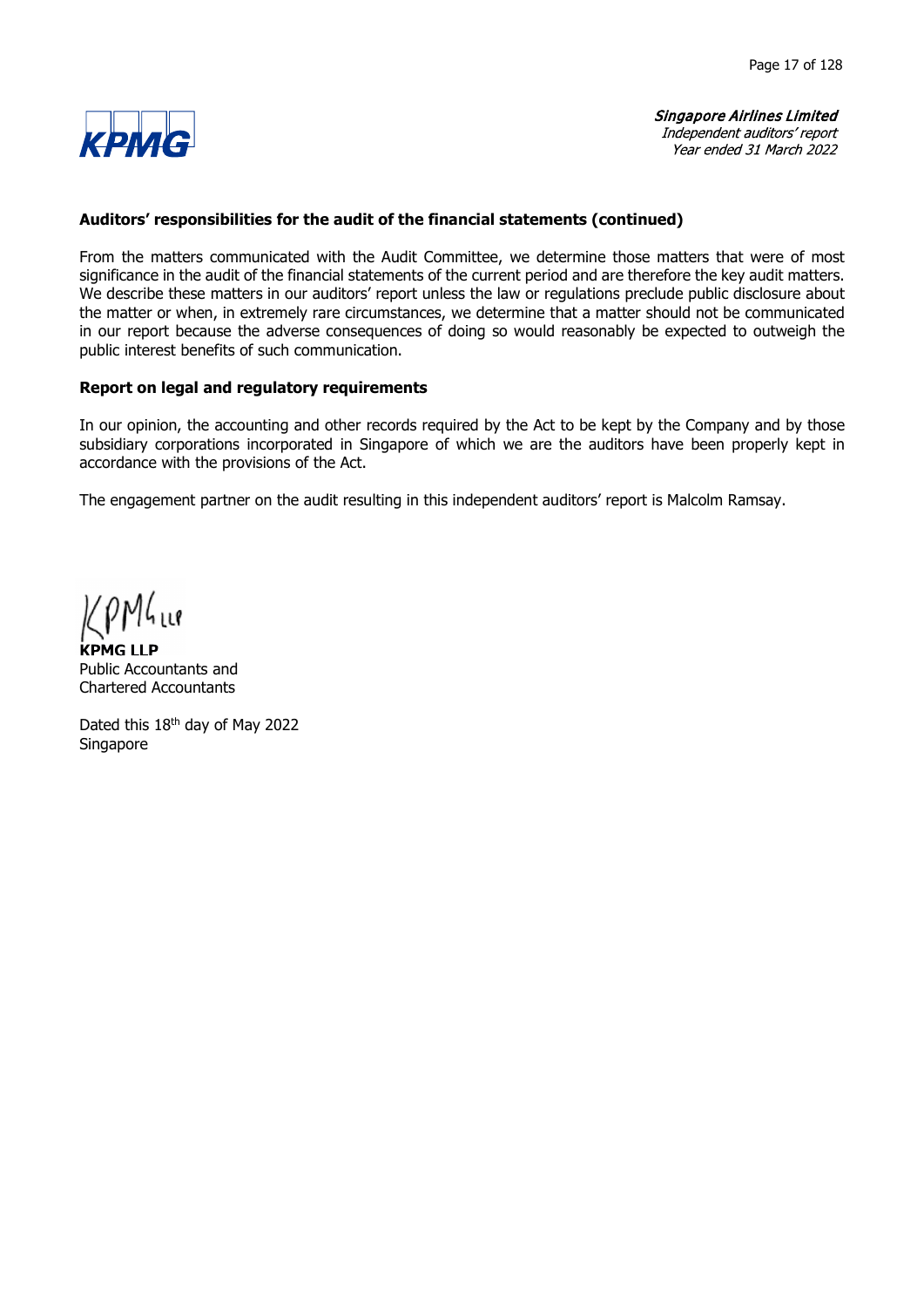**Auditors' responsibilities for the audit of the financial statements (continued)**

From the matters communicated with the Audit Committee, we determine those matters that were of most significance in the audit of the financial statements of the current period and are therefore the key audit matters. We describe these matters in our auditors' report unless the law or regulations preclude public disclosure about the matter or when, in extremely rare circumstances, we determine that a matter should not be communicated in our report because the adverse consequences of doing so would reasonably be expected to outweigh the public interest benefits of such communication.

**Report on legal and regulatory requirements**

In our opinion, the accounting and other records required by the Act to be kept by the Company and by those subsidiary corporations incorporated in Singapore of which we are the auditors have been properly kept in accordance with the provisions of the Act.

The engagement partner on the audit resulting in this independent auditors' report is Malcolm Ramsay.

**KPMG LLP**
Public Accountants and
Chartered Accountants

Dated this 18th day of May 2022
Singapore